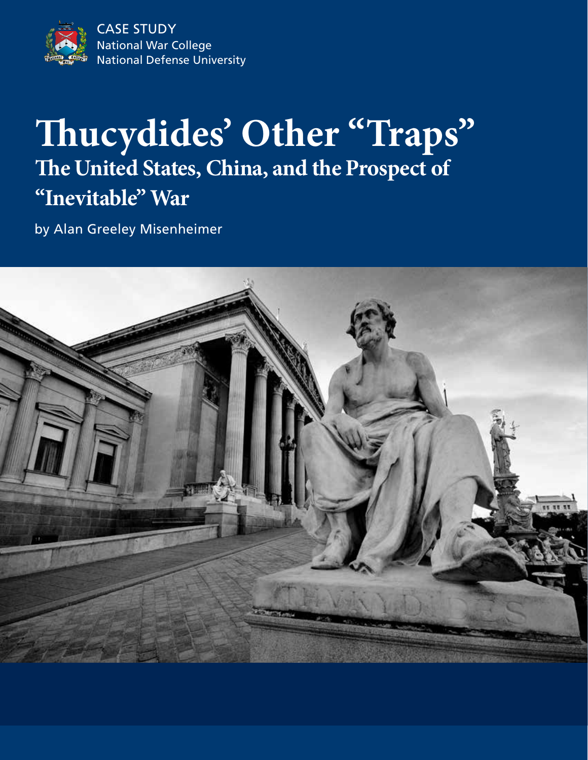CASE STUDY
National War College
National Defense University

# Thucydides' Other "Traps"

## The United States, China, and the Prospect of "Inevitable" War

by Alan Greeley Misenheimer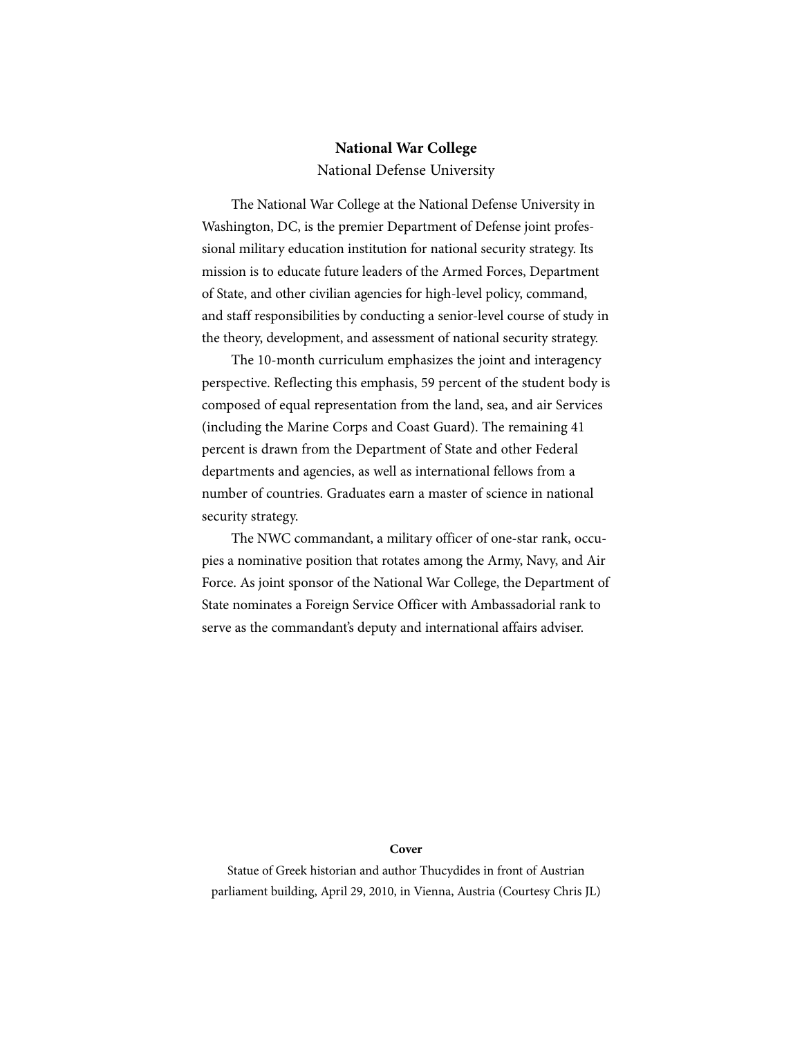**National War College**

National Defense University

The National War College at the National Defense University in Washington, DC, is the premier Department of Defense joint professional military education institution for national security strategy. Its mission is to educate future leaders of the Armed Forces, Department of State, and other civilian agencies for high-level policy, command, and staff responsibilities by conducting a senior-level course of study in the theory, development, and assessment of national security strategy.

The 10-month curriculum emphasizes the joint and interagency perspective. Reflecting this emphasis, 59 percent of the student body is composed of equal representation from the land, sea, and air Services (including the Marine Corps and Coast Guard). The remaining 41 percent is drawn from the Department of State and other Federal departments and agencies, as well as international fellows from a number of countries. Graduates earn a master of science in national security strategy.

The NWC commandant, a military officer of one-star rank, occupies a nominative position that rotates among the Army, Navy, and Air Force. As joint sponsor of the National War College, the Department of State nominates a Foreign Service Officer with Ambassadorial rank to serve as the commandant's deputy and international affairs adviser.

**Cover**

Statue of Greek historian and author Thucydides in front of Austrian parliament building, April 29, 2010, in Vienna, Austria (Courtesy Chris JL)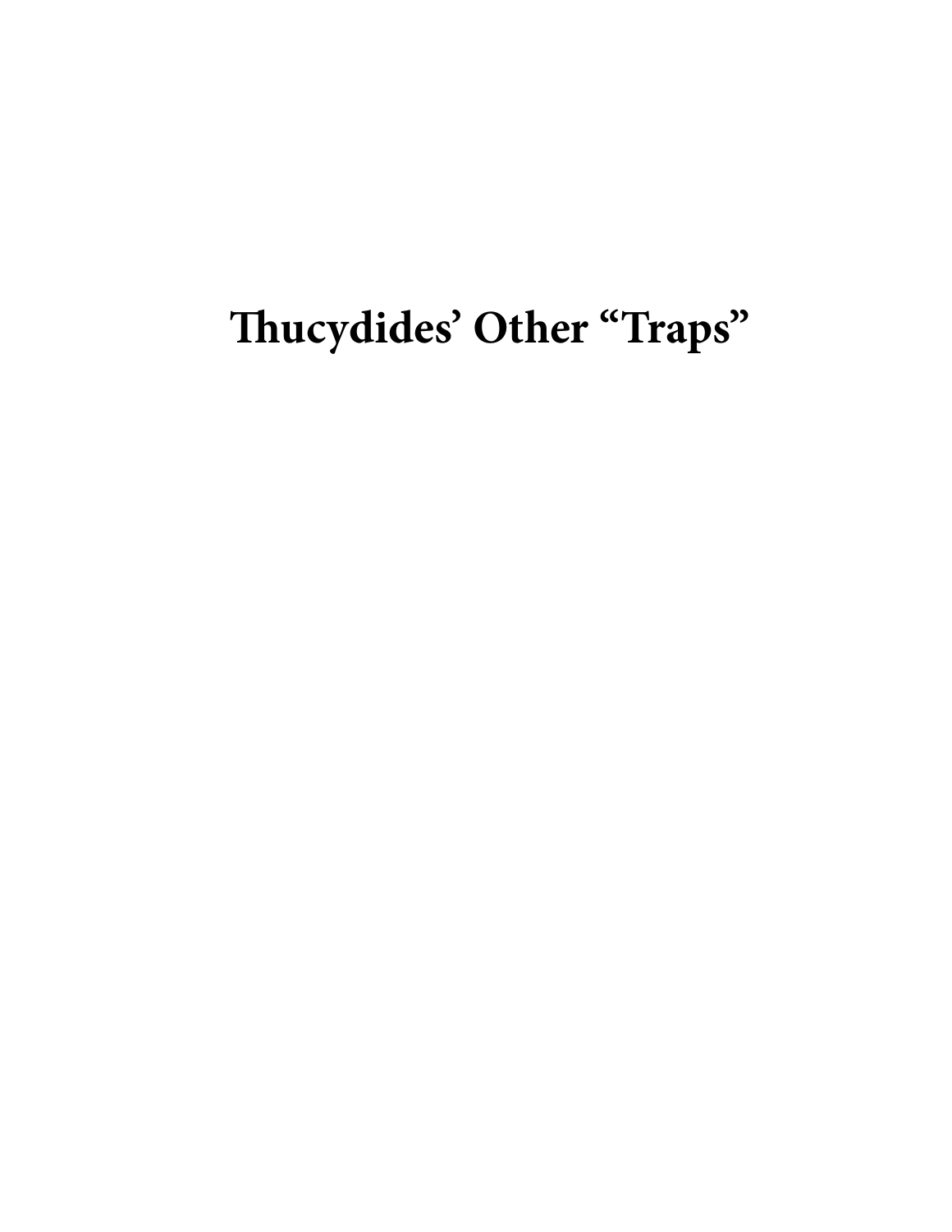# Thucydides' Other "Traps"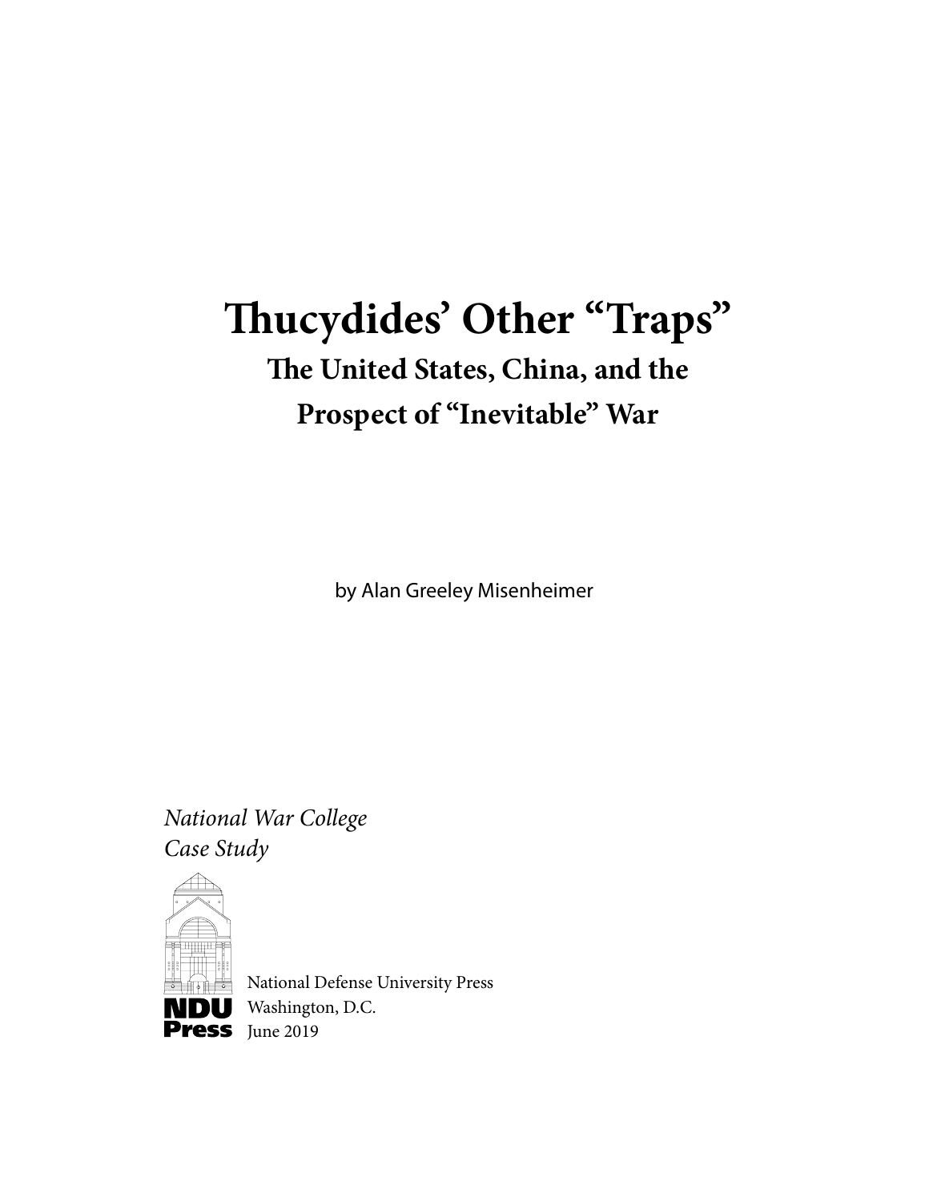# Thucydides' Other "Traps"

## The United States, China, and the Prospect of "Inevitable" War

by Alan Greeley Misenheimer

*National War College*
*Case Study*

NDU Press

National Defense University Press
Washington, D.C.
June 2019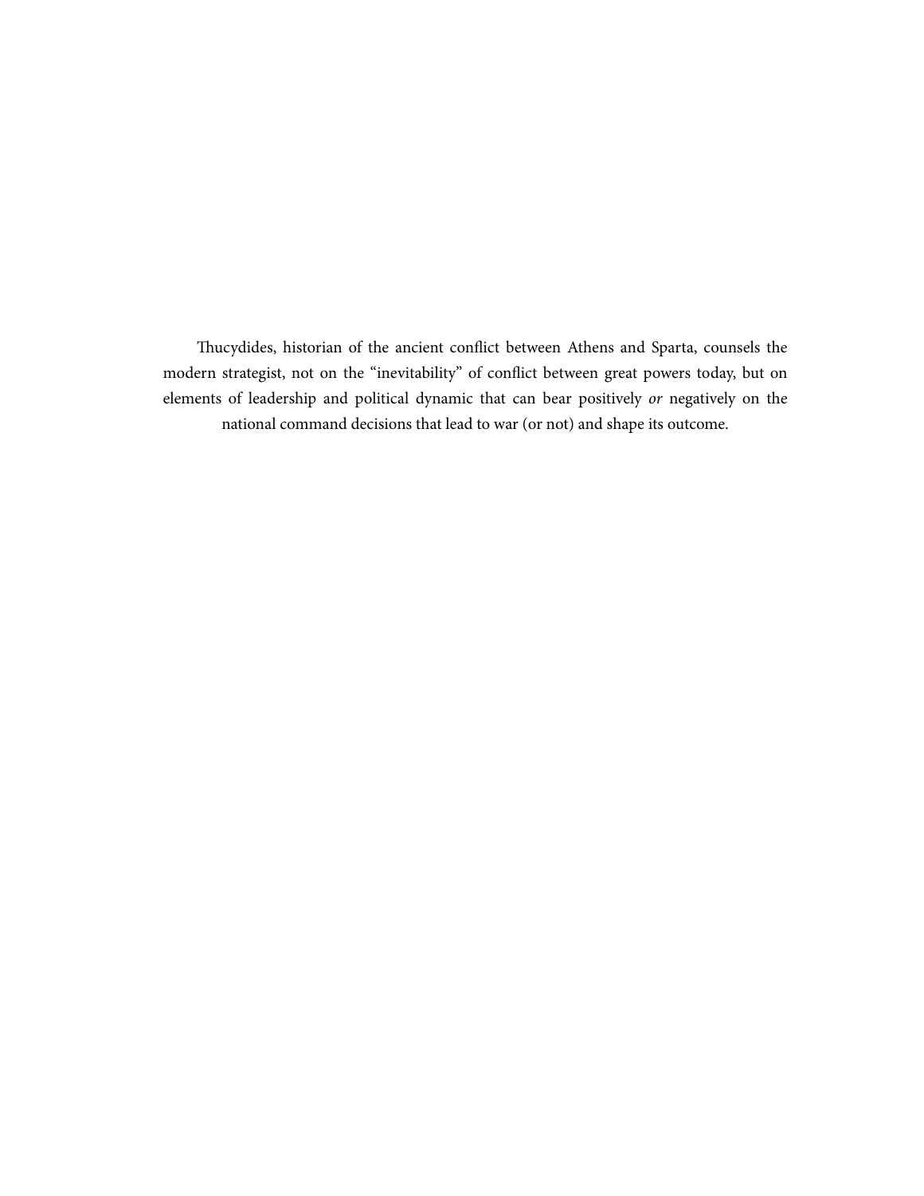Thucydides, historian of the ancient conflict between Athens and Sparta, counsels the modern strategist, not on the "inevitability" of conflict between great powers today, but on elements of leadership and political dynamic that can bear positively *or* negatively on the national command decisions that lead to war (or not) and shape its outcome.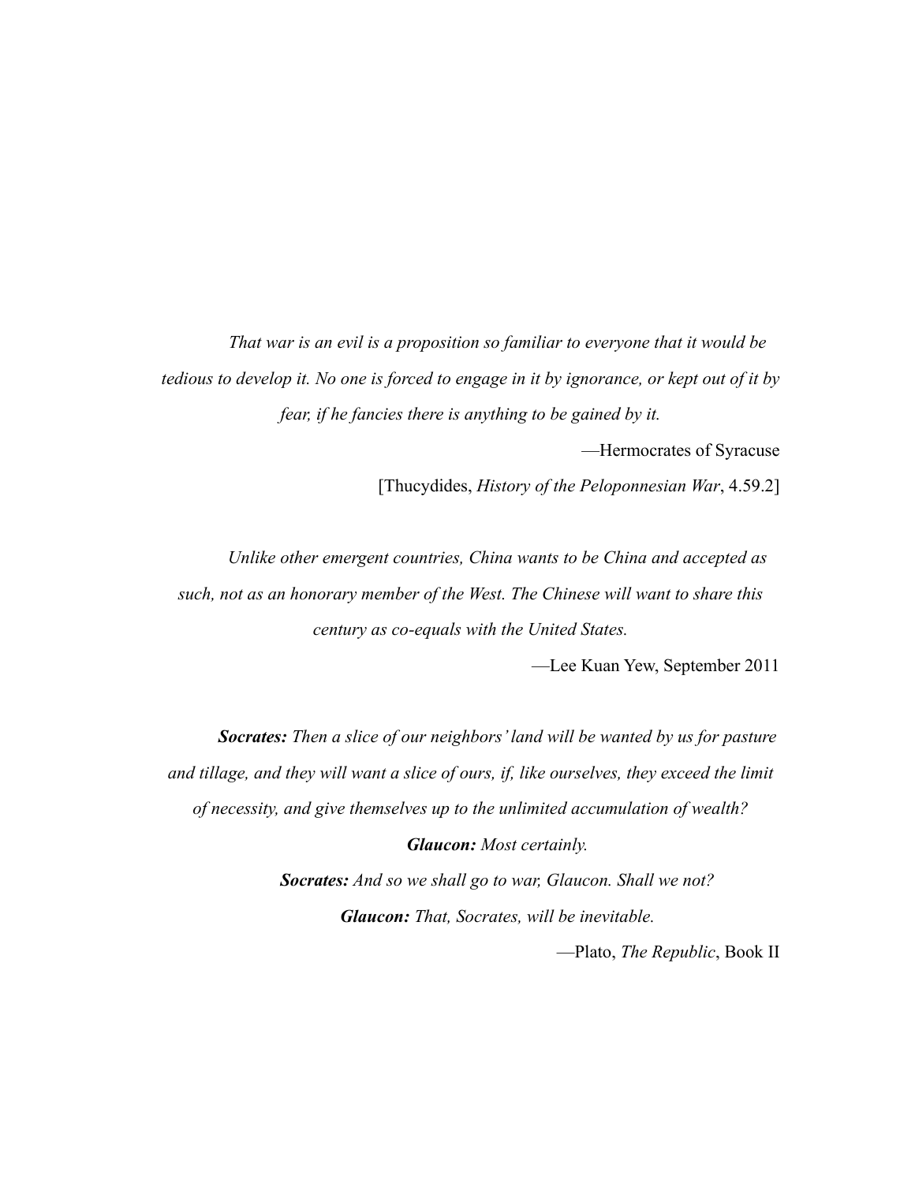*That war is an evil is a proposition so familiar to everyone that it would be tedious to develop it. No one is forced to engage in it by ignorance, or kept out of it by fear, if he fancies there is anything to be gained by it.*

—Hermocrates of Syracuse

[Thucydides, *History of the Peloponnesian War*, 4.59.2]

*Unlike other emergent countries, China wants to be China and accepted as such, not as an honorary member of the West. The Chinese will want to share this century as co-equals with the United States.*

—Lee Kuan Yew, September 2011

***Socrates:*** *Then a slice of our neighbors' land will be wanted by us for pasture and tillage, and they will want a slice of ours, if, like ourselves, they exceed the limit of necessity, and give themselves up to the unlimited accumulation of wealth?*

***Glaucon:*** *Most certainly.*

***Socrates:*** *And so we shall go to war, Glaucon. Shall we not?*

***Glaucon:*** *That, Socrates, will be inevitable.*

—Plato, *The Republic*, Book II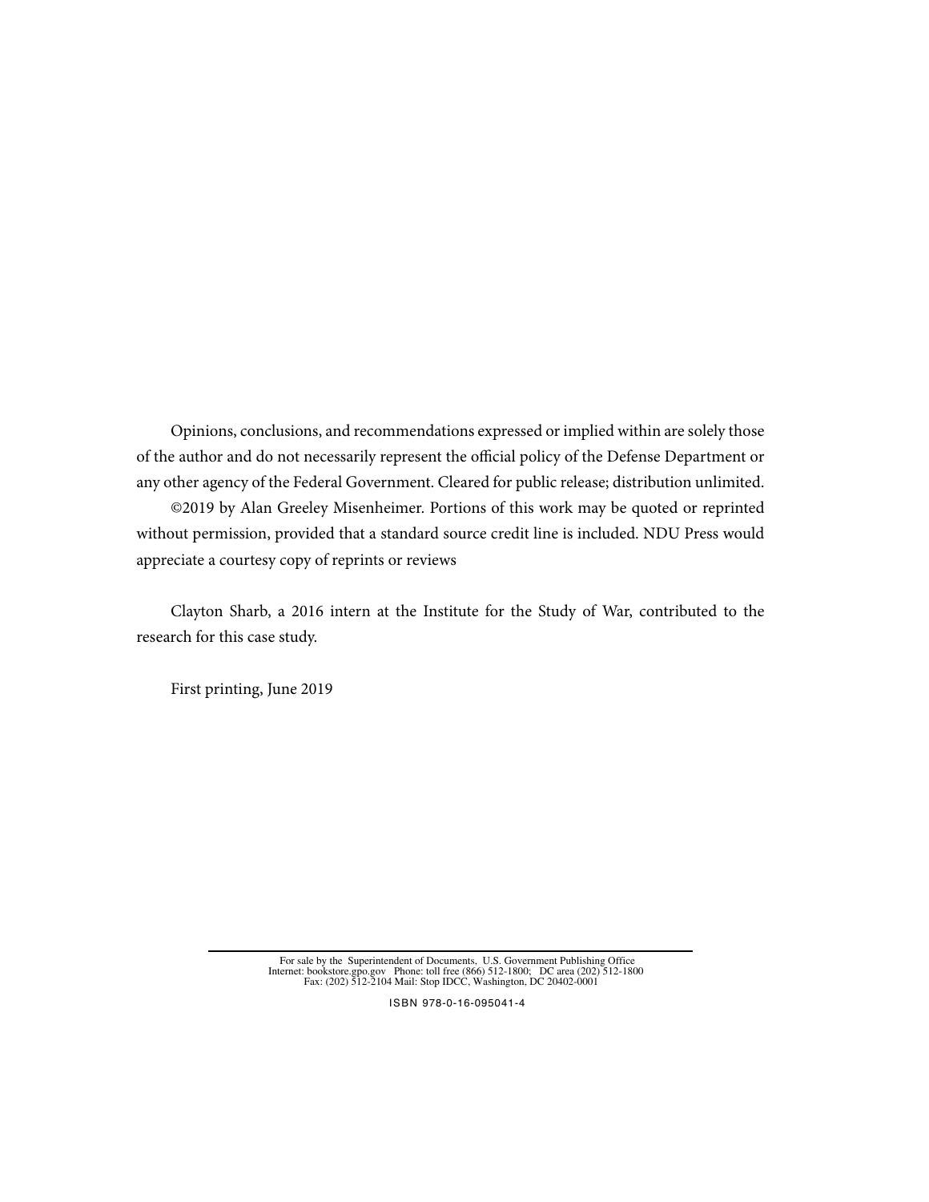Opinions, conclusions, and recommendations expressed or implied within are solely those of the author and do not necessarily represent the official policy of the Defense Department or any other agency of the Federal Government. Cleared for public release; distribution unlimited.

©2019 by Alan Greeley Misenheimer. Portions of this work may be quoted or reprinted without permission, provided that a standard source credit line is included. NDU Press would appreciate a courtesy copy of reprints or reviews

Clayton Sharb, a 2016 intern at the Institute for the Study of War, contributed to the research for this case study.

First printing, June 2019

For sale by the Superintendent of Documents, U.S. Government Publishing Office
Internet: bookstore.gpo.gov Phone: toll free (866) 512-1800; DC area (202) 512-1800
Fax: (202) 512-2104 Mail: Stop IDCC, Washington, DC 20402-0001

ISBN 978-0-16-095041-4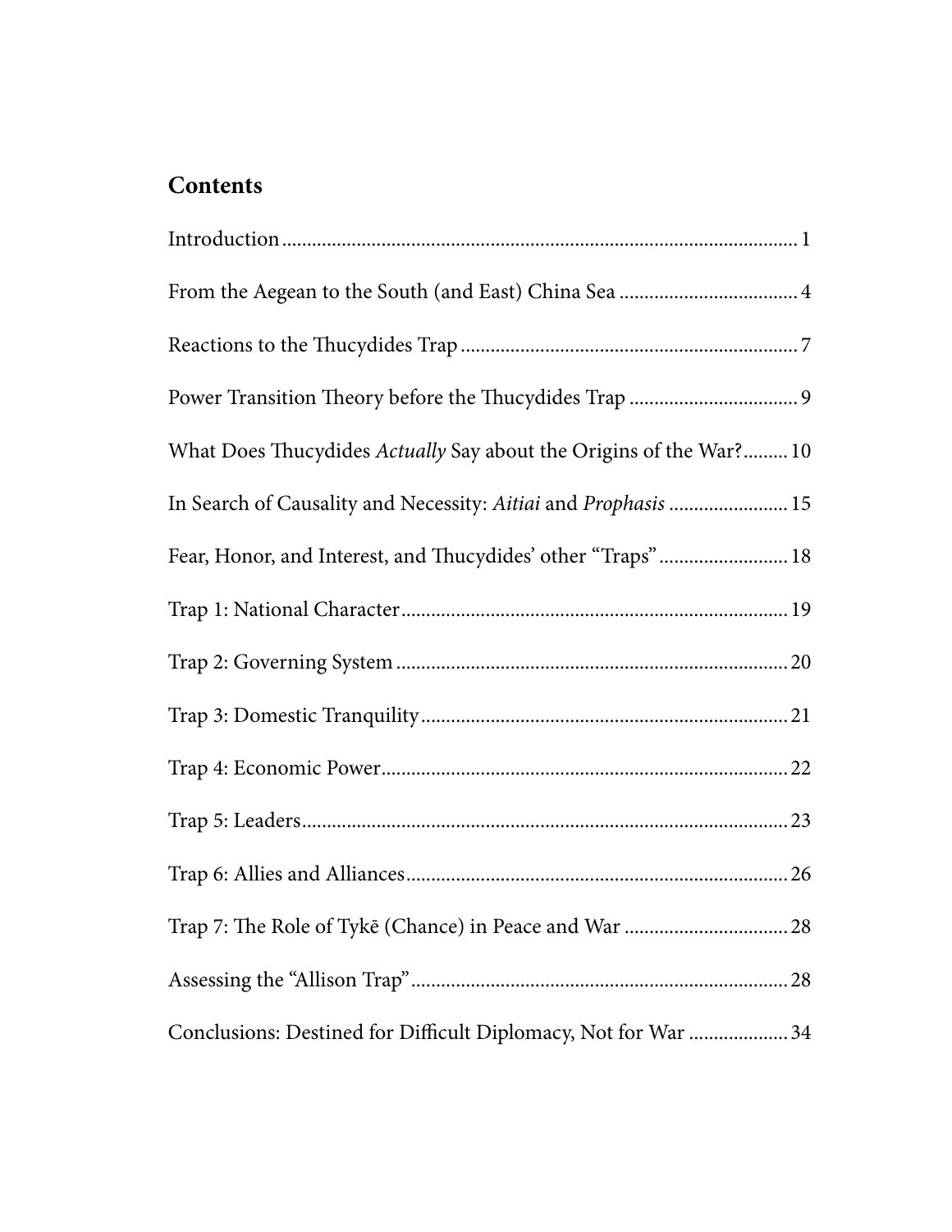## Contents

Introduction ........................................................................................ 1

From the Aegean to the South (and East) China Sea .................................... 4

Reactions to the Thucydides Trap ..................................................................... 7

Power Transition Theory before the Thucydides Trap ................................... 9

What Does Thucydides *Actually* Say about the Origins of the War? ......... 10

In Search of Causality and Necessity: *Aitiai* and *Prophasis* ........................ 15

Fear, Honor, and Interest, and Thucydides' other "Traps" .......................... 18

Trap 1: National Character ............................................................................. 19

Trap 2: Governing System ............................................................................... 20

Trap 3: Domestic Tranquility .......................................................................... 21

Trap 4: Economic Power .................................................................................. 22

Trap 5: Leaders ................................................................................................... 23

Trap 6: Allies and Alliances ............................................................................. 26

Trap 7: The Role of Tykē (Chance) in Peace and War ................................. 28

Assessing the "Allison Trap" ............................................................................ 28

Conclusions: Destined for Difficult Diplomacy, Not for War .................... 34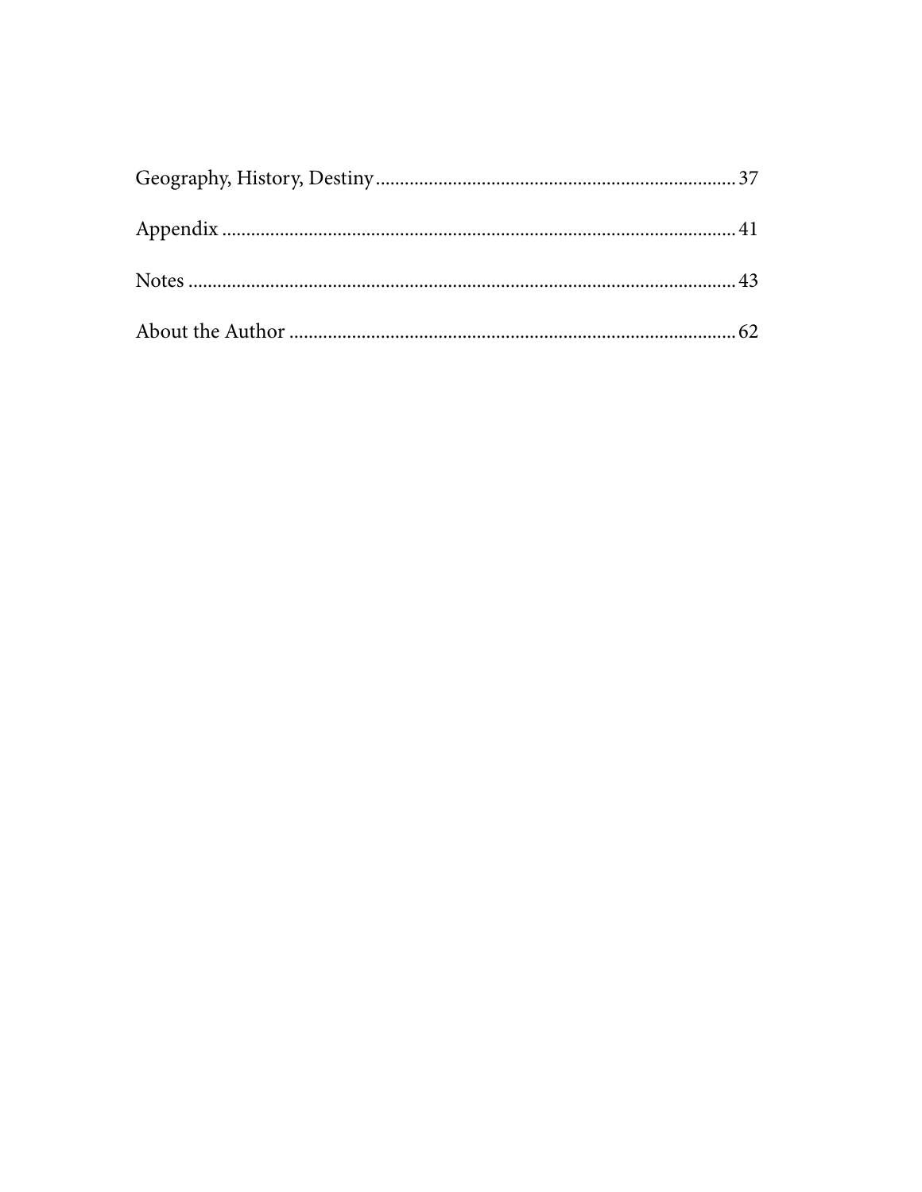Geography, History, Destiny .......................................................................... 37

Appendix .......................................................................................................... 41

Notes ................................................................................................................. 43

About the Author ............................................................................................ 62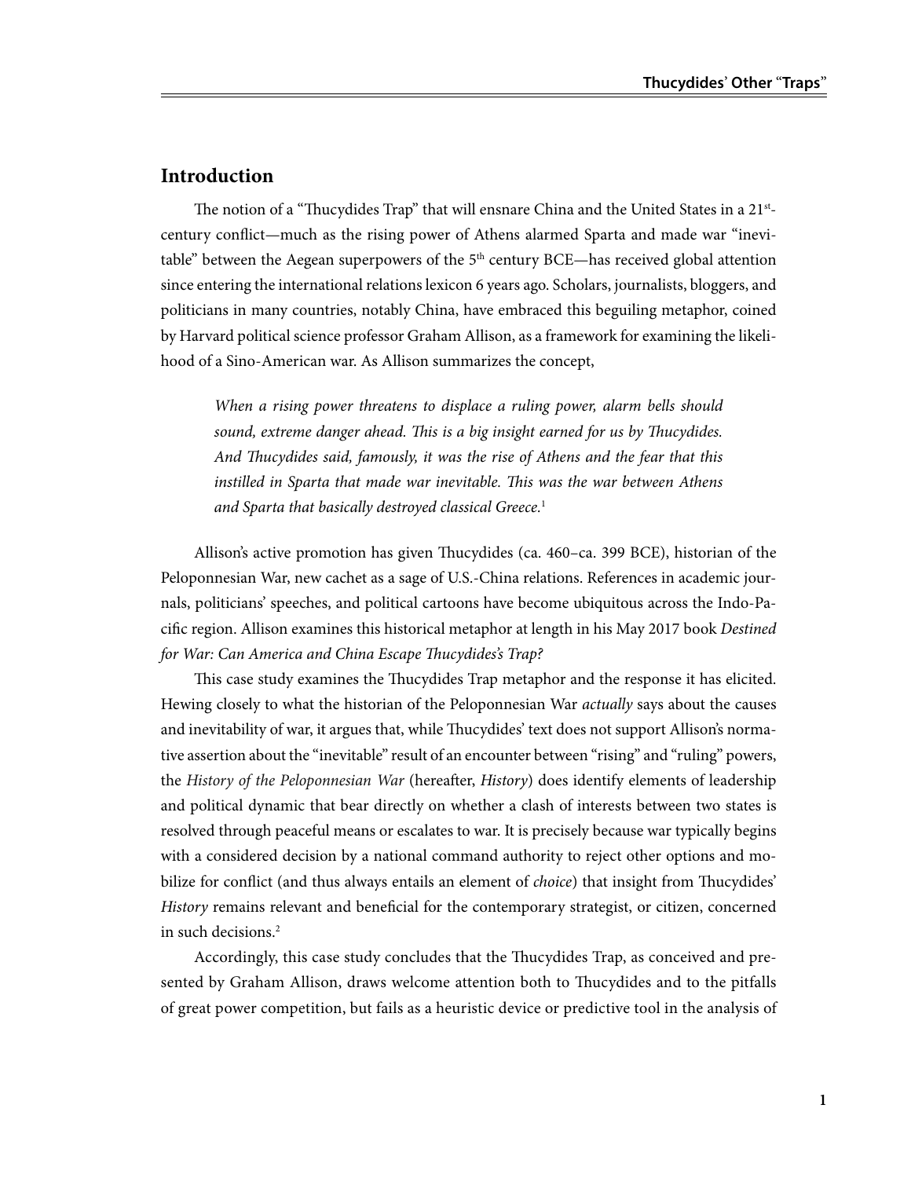## Introduction

The notion of a "Thucydides Trap" that will ensnare China and the United States in a 21st-century conflict—much as the rising power of Athens alarmed Sparta and made war "inevitable" between the Aegean superpowers of the 5th century BCE—has received global attention since entering the international relations lexicon 6 years ago. Scholars, journalists, bloggers, and politicians in many countries, notably China, have embraced this beguiling metaphor, coined by Harvard political science professor Graham Allison, as a framework for examining the likelihood of a Sino-American war. As Allison summarizes the concept,

> *When a rising power threatens to displace a ruling power, alarm bells should sound, extreme danger ahead. This is a big insight earned for us by Thucydides. And Thucydides said, famously, it was the rise of Athens and the fear that this instilled in Sparta that made war inevitable. This was the war between Athens and Sparta that basically destroyed classical Greece.*[1]

Allison's active promotion has given Thucydides (ca. 460–ca. 399 BCE), historian of the Peloponnesian War, new cachet as a sage of U.S.-China relations. References in academic journals, politicians' speeches, and political cartoons have become ubiquitous across the Indo-Pacific region. Allison examines this historical metaphor at length in his May 2017 book *Destined for War: Can America and China Escape Thucydides's Trap?*

This case study examines the Thucydides Trap metaphor and the response it has elicited. Hewing closely to what the historian of the Peloponnesian War *actually* says about the causes and inevitability of war, it argues that, while Thucydides' text does not support Allison's normative assertion about the "inevitable" result of an encounter between "rising" and "ruling" powers, the *History of the Peloponnesian War* (hereafter, *History*) does identify elements of leadership and political dynamic that bear directly on whether a clash of interests between two states is resolved through peaceful means or escalates to war. It is precisely because war typically begins with a considered decision by a national command authority to reject other options and mobilize for conflict (and thus always entails an element of *choice*) that insight from Thucydides' *History* remains relevant and beneficial for the contemporary strategist, or citizen, concerned in such decisions.[2]

Accordingly, this case study concludes that the Thucydides Trap, as conceived and presented by Graham Allison, draws welcome attention both to Thucydides and to the pitfalls of great power competition, but fails as a heuristic device or predictive tool in the analysis of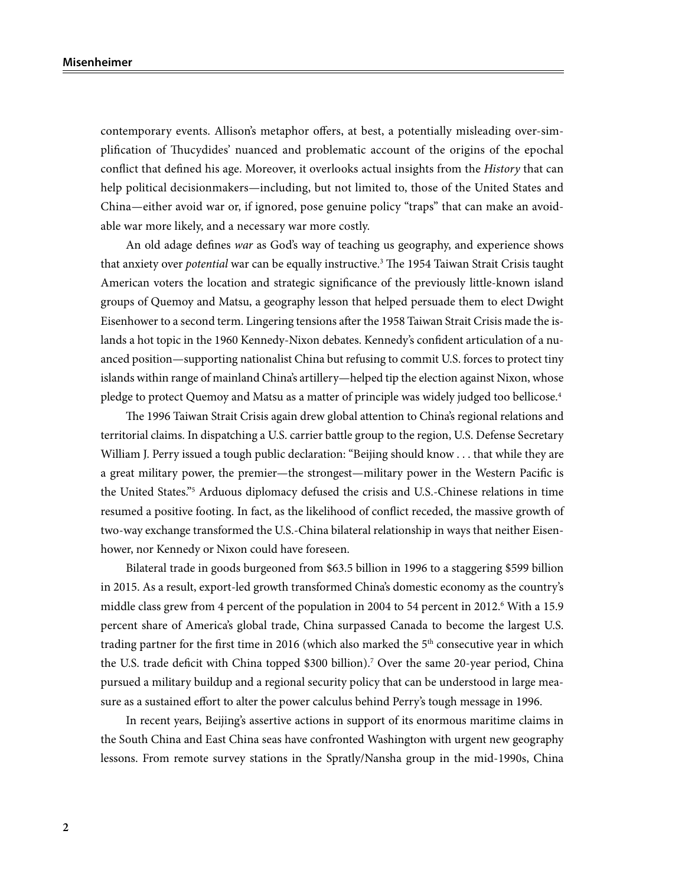contemporary events. Allison's metaphor offers, at best, a potentially misleading over-simplification of Thucydides' nuanced and problematic account of the origins of the epochal conflict that defined his age. Moreover, it overlooks actual insights from the *History* that can help political decisionmakers—including, but not limited to, those of the United States and China—either avoid war or, if ignored, pose genuine policy "traps" that can make an avoidable war more likely, and a necessary war more costly.

An old adage defines *war* as God's way of teaching us geography, and experience shows that anxiety over *potential* war can be equally instructive.[3] The 1954 Taiwan Strait Crisis taught American voters the location and strategic significance of the previously little-known island groups of Quemoy and Matsu, a geography lesson that helped persuade them to elect Dwight Eisenhower to a second term. Lingering tensions after the 1958 Taiwan Strait Crisis made the islands a hot topic in the 1960 Kennedy-Nixon debates. Kennedy's confident articulation of a nuanced position—supporting nationalist China but refusing to commit U.S. forces to protect tiny islands within range of mainland China's artillery—helped tip the election against Nixon, whose pledge to protect Quemoy and Matsu as a matter of principle was widely judged too bellicose.[4]

The 1996 Taiwan Strait Crisis again drew global attention to China's regional relations and territorial claims. In dispatching a U.S. carrier battle group to the region, U.S. Defense Secretary William J. Perry issued a tough public declaration: "Beijing should know . . . that while they are a great military power, the premier—the strongest—military power in the Western Pacific is the United States."[5] Arduous diplomacy defused the crisis and U.S.-Chinese relations in time resumed a positive footing. In fact, as the likelihood of conflict receded, the massive growth of two-way exchange transformed the U.S.-China bilateral relationship in ways that neither Eisenhower, nor Kennedy or Nixon could have foreseen.

Bilateral trade in goods burgeoned from $63.5 billion in 1996 to a staggering $599 billion in 2015. As a result, export-led growth transformed China's domestic economy as the country's middle class grew from 4 percent of the population in 2004 to 54 percent in 2012.[6] With a 15.9 percent share of America's global trade, China surpassed Canada to become the largest U.S. trading partner for the first time in 2016 (which also marked the 5th consecutive year in which the U.S. trade deficit with China topped $300 billion).[7] Over the same 20-year period, China pursued a military buildup and a regional security policy that can be understood in large measure as a sustained effort to alter the power calculus behind Perry's tough message in 1996.

In recent years, Beijing's assertive actions in support of its enormous maritime claims in the South China and East China seas have confronted Washington with urgent new geography lessons. From remote survey stations in the Spratly/Nansha group in the mid-1990s, China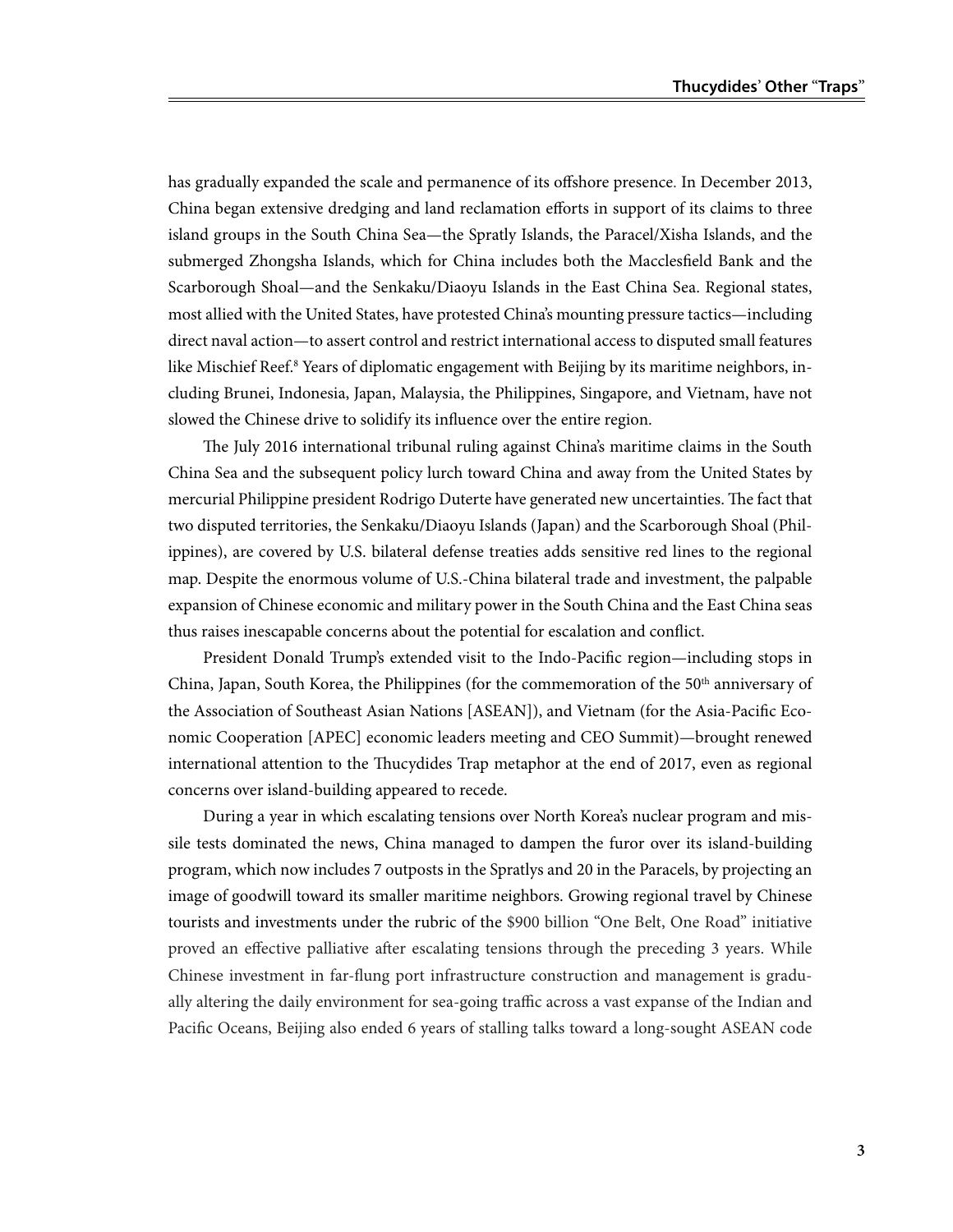has gradually expanded the scale and permanence of its offshore presence. In December 2013, China began extensive dredging and land reclamation efforts in support of its claims to three island groups in the South China Sea—the Spratly Islands, the Paracel/Xisha Islands, and the submerged Zhongsha Islands, which for China includes both the Macclesfield Bank and the Scarborough Shoal—and the Senkaku/Diaoyu Islands in the East China Sea. Regional states, most allied with the United States, have protested China's mounting pressure tactics—including direct naval action—to assert control and restrict international access to disputed small features like Mischief Reef.[8] Years of diplomatic engagement with Beijing by its maritime neighbors, including Brunei, Indonesia, Japan, Malaysia, the Philippines, Singapore, and Vietnam, have not slowed the Chinese drive to solidify its influence over the entire region.

The July 2016 international tribunal ruling against China's maritime claims in the South China Sea and the subsequent policy lurch toward China and away from the United States by mercurial Philippine president Rodrigo Duterte have generated new uncertainties. The fact that two disputed territories, the Senkaku/Diaoyu Islands (Japan) and the Scarborough Shoal (Philippines), are covered by U.S. bilateral defense treaties adds sensitive red lines to the regional map. Despite the enormous volume of U.S.-China bilateral trade and investment, the palpable expansion of Chinese economic and military power in the South China and the East China seas thus raises inescapable concerns about the potential for escalation and conflict.

President Donald Trump's extended visit to the Indo-Pacific region—including stops in China, Japan, South Korea, the Philippines (for the commemoration of the 50th anniversary of the Association of Southeast Asian Nations [ASEAN]), and Vietnam (for the Asia-Pacific Economic Cooperation [APEC] economic leaders meeting and CEO Summit)—brought renewed international attention to the Thucydides Trap metaphor at the end of 2017, even as regional concerns over island-building appeared to recede.

During a year in which escalating tensions over North Korea's nuclear program and missile tests dominated the news, China managed to dampen the furor over its island-building program, which now includes 7 outposts in the Spratlys and 20 in the Paracels, by projecting an image of goodwill toward its smaller maritime neighbors. Growing regional travel by Chinese tourists and investments under the rubric of the $900 billion "One Belt, One Road" initiative proved an effective palliative after escalating tensions through the preceding 3 years. While Chinese investment in far-flung port infrastructure construction and management is gradually altering the daily environment for sea-going traffic across a vast expanse of the Indian and Pacific Oceans, Beijing also ended 6 years of stalling talks toward a long-sought ASEAN code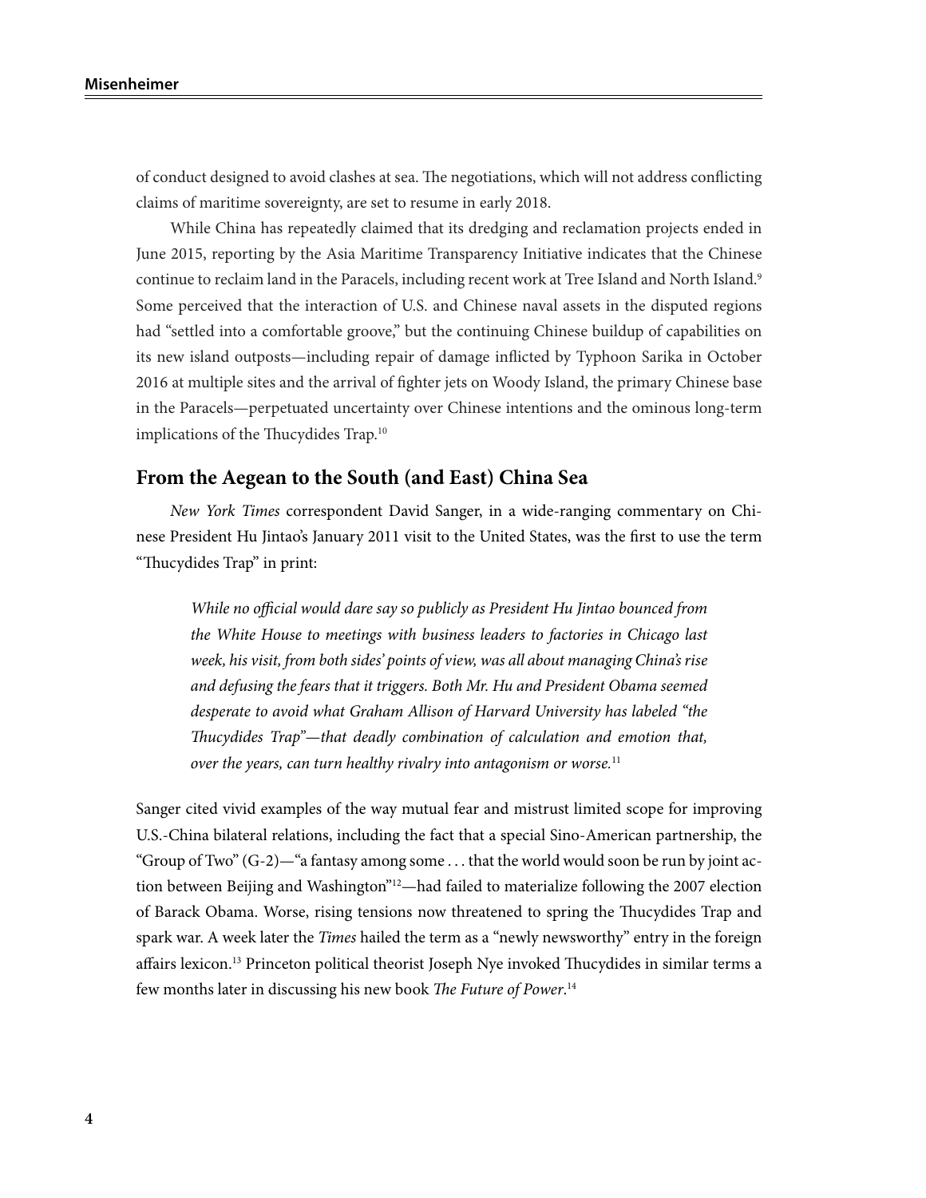of conduct designed to avoid clashes at sea. The negotiations, which will not address conflicting claims of maritime sovereignty, are set to resume in early 2018.

While China has repeatedly claimed that its dredging and reclamation projects ended in June 2015, reporting by the Asia Maritime Transparency Initiative indicates that the Chinese continue to reclaim land in the Paracels, including recent work at Tree Island and North Island.[9] Some perceived that the interaction of U.S. and Chinese naval assets in the disputed regions had "settled into a comfortable groove," but the continuing Chinese buildup of capabilities on its new island outposts—including repair of damage inflicted by Typhoon Sarika in October 2016 at multiple sites and the arrival of fighter jets on Woody Island, the primary Chinese base in the Paracels—perpetuated uncertainty over Chinese intentions and the ominous long-term implications of the Thucydides Trap.[10]

## From the Aegean to the South (and East) China Sea

*New York Times* correspondent David Sanger, in a wide-ranging commentary on Chinese President Hu Jintao's January 2011 visit to the United States, was the first to use the term "Thucydides Trap" in print:

> *While no official would dare say so publicly as President Hu Jintao bounced from the White House to meetings with business leaders to factories in Chicago last week, his visit, from both sides' points of view, was all about managing China's rise and defusing the fears that it triggers. Both Mr. Hu and President Obama seemed desperate to avoid what Graham Allison of Harvard University has labeled "the Thucydides Trap"—that deadly combination of calculation and emotion that, over the years, can turn healthy rivalry into antagonism or worse.*[11]

Sanger cited vivid examples of the way mutual fear and mistrust limited scope for improving U.S.-China bilateral relations, including the fact that a special Sino-American partnership, the "Group of Two" (G-2)—"a fantasy among some . . . that the world would soon be run by joint action between Beijing and Washington"[12]—had failed to materialize following the 2007 election of Barack Obama. Worse, rising tensions now threatened to spring the Thucydides Trap and spark war. A week later the *Times* hailed the term as a "newly newsworthy" entry in the foreign affairs lexicon.[13] Princeton political theorist Joseph Nye invoked Thucydides in similar terms a few months later in discussing his new book *The Future of Power*.[14]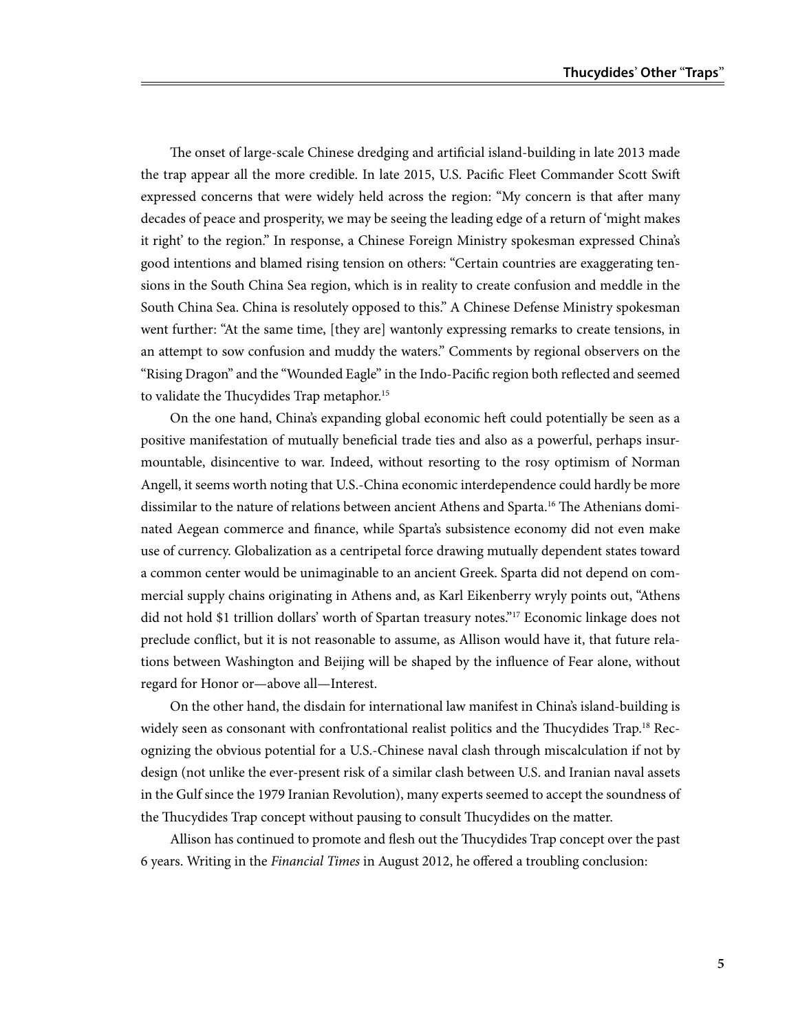The onset of large-scale Chinese dredging and artificial island-building in late 2013 made the trap appear all the more credible. In late 2015, U.S. Pacific Fleet Commander Scott Swift expressed concerns that were widely held across the region: "My concern is that after many decades of peace and prosperity, we may be seeing the leading edge of a return of 'might makes it right' to the region." In response, a Chinese Foreign Ministry spokesman expressed China's good intentions and blamed rising tension on others: "Certain countries are exaggerating tensions in the South China Sea region, which is in reality to create confusion and meddle in the South China Sea. China is resolutely opposed to this." A Chinese Defense Ministry spokesman went further: "At the same time, [they are] wantonly expressing remarks to create tensions, in an attempt to sow confusion and muddy the waters." Comments by regional observers on the "Rising Dragon" and the "Wounded Eagle" in the Indo-Pacific region both reflected and seemed to validate the Thucydides Trap metaphor.[15]

On the one hand, China's expanding global economic heft could potentially be seen as a positive manifestation of mutually beneficial trade ties and also as a powerful, perhaps insurmountable, disincentive to war. Indeed, without resorting to the rosy optimism of Norman Angell, it seems worth noting that U.S.-China economic interdependence could hardly be more dissimilar to the nature of relations between ancient Athens and Sparta.[16] The Athenians dominated Aegean commerce and finance, while Sparta's subsistence economy did not even make use of currency. Globalization as a centripetal force drawing mutually dependent states toward a common center would be unimaginable to an ancient Greek. Sparta did not depend on commercial supply chains originating in Athens and, as Karl Eikenberry wryly points out, "Athens did not hold $1 trillion dollars' worth of Spartan treasury notes."[17] Economic linkage does not preclude conflict, but it is not reasonable to assume, as Allison would have it, that future relations between Washington and Beijing will be shaped by the influence of Fear alone, without regard for Honor or—above all—Interest.

On the other hand, the disdain for international law manifest in China's island-building is widely seen as consonant with confrontational realist politics and the Thucydides Trap.[18] Recognizing the obvious potential for a U.S.-Chinese naval clash through miscalculation if not by design (not unlike the ever-present risk of a similar clash between U.S. and Iranian naval assets in the Gulf since the 1979 Iranian Revolution), many experts seemed to accept the soundness of the Thucydides Trap concept without pausing to consult Thucydides on the matter.

Allison has continued to promote and flesh out the Thucydides Trap concept over the past 6 years. Writing in the *Financial Times* in August 2012, he offered a troubling conclusion: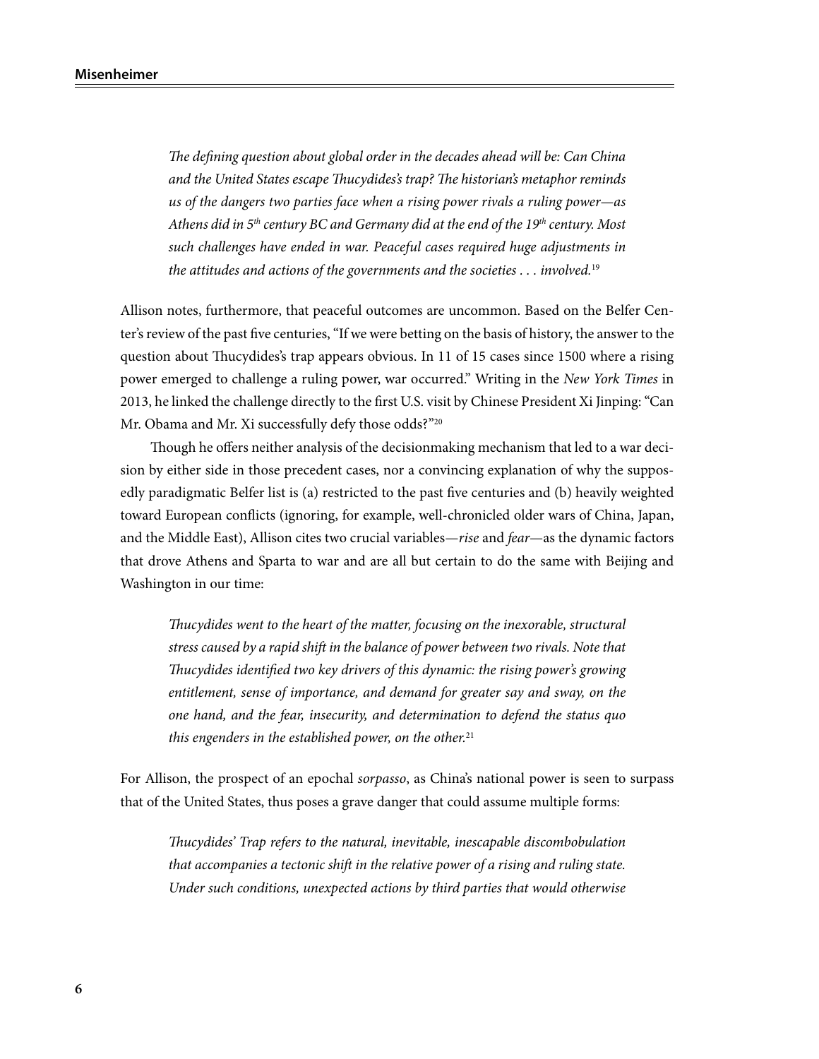> *The defining question about global order in the decades ahead will be: Can China and the United States escape Thucydides's trap? The historian's metaphor reminds us of the dangers two parties face when a rising power rivals a ruling power—as Athens did in 5th century BC and Germany did at the end of the 19th century. Most such challenges have ended in war. Peaceful cases required huge adjustments in the attitudes and actions of the governments and the societies . . . involved.*[19]

Allison notes, furthermore, that peaceful outcomes are uncommon. Based on the Belfer Center's review of the past five centuries, "If we were betting on the basis of history, the answer to the question about Thucydides's trap appears obvious. In 11 of 15 cases since 1500 where a rising power emerged to challenge a ruling power, war occurred." Writing in the *New York Times* in 2013, he linked the challenge directly to the first U.S. visit by Chinese President Xi Jinping: "Can Mr. Obama and Mr. Xi successfully defy those odds?"[20]

Though he offers neither analysis of the decisionmaking mechanism that led to a war decision by either side in those precedent cases, nor a convincing explanation of why the supposedly paradigmatic Belfer list is (a) restricted to the past five centuries and (b) heavily weighted toward European conflicts (ignoring, for example, well-chronicled older wars of China, Japan, and the Middle East), Allison cites two crucial variables—*rise* and *fear*—as the dynamic factors that drove Athens and Sparta to war and are all but certain to do the same with Beijing and Washington in our time:

> *Thucydides went to the heart of the matter, focusing on the inexorable, structural stress caused by a rapid shift in the balance of power between two rivals. Note that Thucydides identified two key drivers of this dynamic: the rising power's growing entitlement, sense of importance, and demand for greater say and sway, on the one hand, and the fear, insecurity, and determination to defend the status quo this engenders in the established power, on the other.*[21]

For Allison, the prospect of an epochal *sorpasso*, as China's national power is seen to surpass that of the United States, thus poses a grave danger that could assume multiple forms:

> *Thucydides' Trap refers to the natural, inevitable, inescapable discombobulation that accompanies a tectonic shift in the relative power of a rising and ruling state. Under such conditions, unexpected actions by third parties that would otherwise*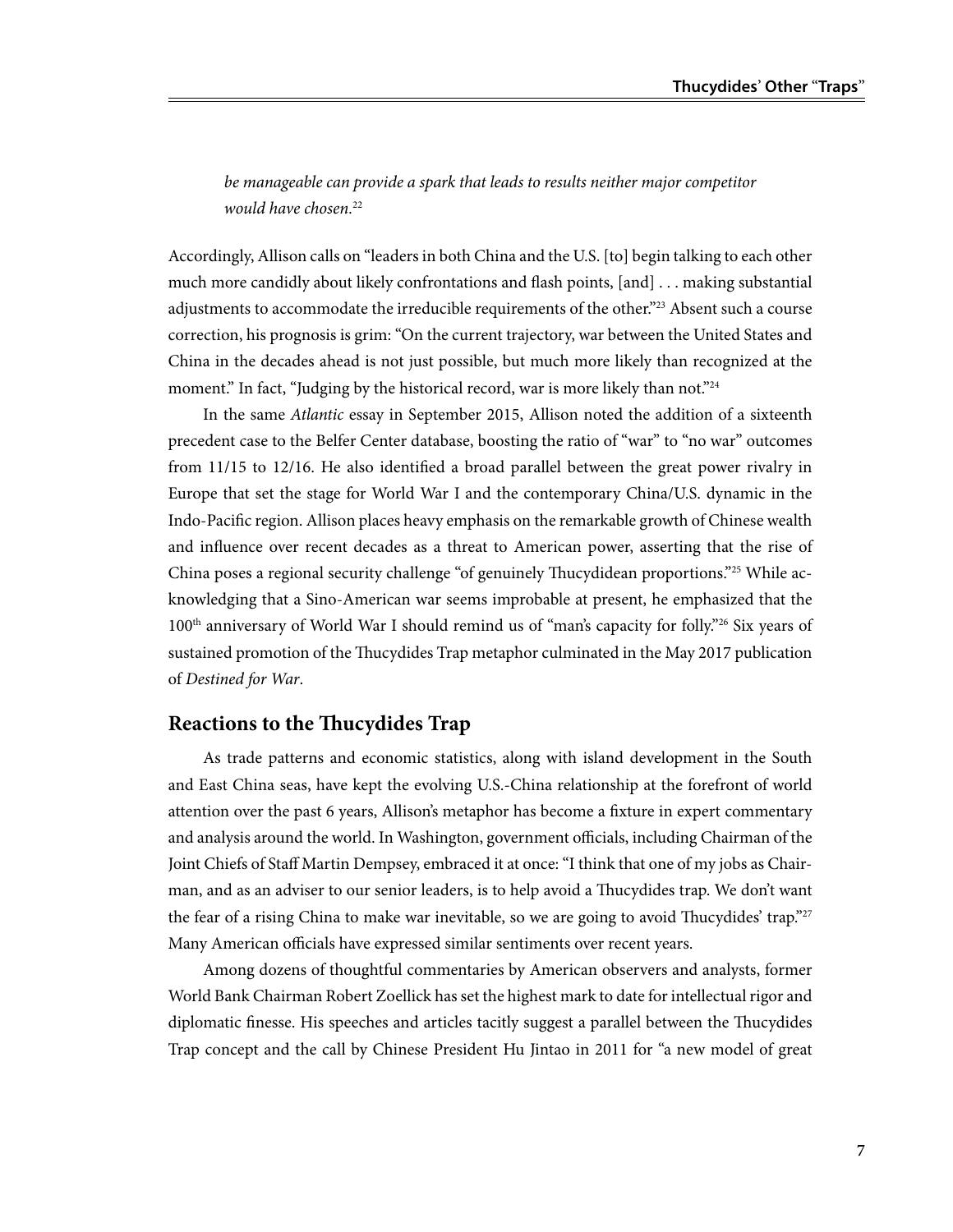*be manageable can provide a spark that leads to results neither major competitor would have chosen.*[22]

Accordingly, Allison calls on "leaders in both China and the U.S. [to] begin talking to each other much more candidly about likely confrontations and flash points, [and] . . . making substantial adjustments to accommodate the irreducible requirements of the other."[23] Absent such a course correction, his prognosis is grim: "On the current trajectory, war between the United States and China in the decades ahead is not just possible, but much more likely than recognized at the moment." In fact, "Judging by the historical record, war is more likely than not."[24]

In the same *Atlantic* essay in September 2015, Allison noted the addition of a sixteenth precedent case to the Belfer Center database, boosting the ratio of "war" to "no war" outcomes from 11/15 to 12/16. He also identified a broad parallel between the great power rivalry in Europe that set the stage for World War I and the contemporary China/U.S. dynamic in the Indo-Pacific region. Allison places heavy emphasis on the remarkable growth of Chinese wealth and influence over recent decades as a threat to American power, asserting that the rise of China poses a regional security challenge "of genuinely Thucydidean proportions."[25] While acknowledging that a Sino-American war seems improbable at present, he emphasized that the 100th anniversary of World War I should remind us of "man's capacity for folly."[26] Six years of sustained promotion of the Thucydides Trap metaphor culminated in the May 2017 publication of *Destined for War*.

## Reactions to the Thucydides Trap

As trade patterns and economic statistics, along with island development in the South and East China seas, have kept the evolving U.S.-China relationship at the forefront of world attention over the past 6 years, Allison's metaphor has become a fixture in expert commentary and analysis around the world. In Washington, government officials, including Chairman of the Joint Chiefs of Staff Martin Dempsey, embraced it at once: "I think that one of my jobs as Chairman, and as an adviser to our senior leaders, is to help avoid a Thucydides trap. We don't want the fear of a rising China to make war inevitable, so we are going to avoid Thucydides' trap."[27] Many American officials have expressed similar sentiments over recent years.

Among dozens of thoughtful commentaries by American observers and analysts, former World Bank Chairman Robert Zoellick has set the highest mark to date for intellectual rigor and diplomatic finesse. His speeches and articles tacitly suggest a parallel between the Thucydides Trap concept and the call by Chinese President Hu Jintao in 2011 for "a new model of great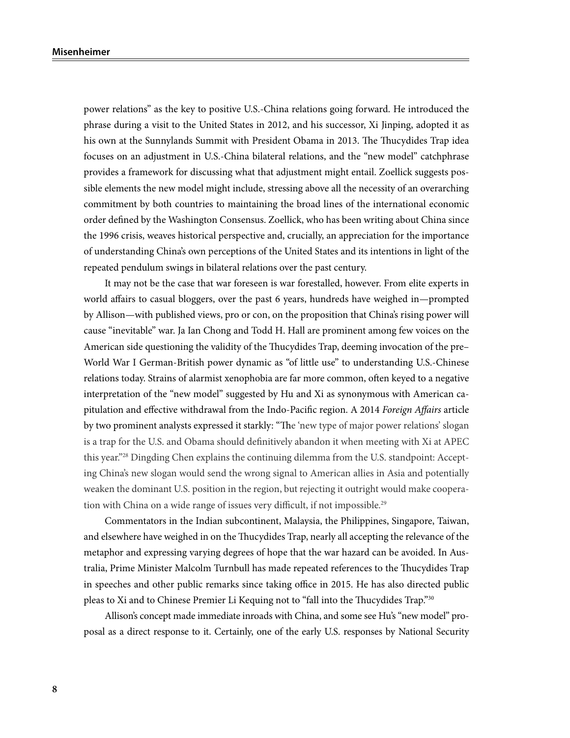power relations" as the key to positive U.S.-China relations going forward. He introduced the phrase during a visit to the United States in 2012, and his successor, Xi Jinping, adopted it as his own at the Sunnylands Summit with President Obama in 2013. The Thucydides Trap idea focuses on an adjustment in U.S.-China bilateral relations, and the "new model" catchphrase provides a framework for discussing what that adjustment might entail. Zoellick suggests possible elements the new model might include, stressing above all the necessity of an overarching commitment by both countries to maintaining the broad lines of the international economic order defined by the Washington Consensus. Zoellick, who has been writing about China since the 1996 crisis, weaves historical perspective and, crucially, an appreciation for the importance of understanding China's own perceptions of the United States and its intentions in light of the repeated pendulum swings in bilateral relations over the past century.

It may not be the case that war foreseen is war forestalled, however. From elite experts in world affairs to casual bloggers, over the past 6 years, hundreds have weighed in—prompted by Allison—with published views, pro or con, on the proposition that China's rising power will cause "inevitable" war. Ja Ian Chong and Todd H. Hall are prominent among few voices on the American side questioning the validity of the Thucydides Trap, deeming invocation of the pre–World War I German-British power dynamic as "of little use" to understanding U.S.-Chinese relations today. Strains of alarmist xenophobia are far more common, often keyed to a negative interpretation of the "new model" suggested by Hu and Xi as synonymous with American capitulation and effective withdrawal from the Indo-Pacific region. A 2014 *Foreign Affairs* article by two prominent analysts expressed it starkly: "The 'new type of major power relations' slogan is a trap for the U.S. and Obama should definitively abandon it when meeting with Xi at APEC this year."[28] Dingding Chen explains the continuing dilemma from the U.S. standpoint: Accepting China's new slogan would send the wrong signal to American allies in Asia and potentially weaken the dominant U.S. position in the region, but rejecting it outright would make cooperation with China on a wide range of issues very difficult, if not impossible.[29]

Commentators in the Indian subcontinent, Malaysia, the Philippines, Singapore, Taiwan, and elsewhere have weighed in on the Thucydides Trap, nearly all accepting the relevance of the metaphor and expressing varying degrees of hope that the war hazard can be avoided. In Australia, Prime Minister Malcolm Turnbull has made repeated references to the Thucydides Trap in speeches and other public remarks since taking office in 2015. He has also directed public pleas to Xi and to Chinese Premier Li Kequing not to "fall into the Thucydides Trap."[30]

Allison's concept made immediate inroads with China, and some see Hu's "new model" proposal as a direct response to it. Certainly, one of the early U.S. responses by National Security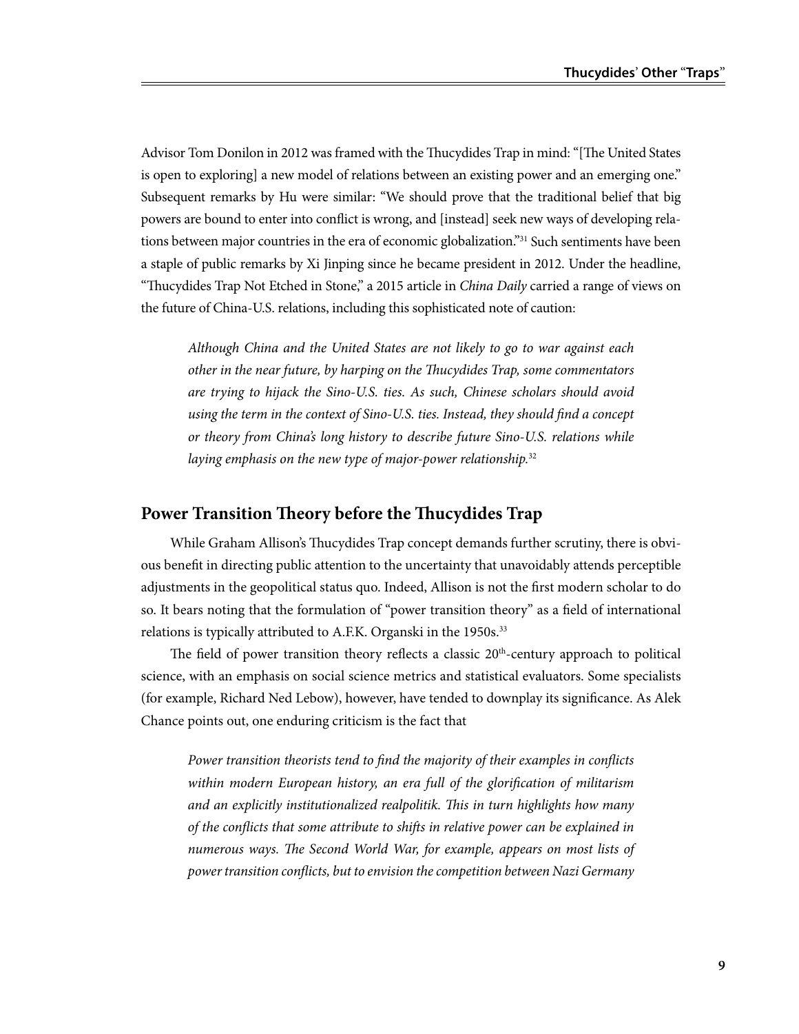Advisor Tom Donilon in 2012 was framed with the Thucydides Trap in mind: "[The United States is open to exploring] a new model of relations between an existing power and an emerging one." Subsequent remarks by Hu were similar: "We should prove that the traditional belief that big powers are bound to enter into conflict is wrong, and [instead] seek new ways of developing relations between major countries in the era of economic globalization."[31] Such sentiments have been a staple of public remarks by Xi Jinping since he became president in 2012. Under the headline, "Thucydides Trap Not Etched in Stone," a 2015 article in *China Daily* carried a range of views on the future of China-U.S. relations, including this sophisticated note of caution:

> *Although China and the United States are not likely to go to war against each other in the near future, by harping on the Thucydides Trap, some commentators are trying to hijack the Sino-U.S. ties. As such, Chinese scholars should avoid using the term in the context of Sino-U.S. ties. Instead, they should find a concept or theory from China's long history to describe future Sino-U.S. relations while laying emphasis on the new type of major-power relationship.*[32]

## Power Transition Theory before the Thucydides Trap

While Graham Allison's Thucydides Trap concept demands further scrutiny, there is obvious benefit in directing public attention to the uncertainty that unavoidably attends perceptible adjustments in the geopolitical status quo. Indeed, Allison is not the first modern scholar to do so. It bears noting that the formulation of "power transition theory" as a field of international relations is typically attributed to A.F.K. Organski in the 1950s.[33]

The field of power transition theory reflects a classic 20th-century approach to political science, with an emphasis on social science metrics and statistical evaluators. Some specialists (for example, Richard Ned Lebow), however, have tended to downplay its significance. As Alek Chance points out, one enduring criticism is the fact that

> *Power transition theorists tend to find the majority of their examples in conflicts within modern European history, an era full of the glorification of militarism and an explicitly institutionalized realpolitik. This in turn highlights how many of the conflicts that some attribute to shifts in relative power can be explained in numerous ways. The Second World War, for example, appears on most lists of power transition conflicts, but to envision the competition between Nazi Germany*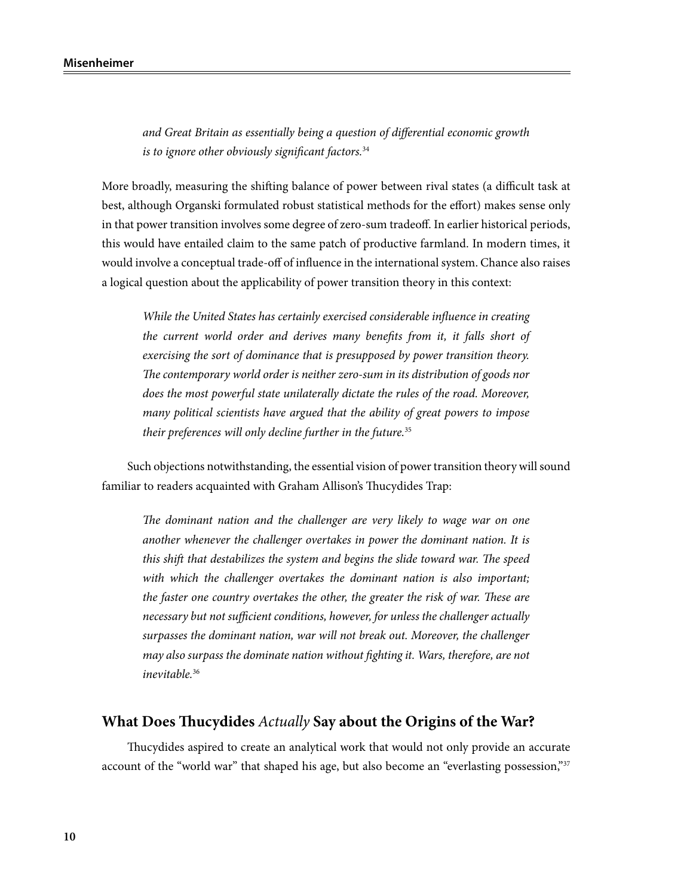> *and Great Britain as essentially being a question of differential economic growth is to ignore other obviously significant factors.*[34]

More broadly, measuring the shifting balance of power between rival states (a difficult task at best, although Organski formulated robust statistical methods for the effort) makes sense only in that power transition involves some degree of zero-sum tradeoff. In earlier historical periods, this would have entailed claim to the same patch of productive farmland. In modern times, it would involve a conceptual trade-off of influence in the international system. Chance also raises a logical question about the applicability of power transition theory in this context:

> *While the United States has certainly exercised considerable influence in creating the current world order and derives many benefits from it, it falls short of exercising the sort of dominance that is presupposed by power transition theory. The contemporary world order is neither zero-sum in its distribution of goods nor does the most powerful state unilaterally dictate the rules of the road. Moreover, many political scientists have argued that the ability of great powers to impose their preferences will only decline further in the future.*[35]

Such objections notwithstanding, the essential vision of power transition theory will sound familiar to readers acquainted with Graham Allison's Thucydides Trap:

> *The dominant nation and the challenger are very likely to wage war on one another whenever the challenger overtakes in power the dominant nation. It is this shift that destabilizes the system and begins the slide toward war. The speed with which the challenger overtakes the dominant nation is also important; the faster one country overtakes the other, the greater the risk of war. These are necessary but not sufficient conditions, however, for unless the challenger actually surpasses the dominant nation, war will not break out. Moreover, the challenger may also surpass the dominate nation without fighting it. Wars, therefore, are not inevitable.*[36]

## What Does Thucydides *Actually* Say about the Origins of the War?

Thucydides aspired to create an analytical work that would not only provide an accurate account of the "world war" that shaped his age, but also become an "everlasting possession,"[37]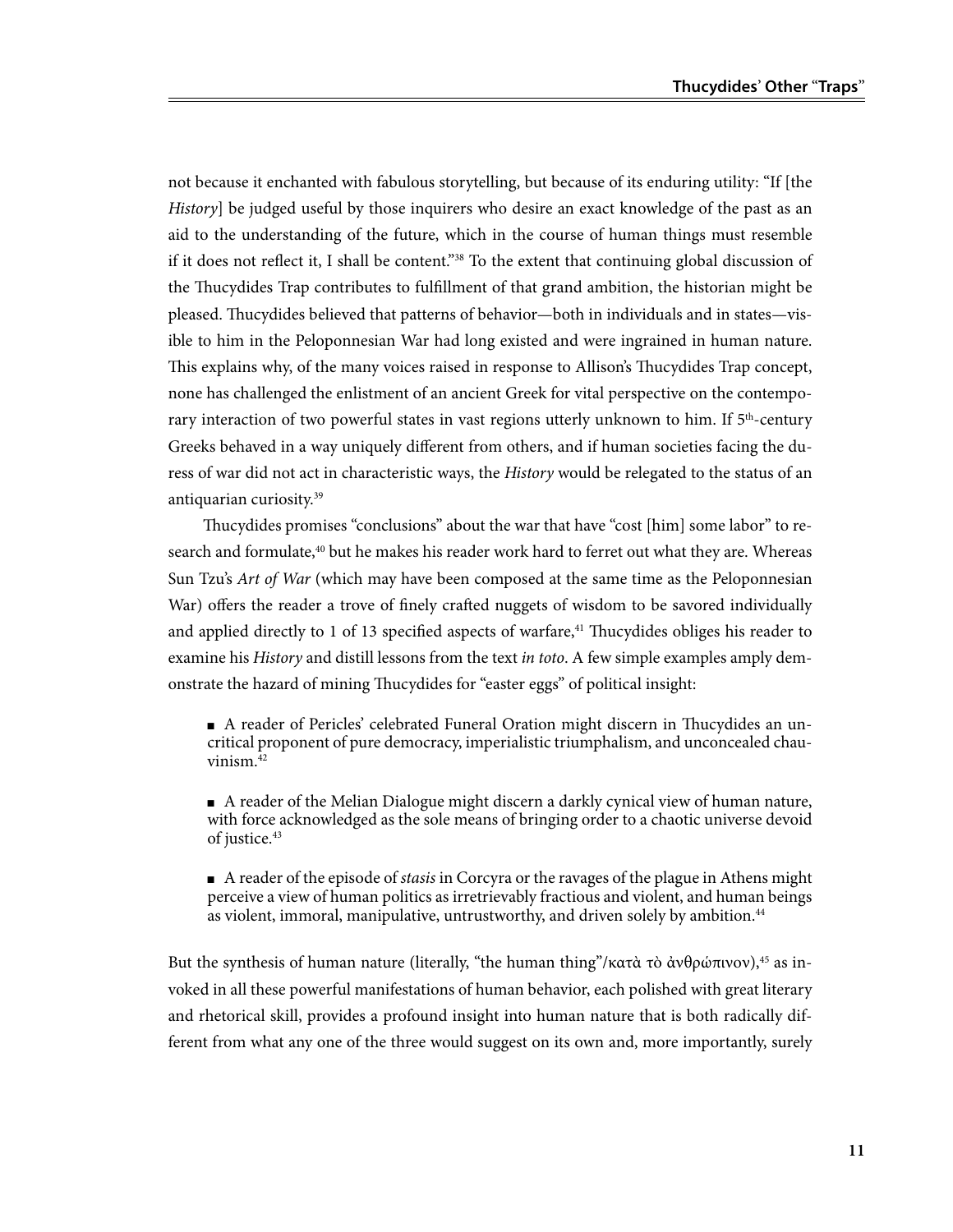not because it enchanted with fabulous storytelling, but because of its enduring utility: "If [the *History*] be judged useful by those inquirers who desire an exact knowledge of the past as an aid to the understanding of the future, which in the course of human things must resemble if it does not reflect it, I shall be content."[38] To the extent that continuing global discussion of the Thucydides Trap contributes to fulfillment of that grand ambition, the historian might be pleased. Thucydides believed that patterns of behavior—both in individuals and in states—visible to him in the Peloponnesian War had long existed and were ingrained in human nature. This explains why, of the many voices raised in response to Allison's Thucydides Trap concept, none has challenged the enlistment of an ancient Greek for vital perspective on the contemporary interaction of two powerful states in vast regions utterly unknown to him. If 5th-century Greeks behaved in a way uniquely different from others, and if human societies facing the duress of war did not act in characteristic ways, the *History* would be relegated to the status of an antiquarian curiosity.[39]

Thucydides promises "conclusions" about the war that have "cost [him] some labor" to research and formulate,[40] but he makes his reader work hard to ferret out what they are. Whereas Sun Tzu's *Art of War* (which may have been composed at the same time as the Peloponnesian War) offers the reader a trove of finely crafted nuggets of wisdom to be savored individually and applied directly to 1 of 13 specified aspects of warfare,[41] Thucydides obliges his reader to examine his *History* and distill lessons from the text *in toto*. A few simple examples amply demonstrate the hazard of mining Thucydides for "easter eggs" of political insight:

- A reader of Pericles' celebrated Funeral Oration might discern in Thucydides an uncritical proponent of pure democracy, imperialistic triumphalism, and unconcealed chauvinism.[42]

- A reader of the Melian Dialogue might discern a darkly cynical view of human nature, with force acknowledged as the sole means of bringing order to a chaotic universe devoid of justice.[43]

- A reader of the episode of *stasis* in Corcyra or the ravages of the plague in Athens might perceive a view of human politics as irretrievably fractious and violent, and human beings as violent, immoral, manipulative, untrustworthy, and driven solely by ambition.[44]

But the synthesis of human nature (literally, "the human thing"/κατὰ τὸ ἀνθρώπινον),[45] as invoked in all these powerful manifestations of human behavior, each polished with great literary and rhetorical skill, provides a profound insight into human nature that is both radically different from what any one of the three would suggest on its own and, more importantly, surely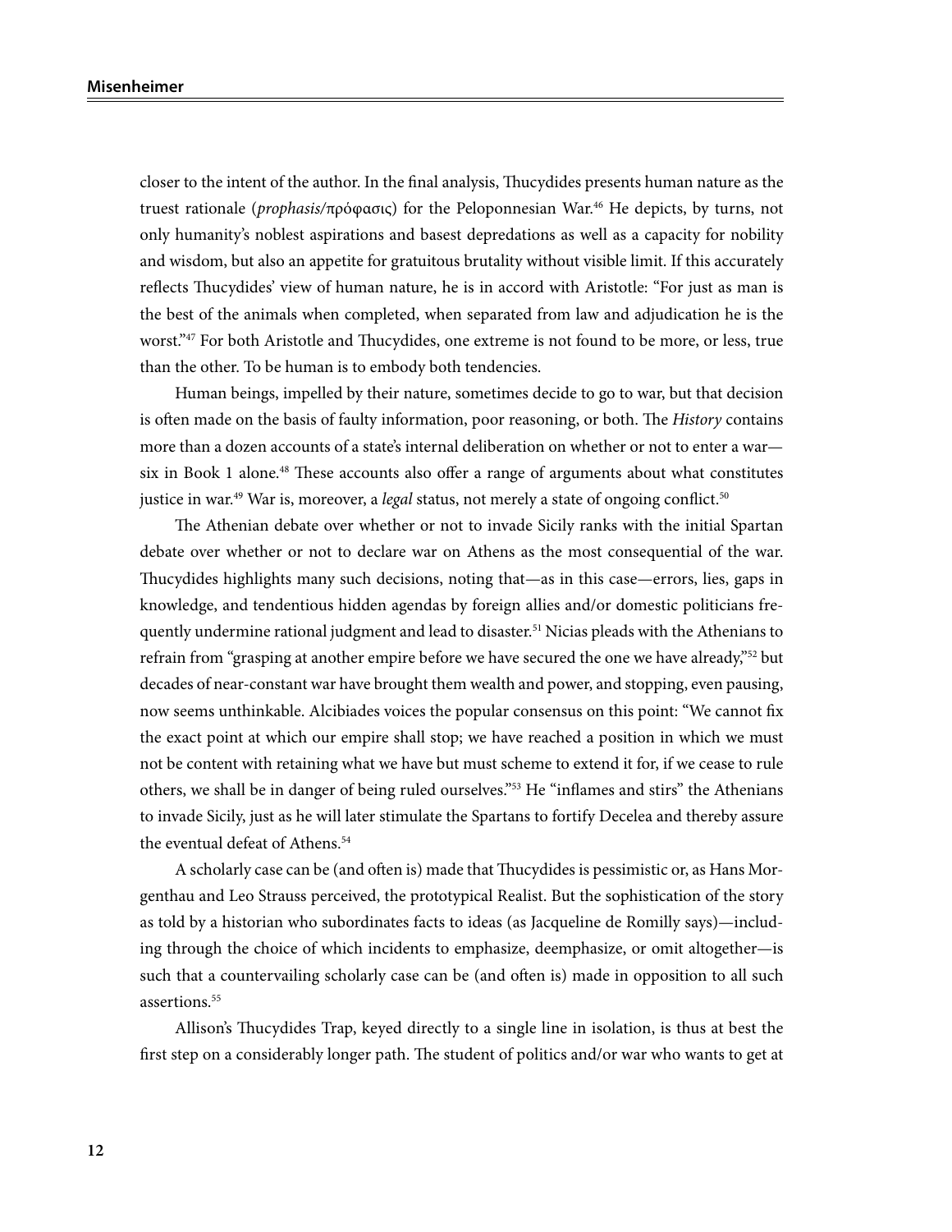closer to the intent of the author. In the final analysis, Thucydides presents human nature as the truest rationale (*prophasis*/πρόφασις) for the Peloponnesian War.[46] He depicts, by turns, not only humanity's noblest aspirations and basest depredations as well as a capacity for nobility and wisdom, but also an appetite for gratuitous brutality without visible limit. If this accurately reflects Thucydides' view of human nature, he is in accord with Aristotle: "For just as man is the best of the animals when completed, when separated from law and adjudication he is the worst."[47] For both Aristotle and Thucydides, one extreme is not found to be more, or less, true than the other. To be human is to embody both tendencies.

Human beings, impelled by their nature, sometimes decide to go to war, but that decision is often made on the basis of faulty information, poor reasoning, or both. The *History* contains more than a dozen accounts of a state's internal deliberation on whether or not to enter a war—six in Book 1 alone.[48] These accounts also offer a range of arguments about what constitutes justice in war.[49] War is, moreover, a *legal* status, not merely a state of ongoing conflict.[50]

The Athenian debate over whether or not to invade Sicily ranks with the initial Spartan debate over whether or not to declare war on Athens as the most consequential of the war. Thucydides highlights many such decisions, noting that—as in this case—errors, lies, gaps in knowledge, and tendentious hidden agendas by foreign allies and/or domestic politicians frequently undermine rational judgment and lead to disaster.[51] Nicias pleads with the Athenians to refrain from "grasping at another empire before we have secured the one we have already,"[52] but decades of near-constant war have brought them wealth and power, and stopping, even pausing, now seems unthinkable. Alcibiades voices the popular consensus on this point: "We cannot fix the exact point at which our empire shall stop; we have reached a position in which we must not be content with retaining what we have but must scheme to extend it for, if we cease to rule others, we shall be in danger of being ruled ourselves."[53] He "inflames and stirs" the Athenians to invade Sicily, just as he will later stimulate the Spartans to fortify Decelea and thereby assure the eventual defeat of Athens.[54]

A scholarly case can be (and often is) made that Thucydides is pessimistic or, as Hans Morgenthau and Leo Strauss perceived, the prototypical Realist. But the sophistication of the story as told by a historian who subordinates facts to ideas (as Jacqueline de Romilly says)—including through the choice of which incidents to emphasize, deemphasize, or omit altogether—is such that a countervailing scholarly case can be (and often is) made in opposition to all such assertions.[55]

Allison's Thucydides Trap, keyed directly to a single line in isolation, is thus at best the first step on a considerably longer path. The student of politics and/or war who wants to get at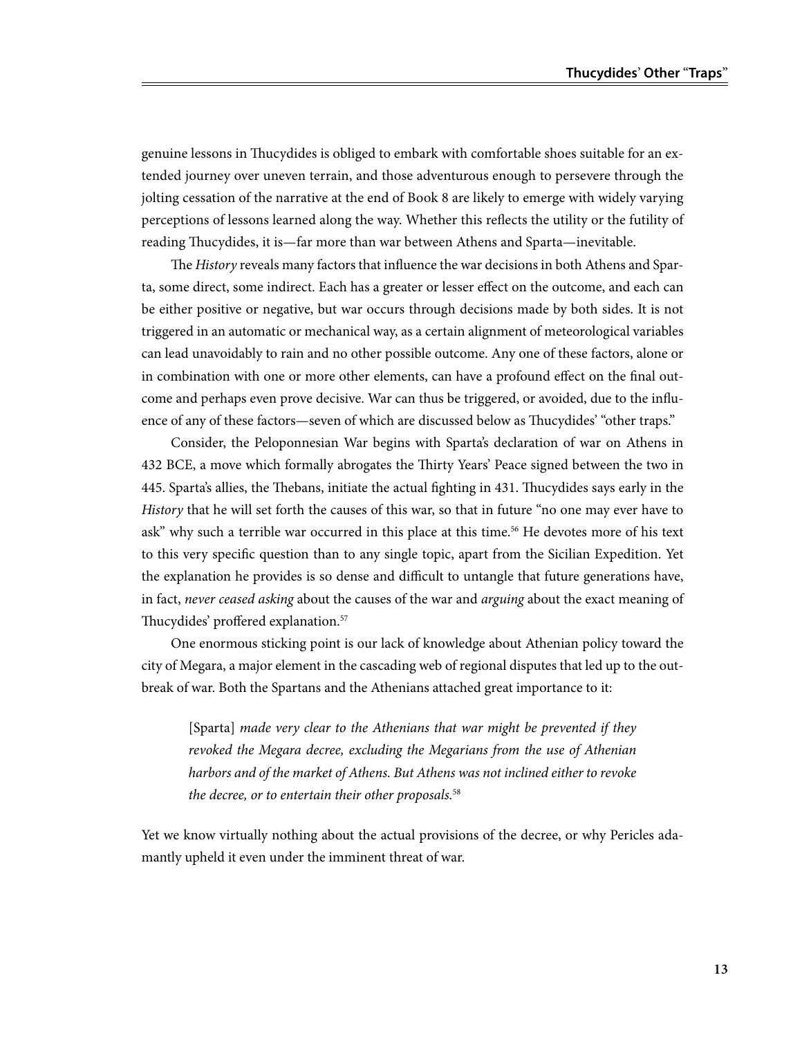genuine lessons in Thucydides is obliged to embark with comfortable shoes suitable for an extended journey over uneven terrain, and those adventurous enough to persevere through the jolting cessation of the narrative at the end of Book 8 are likely to emerge with widely varying perceptions of lessons learned along the way. Whether this reflects the utility or the futility of reading Thucydides, it is—far more than war between Athens and Sparta—inevitable.

The *History* reveals many factors that influence the war decisions in both Athens and Sparta, some direct, some indirect. Each has a greater or lesser effect on the outcome, and each can be either positive or negative, but war occurs through decisions made by both sides. It is not triggered in an automatic or mechanical way, as a certain alignment of meteorological variables can lead unavoidably to rain and no other possible outcome. Any one of these factors, alone or in combination with one or more other elements, can have a profound effect on the final outcome and perhaps even prove decisive. War can thus be triggered, or avoided, due to the influence of any of these factors—seven of which are discussed below as Thucydides' "other traps."

Consider, the Peloponnesian War begins with Sparta's declaration of war on Athens in 432 BCE, a move which formally abrogates the Thirty Years' Peace signed between the two in 445. Sparta's allies, the Thebans, initiate the actual fighting in 431. Thucydides says early in the *History* that he will set forth the causes of this war, so that in future "no one may ever have to ask" why such a terrible war occurred in this place at this time.[56] He devotes more of his text to this very specific question than to any single topic, apart from the Sicilian Expedition. Yet the explanation he provides is so dense and difficult to untangle that future generations have, in fact, *never ceased asking* about the causes of the war and *arguing* about the exact meaning of Thucydides' proffered explanation.[57]

One enormous sticking point is our lack of knowledge about Athenian policy toward the city of Megara, a major element in the cascading web of regional disputes that led up to the outbreak of war. Both the Spartans and the Athenians attached great importance to it:

> [Sparta] *made very clear to the Athenians that war might be prevented if they revoked the Megara decree, excluding the Megarians from the use of Athenian harbors and of the market of Athens. But Athens was not inclined either to revoke the decree, or to entertain their other proposals.*[58]

Yet we know virtually nothing about the actual provisions of the decree, or why Pericles adamantly upheld it even under the imminent threat of war.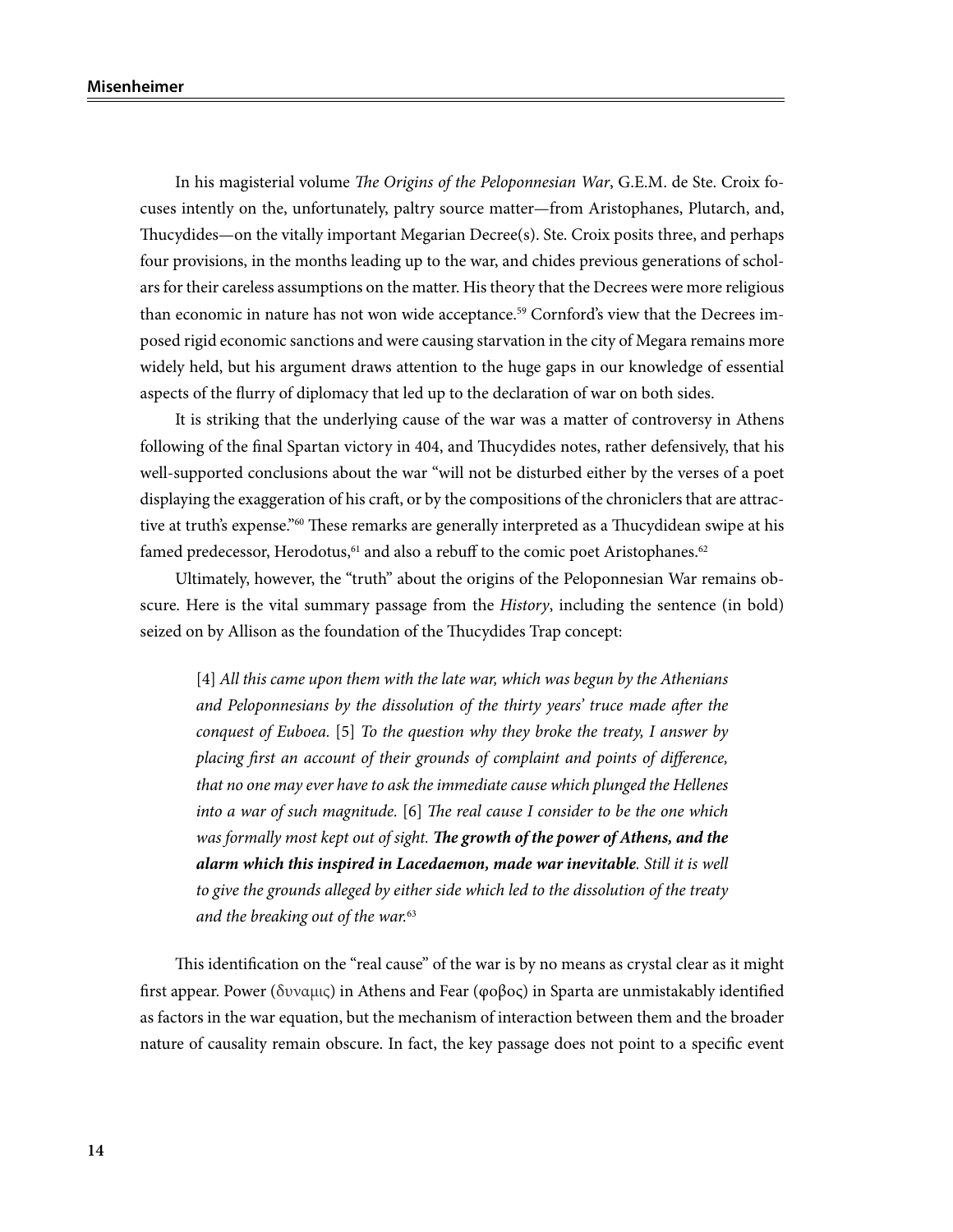In his magisterial volume *The Origins of the Peloponnesian War*, G.E.M. de Ste. Croix focuses intently on the, unfortunately, paltry source matter—from Aristophanes, Plutarch, and, Thucydides—on the vitally important Megarian Decree(s). Ste. Croix posits three, and perhaps four provisions, in the months leading up to the war, and chides previous generations of scholars for their careless assumptions on the matter. His theory that the Decrees were more religious than economic in nature has not won wide acceptance.[59] Cornford's view that the Decrees imposed rigid economic sanctions and were causing starvation in the city of Megara remains more widely held, but his argument draws attention to the huge gaps in our knowledge of essential aspects of the flurry of diplomacy that led up to the declaration of war on both sides.

It is striking that the underlying cause of the war was a matter of controversy in Athens following of the final Spartan victory in 404, and Thucydides notes, rather defensively, that his well-supported conclusions about the war "will not be disturbed either by the verses of a poet displaying the exaggeration of his craft, or by the compositions of the chroniclers that are attractive at truth's expense."[60] These remarks are generally interpreted as a Thucydidean swipe at his famed predecessor, Herodotus,[61] and also a rebuff to the comic poet Aristophanes.[62]

Ultimately, however, the "truth" about the origins of the Peloponnesian War remains obscure. Here is the vital summary passage from the *History*, including the sentence (in bold) seized on by Allison as the foundation of the Thucydides Trap concept:

> [4] *All this came upon them with the late war, which was begun by the Athenians and Peloponnesians by the dissolution of the thirty years' truce made after the conquest of Euboea.* [5] *To the question why they broke the treaty, I answer by placing first an account of their grounds of complaint and points of difference, that no one may ever have to ask the immediate cause which plunged the Hellenes into a war of such magnitude.* [6] *The real cause I consider to be the one which was formally most kept out of sight.* ***The growth of the power of Athens, and the alarm which this inspired in Lacedaemon, made war inevitable****. Still it is well to give the grounds alleged by either side which led to the dissolution of the treaty and the breaking out of the war.*[63]

This identification on the "real cause" of the war is by no means as crystal clear as it might first appear. Power (δυναμις) in Athens and Fear (φοβος) in Sparta are unmistakably identified as factors in the war equation, but the mechanism of interaction between them and the broader nature of causality remain obscure. In fact, the key passage does not point to a specific event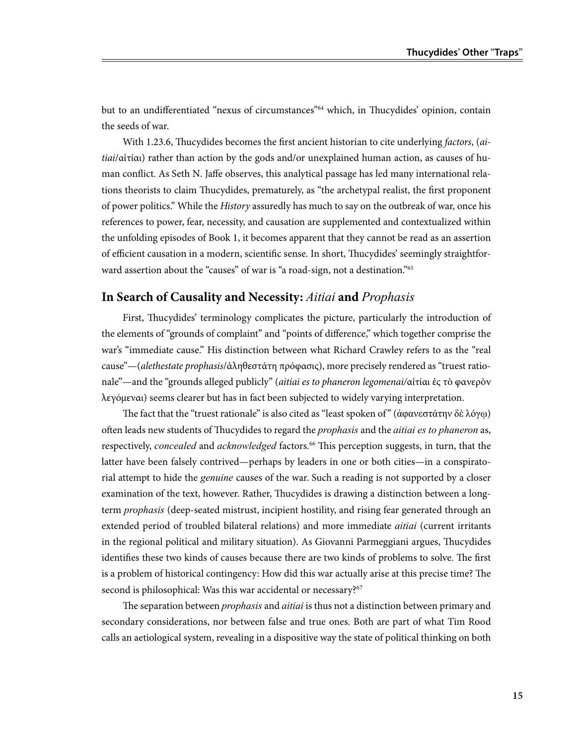but to an undifferentiated "nexus of circumstances"[64] which, in Thucydides' opinion, contain the seeds of war.

With 1.23.6, Thucydides becomes the first ancient historian to cite underlying *factors*, (*aitiai*/αἰτίαι) rather than action by the gods and/or unexplained human action, as causes of human conflict. As Seth N. Jaffe observes, this analytical passage has led many international relations theorists to claim Thucydides, prematurely, as "the archetypal realist, the first proponent of power politics." While the *History* assuredly has much to say on the outbreak of war, once his references to power, fear, necessity, and causation are supplemented and contextualized within the unfolding episodes of Book 1, it becomes apparent that they cannot be read as an assertion of efficient causation in a modern, scientific sense. In short, Thucydides' seemingly straightforward assertion about the "causes" of war is "a road-sign, not a destination."[65]

## In Search of Causality and Necessity: *Aitiai* and *Prophasis*

First, Thucydides' terminology complicates the picture, particularly the introduction of the elements of "grounds of complaint" and "points of difference," which together comprise the war's "immediate cause." His distinction between what Richard Crawley refers to as the "real cause"—(*alethestate prophasis*/ἀληθεστάτη πρόφασις), more precisely rendered as "truest rationale"—and the "grounds alleged publicly" (*aitiai es to phaneron legomenai*/αἰτίαι ἐς τὸ φανερὸν λεγόμεναι) seems clearer but has in fact been subjected to widely varying interpretation.

The fact that the "truest rationale" is also cited as "least spoken of" (ἀφανεστάτην δὲ λόγῳ) often leads new students of Thucydides to regard the *prophasis* and the *aitiai es to phaneron* as, respectively, *concealed* and *acknowledged* factors.[66] This perception suggests, in turn, that the latter have been falsely contrived—perhaps by leaders in one or both cities—in a conspiratorial attempt to hide the *genuine* causes of the war. Such a reading is not supported by a closer examination of the text, however. Rather, Thucydides is drawing a distinction between a long-term *prophasis* (deep-seated mistrust, incipient hostility, and rising fear generated through an extended period of troubled bilateral relations) and more immediate *aitiai* (current irritants in the regional political and military situation). As Giovanni Parmeggiani argues, Thucydides identifies these two kinds of causes because there are two kinds of problems to solve. The first is a problem of historical contingency: How did this war actually arise at this precise time? The second is philosophical: Was this war accidental or necessary?[67]

The separation between *prophasis* and *aitiai* is thus not a distinction between primary and secondary considerations, nor between false and true ones. Both are part of what Tim Rood calls an aetiological system, revealing in a dispositive way the state of political thinking on both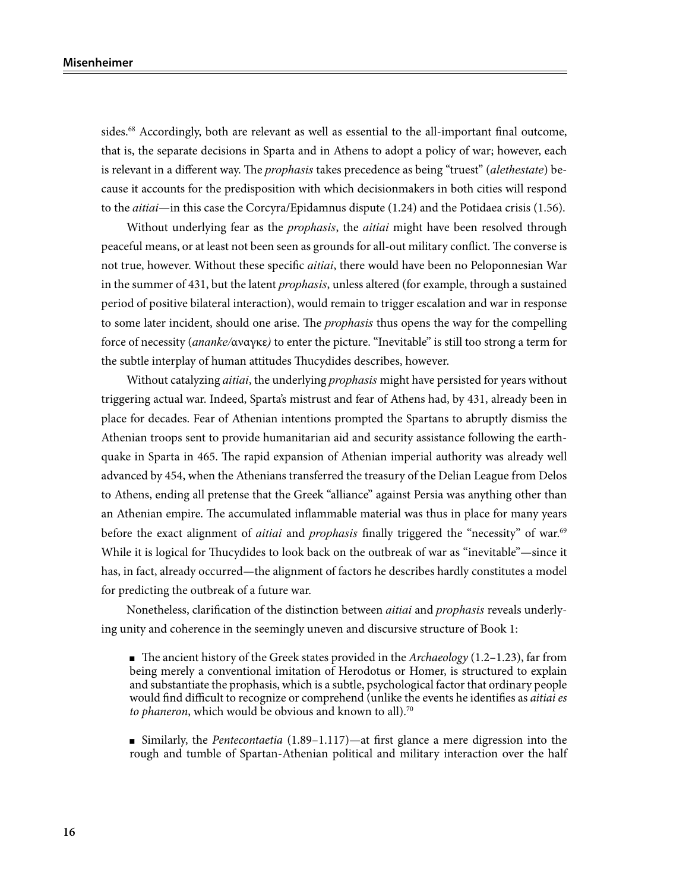sides.[68] Accordingly, both are relevant as well as essential to the all-important final outcome, that is, the separate decisions in Sparta and in Athens to adopt a policy of war; however, each is relevant in a different way. The *prophasis* takes precedence as being "truest" (*alethestate*) because it accounts for the predisposition with which decisionmakers in both cities will respond to the *aitiai*—in this case the Corcyra/Epidamnus dispute (1.24) and the Potidaea crisis (1.56).

Without underlying fear as the *prophasis*, the *aitiai* might have been resolved through peaceful means, or at least not been seen as grounds for all-out military conflict. The converse is not true, however. Without these specific *aitiai*, there would have been no Peloponnesian War in the summer of 431, but the latent *prophasis*, unless altered (for example, through a sustained period of positive bilateral interaction), would remain to trigger escalation and war in response to some later incident, should one arise. The *prophasis* thus opens the way for the compelling force of necessity (*ananke/*αναγκε*)* to enter the picture. "Inevitable" is still too strong a term for the subtle interplay of human attitudes Thucydides describes, however.

Without catalyzing *aitiai*, the underlying *prophasis* might have persisted for years without triggering actual war. Indeed, Sparta's mistrust and fear of Athens had, by 431, already been in place for decades. Fear of Athenian intentions prompted the Spartans to abruptly dismiss the Athenian troops sent to provide humanitarian aid and security assistance following the earthquake in Sparta in 465. The rapid expansion of Athenian imperial authority was already well advanced by 454, when the Athenians transferred the treasury of the Delian League from Delos to Athens, ending all pretense that the Greek "alliance" against Persia was anything other than an Athenian empire. The accumulated inflammable material was thus in place for many years before the exact alignment of *aitiai* and *prophasis* finally triggered the "necessity" of war.[69] While it is logical for Thucydides to look back on the outbreak of war as "inevitable"—since it has, in fact, already occurred—the alignment of factors he describes hardly constitutes a model for predicting the outbreak of a future war.

Nonetheless, clarification of the distinction between *aitiai* and *prophasis* reveals underlying unity and coherence in the seemingly uneven and discursive structure of Book 1:

- The ancient history of the Greek states provided in the *Archaeology* (1.2–1.23), far from being merely a conventional imitation of Herodotus or Homer, is structured to explain and substantiate the prophasis, which is a subtle, psychological factor that ordinary people would find difficult to recognize or comprehend (unlike the events he identifies as *aitiai es to phaneron*, which would be obvious and known to all).[70]

- Similarly, the *Pentecontaetia* (1.89–1.117)—at first glance a mere digression into the rough and tumble of Spartan-Athenian political and military interaction over the half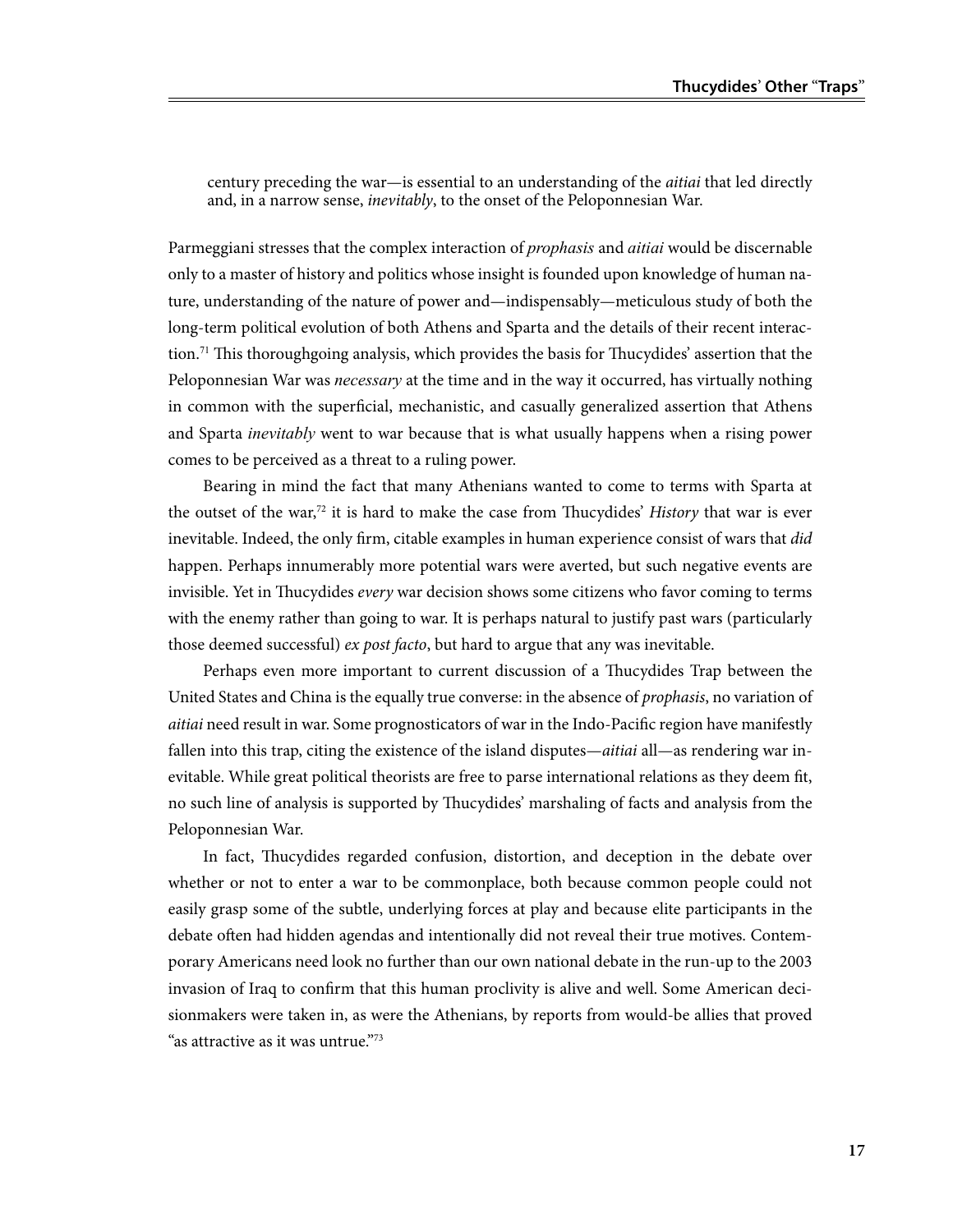> century preceding the war—is essential to an understanding of the *aitiai* that led directly and, in a narrow sense, *inevitably*, to the onset of the Peloponnesian War.

Parmeggiani stresses that the complex interaction of *prophasis* and *aitiai* would be discernable only to a master of history and politics whose insight is founded upon knowledge of human nature, understanding of the nature of power and—indispensably—meticulous study of both the long-term political evolution of both Athens and Sparta and the details of their recent interaction.[71] This thoroughgoing analysis, which provides the basis for Thucydides' assertion that the Peloponnesian War was *necessary* at the time and in the way it occurred, has virtually nothing in common with the superficial, mechanistic, and casually generalized assertion that Athens and Sparta *inevitably* went to war because that is what usually happens when a rising power comes to be perceived as a threat to a ruling power.

Bearing in mind the fact that many Athenians wanted to come to terms with Sparta at the outset of the war,[72] it is hard to make the case from Thucydides' *History* that war is ever inevitable. Indeed, the only firm, citable examples in human experience consist of wars that *did* happen. Perhaps innumerably more potential wars were averted, but such negative events are invisible. Yet in Thucydides *every* war decision shows some citizens who favor coming to terms with the enemy rather than going to war. It is perhaps natural to justify past wars (particularly those deemed successful) *ex post facto*, but hard to argue that any was inevitable.

Perhaps even more important to current discussion of a Thucydides Trap between the United States and China is the equally true converse: in the absence of *prophasis*, no variation of *aitiai* need result in war. Some prognosticators of war in the Indo-Pacific region have manifestly fallen into this trap, citing the existence of the island disputes—*aitiai* all—as rendering war inevitable. While great political theorists are free to parse international relations as they deem fit, no such line of analysis is supported by Thucydides' marshaling of facts and analysis from the Peloponnesian War.

In fact, Thucydides regarded confusion, distortion, and deception in the debate over whether or not to enter a war to be commonplace, both because common people could not easily grasp some of the subtle, underlying forces at play and because elite participants in the debate often had hidden agendas and intentionally did not reveal their true motives. Contemporary Americans need look no further than our own national debate in the run-up to the 2003 invasion of Iraq to confirm that this human proclivity is alive and well. Some American decisionmakers were taken in, as were the Athenians, by reports from would-be allies that proved "as attractive as it was untrue."[73]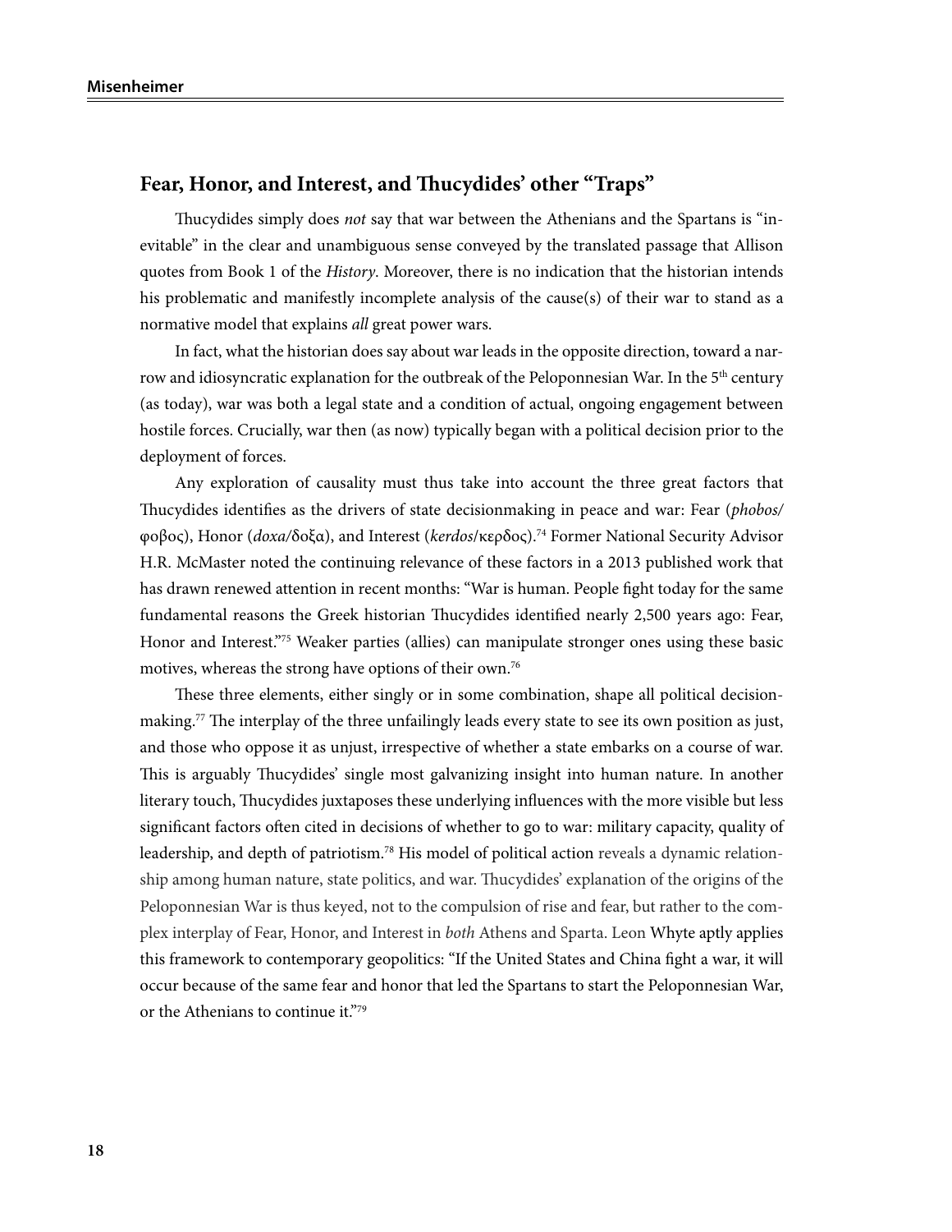## Fear, Honor, and Interest, and Thucydides' other "Traps"

Thucydides simply does *not* say that war between the Athenians and the Spartans is "inevitable" in the clear and unambiguous sense conveyed by the translated passage that Allison quotes from Book 1 of the *History*. Moreover, there is no indication that the historian intends his problematic and manifestly incomplete analysis of the cause(s) of their war to stand as a normative model that explains *all* great power wars.

In fact, what the historian does say about war leads in the opposite direction, toward a narrow and idiosyncratic explanation for the outbreak of the Peloponnesian War. In the 5th century (as today), war was both a legal state and a condition of actual, ongoing engagement between hostile forces. Crucially, war then (as now) typically began with a political decision prior to the deployment of forces.

Any exploration of causality must thus take into account the three great factors that Thucydides identifies as the drivers of state decisionmaking in peace and war: Fear (*phobos*/φοβος), Honor (*doxa*/δοξα), and Interest (*kerdos*/κερδος).[74] Former National Security Advisor H.R. McMaster noted the continuing relevance of these factors in a 2013 published work that has drawn renewed attention in recent months: "War is human. People fight today for the same fundamental reasons the Greek historian Thucydides identified nearly 2,500 years ago: Fear, Honor and Interest."[75] Weaker parties (allies) can manipulate stronger ones using these basic motives, whereas the strong have options of their own.[76]

These three elements, either singly or in some combination, shape all political decisionmaking.[77] The interplay of the three unfailingly leads every state to see its own position as just, and those who oppose it as unjust, irrespective of whether a state embarks on a course of war. This is arguably Thucydides' single most galvanizing insight into human nature. In another literary touch, Thucydides juxtaposes these underlying influences with the more visible but less significant factors often cited in decisions of whether to go to war: military capacity, quality of leadership, and depth of patriotism.[78] His model of political action reveals a dynamic relationship among human nature, state politics, and war. Thucydides' explanation of the origins of the Peloponnesian War is thus keyed, not to the compulsion of rise and fear, but rather to the complex interplay of Fear, Honor, and Interest in *both* Athens and Sparta. Leon Whyte aptly applies this framework to contemporary geopolitics: "If the United States and China fight a war, it will occur because of the same fear and honor that led the Spartans to start the Peloponnesian War, or the Athenians to continue it."[79]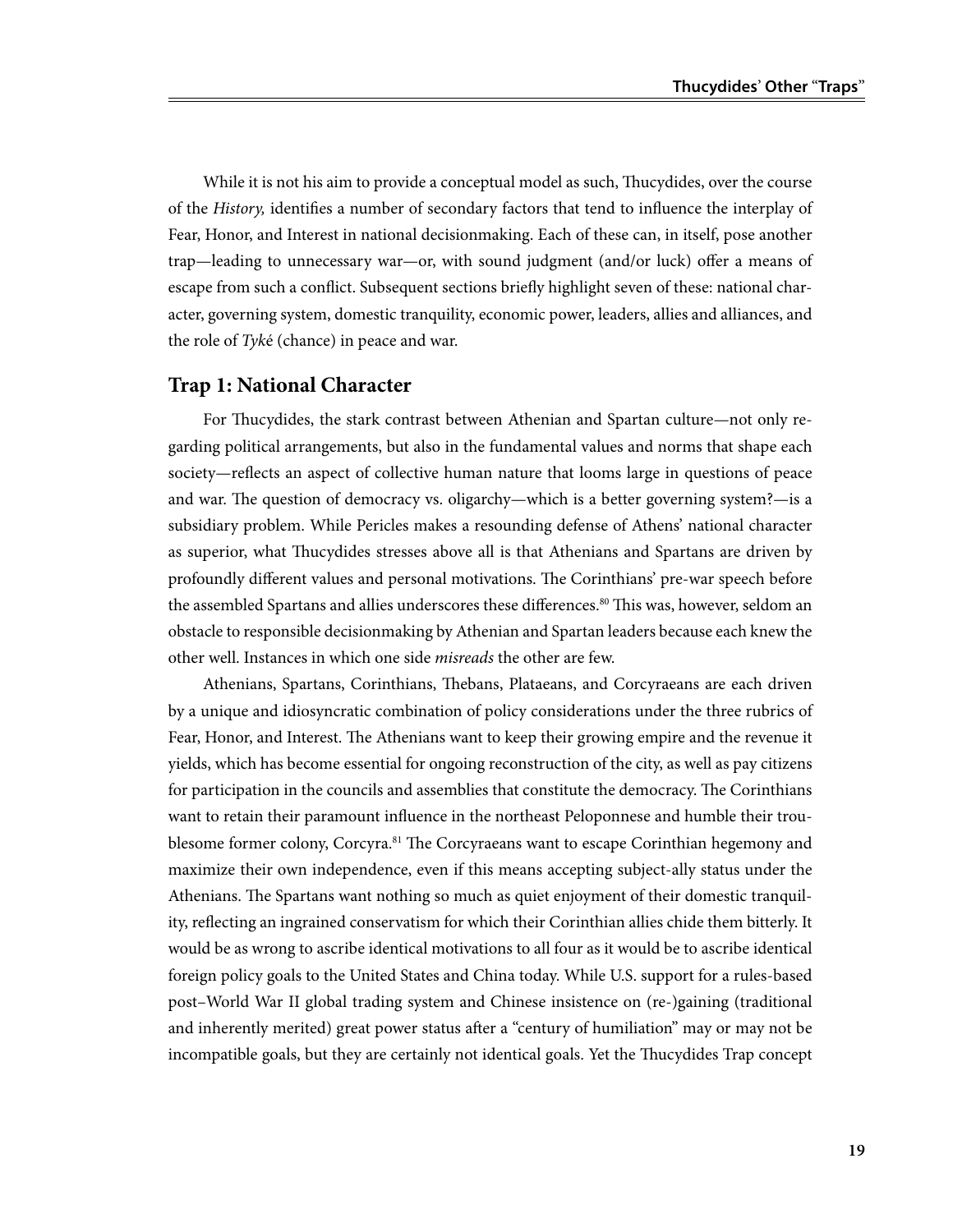While it is not his aim to provide a conceptual model as such, Thucydides, over the course of the *History,* identifies a number of secondary factors that tend to influence the interplay of Fear, Honor, and Interest in national decisionmaking. Each of these can, in itself, pose another trap—leading to unnecessary war—or, with sound judgment (and/or luck) offer a means of escape from such a conflict. Subsequent sections briefly highlight seven of these: national character, governing system, domestic tranquility, economic power, leaders, allies and alliances, and the role of *Tyk*é (chance) in peace and war.

## Trap 1: National Character

For Thucydides, the stark contrast between Athenian and Spartan culture—not only regarding political arrangements, but also in the fundamental values and norms that shape each society—reflects an aspect of collective human nature that looms large in questions of peace and war. The question of democracy vs. oligarchy—which is a better governing system?—is a subsidiary problem. While Pericles makes a resounding defense of Athens' national character as superior, what Thucydides stresses above all is that Athenians and Spartans are driven by profoundly different values and personal motivations. The Corinthians' pre-war speech before the assembled Spartans and allies underscores these differences.[80] This was, however, seldom an obstacle to responsible decisionmaking by Athenian and Spartan leaders because each knew the other well. Instances in which one side *misreads* the other are few.

Athenians, Spartans, Corinthians, Thebans, Plataeans, and Corcyraeans are each driven by a unique and idiosyncratic combination of policy considerations under the three rubrics of Fear, Honor, and Interest. The Athenians want to keep their growing empire and the revenue it yields, which has become essential for ongoing reconstruction of the city, as well as pay citizens for participation in the councils and assemblies that constitute the democracy. The Corinthians want to retain their paramount influence in the northeast Peloponnese and humble their troublesome former colony, Corcyra.[81] The Corcyraeans want to escape Corinthian hegemony and maximize their own independence, even if this means accepting subject-ally status under the Athenians. The Spartans want nothing so much as quiet enjoyment of their domestic tranquility, reflecting an ingrained conservatism for which their Corinthian allies chide them bitterly. It would be as wrong to ascribe identical motivations to all four as it would be to ascribe identical foreign policy goals to the United States and China today. While U.S. support for a rules-based post–World War II global trading system and Chinese insistence on (re-)gaining (traditional and inherently merited) great power status after a "century of humiliation" may or may not be incompatible goals, but they are certainly not identical goals. Yet the Thucydides Trap concept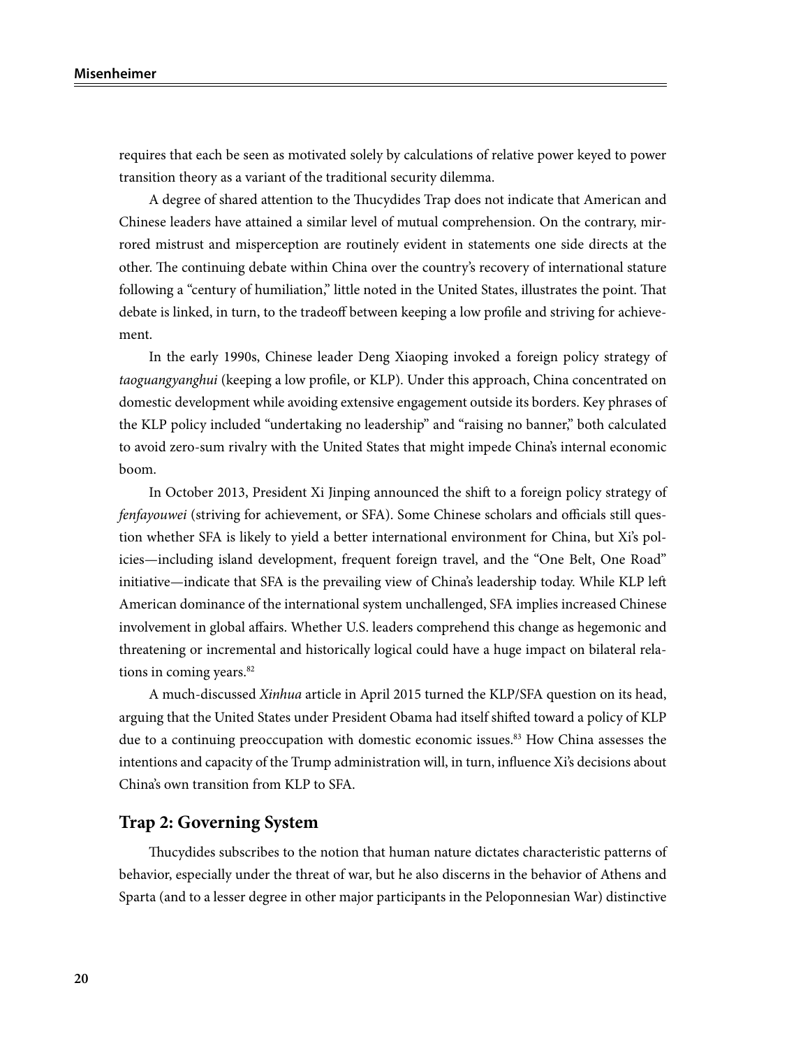requires that each be seen as motivated solely by calculations of relative power keyed to power transition theory as a variant of the traditional security dilemma.

A degree of shared attention to the Thucydides Trap does not indicate that American and Chinese leaders have attained a similar level of mutual comprehension. On the contrary, mirrored mistrust and misperception are routinely evident in statements one side directs at the other. The continuing debate within China over the country's recovery of international stature following a "century of humiliation," little noted in the United States, illustrates the point. That debate is linked, in turn, to the tradeoff between keeping a low profile and striving for achievement.

In the early 1990s, Chinese leader Deng Xiaoping invoked a foreign policy strategy of *taoguangyanghui* (keeping a low profile, or KLP). Under this approach, China concentrated on domestic development while avoiding extensive engagement outside its borders. Key phrases of the KLP policy included "undertaking no leadership" and "raising no banner," both calculated to avoid zero-sum rivalry with the United States that might impede China's internal economic boom.

In October 2013, President Xi Jinping announced the shift to a foreign policy strategy of *fenfayouwei* (striving for achievement, or SFA). Some Chinese scholars and officials still question whether SFA is likely to yield a better international environment for China, but Xi's policies—including island development, frequent foreign travel, and the "One Belt, One Road" initiative—indicate that SFA is the prevailing view of China's leadership today. While KLP left American dominance of the international system unchallenged, SFA implies increased Chinese involvement in global affairs. Whether U.S. leaders comprehend this change as hegemonic and threatening or incremental and historically logical could have a huge impact on bilateral relations in coming years.[82]

A much-discussed *Xinhua* article in April 2015 turned the KLP/SFA question on its head, arguing that the United States under President Obama had itself shifted toward a policy of KLP due to a continuing preoccupation with domestic economic issues.[83] How China assesses the intentions and capacity of the Trump administration will, in turn, influence Xi's decisions about China's own transition from KLP to SFA.

## Trap 2: Governing System

Thucydides subscribes to the notion that human nature dictates characteristic patterns of behavior, especially under the threat of war, but he also discerns in the behavior of Athens and Sparta (and to a lesser degree in other major participants in the Peloponnesian War) distinctive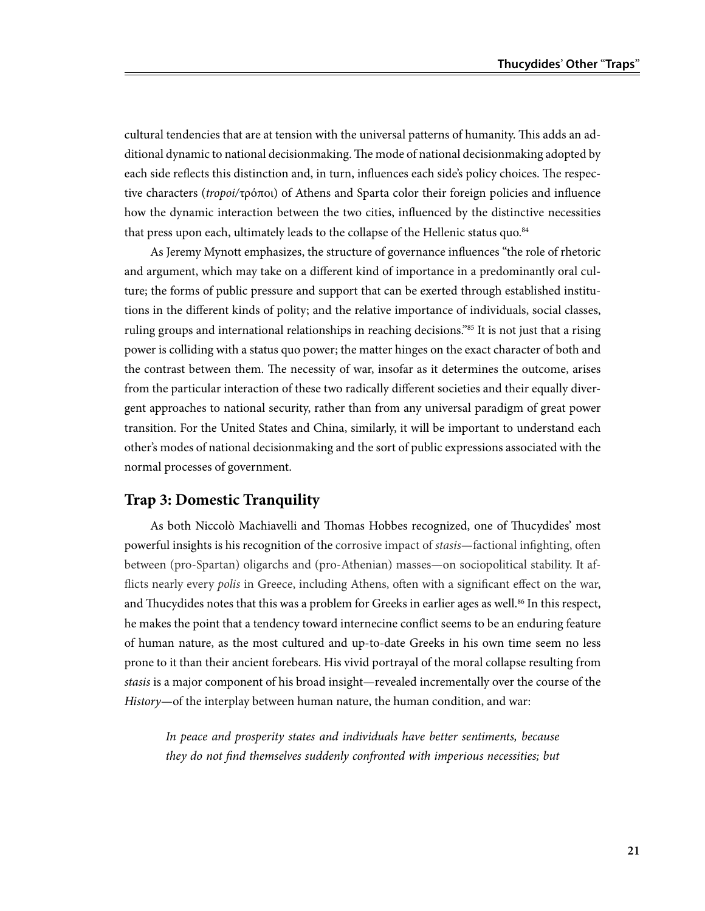cultural tendencies that are at tension with the universal patterns of humanity. This adds an additional dynamic to national decisionmaking. The mode of national decisionmaking adopted by each side reflects this distinction and, in turn, influences each side's policy choices. The respective characters (*tropoi*/τρόποι) of Athens and Sparta color their foreign policies and influence how the dynamic interaction between the two cities, influenced by the distinctive necessities that press upon each, ultimately leads to the collapse of the Hellenic status quo.[84]

As Jeremy Mynott emphasizes, the structure of governance influences "the role of rhetoric and argument, which may take on a different kind of importance in a predominantly oral culture; the forms of public pressure and support that can be exerted through established institutions in the different kinds of polity; and the relative importance of individuals, social classes, ruling groups and international relationships in reaching decisions."[85] It is not just that a rising power is colliding with a status quo power; the matter hinges on the exact character of both and the contrast between them. The necessity of war, insofar as it determines the outcome, arises from the particular interaction of these two radically different societies and their equally divergent approaches to national security, rather than from any universal paradigm of great power transition. For the United States and China, similarly, it will be important to understand each other's modes of national decisionmaking and the sort of public expressions associated with the normal processes of government.

## Trap 3: Domestic Tranquility

As both Niccolò Machiavelli and Thomas Hobbes recognized, one of Thucydides' most powerful insights is his recognition of the corrosive impact of *stasis*—factional infighting, often between (pro-Spartan) oligarchs and (pro-Athenian) masses—on sociopolitical stability. It afflicts nearly every *polis* in Greece, including Athens, often with a significant effect on the war, and Thucydides notes that this was a problem for Greeks in earlier ages as well.[86] In this respect, he makes the point that a tendency toward internecine conflict seems to be an enduring feature of human nature, as the most cultured and up-to-date Greeks in his own time seem no less prone to it than their ancient forebears. His vivid portrayal of the moral collapse resulting from *stasis* is a major component of his broad insight—revealed incrementally over the course of the *History*—of the interplay between human nature, the human condition, and war:

> *In peace and prosperity states and individuals have better sentiments, because they do not find themselves suddenly confronted with imperious necessities; but*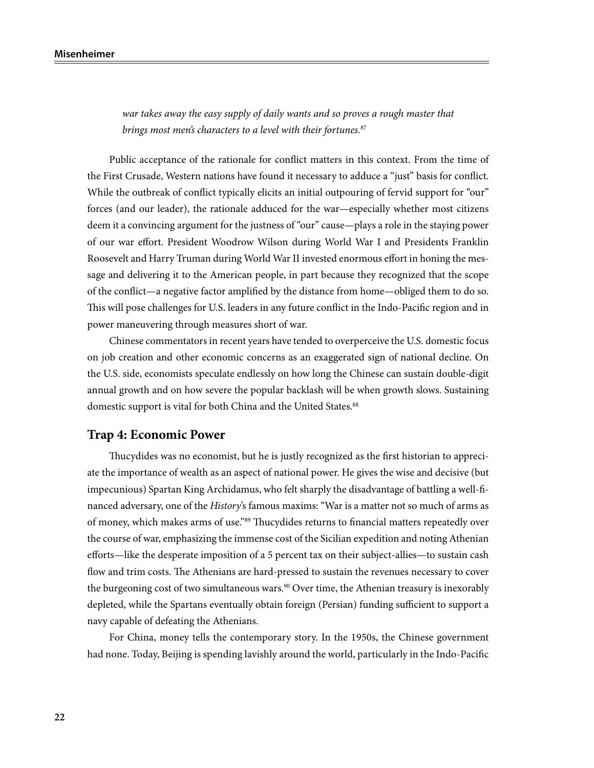*war takes away the easy supply of daily wants and so proves a rough master that brings most men's characters to a level with their fortunes.*[87]

Public acceptance of the rationale for conflict matters in this context. From the time of the First Crusade, Western nations have found it necessary to adduce a "just" basis for conflict. While the outbreak of conflict typically elicits an initial outpouring of fervid support for "our" forces (and our leader), the rationale adduced for the war—especially whether most citizens deem it a convincing argument for the justness of "our" cause—plays a role in the staying power of our war effort. President Woodrow Wilson during World War I and Presidents Franklin Roosevelt and Harry Truman during World War II invested enormous effort in honing the message and delivering it to the American people, in part because they recognized that the scope of the conflict—a negative factor amplified by the distance from home—obliged them to do so. This will pose challenges for U.S. leaders in any future conflict in the Indo-Pacific region and in power maneuvering through measures short of war.

Chinese commentators in recent years have tended to overperceive the U.S. domestic focus on job creation and other economic concerns as an exaggerated sign of national decline. On the U.S. side, economists speculate endlessly on how long the Chinese can sustain double-digit annual growth and on how severe the popular backlash will be when growth slows. Sustaining domestic support is vital for both China and the United States.[88]

## Trap 4: Economic Power

Thucydides was no economist, but he is justly recognized as the first historian to appreciate the importance of wealth as an aspect of national power. He gives the wise and decisive (but impecunious) Spartan King Archidamus, who felt sharply the disadvantage of battling a well-financed adversary, one of the *History*'s famous maxims: "War is a matter not so much of arms as of money, which makes arms of use."[89] Thucydides returns to financial matters repeatedly over the course of war, emphasizing the immense cost of the Sicilian expedition and noting Athenian efforts—like the desperate imposition of a 5 percent tax on their subject-allies—to sustain cash flow and trim costs. The Athenians are hard-pressed to sustain the revenues necessary to cover the burgeoning cost of two simultaneous wars.[90] Over time, the Athenian treasury is inexorably depleted, while the Spartans eventually obtain foreign (Persian) funding sufficient to support a navy capable of defeating the Athenians.

For China, money tells the contemporary story. In the 1950s, the Chinese government had none. Today, Beijing is spending lavishly around the world, particularly in the Indo-Pacific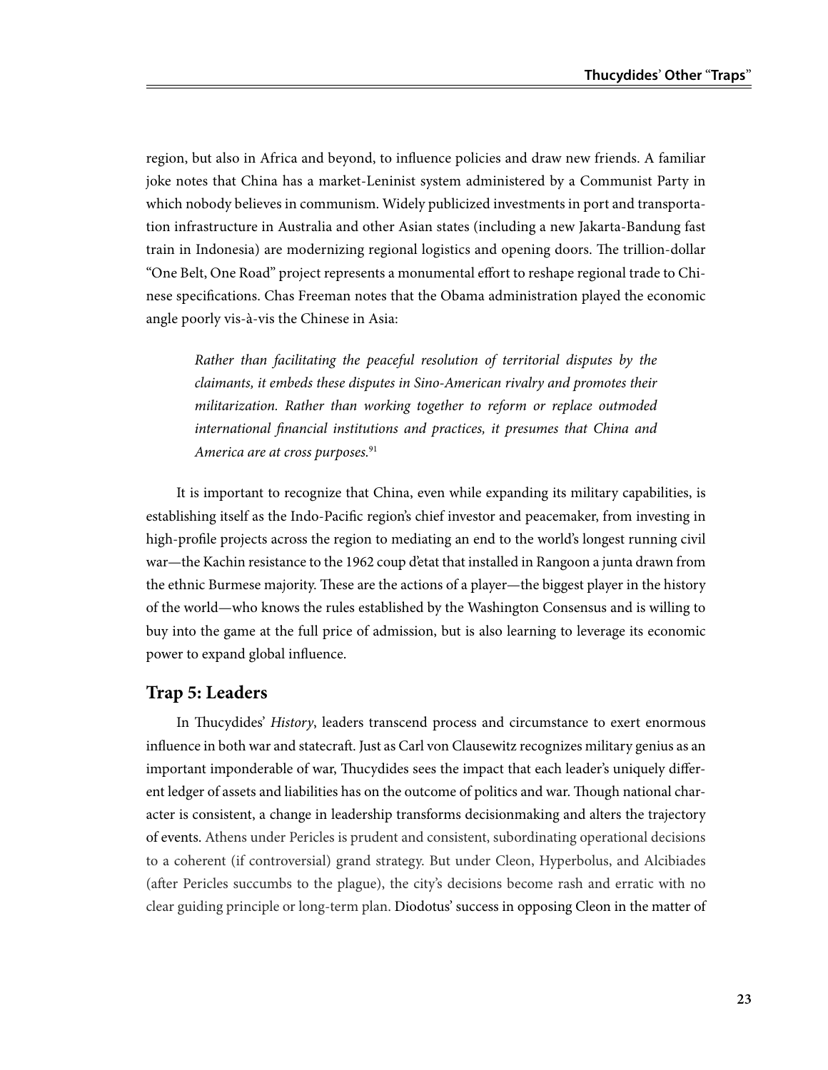region, but also in Africa and beyond, to influence policies and draw new friends. A familiar joke notes that China has a market-Leninist system administered by a Communist Party in which nobody believes in communism. Widely publicized investments in port and transportation infrastructure in Australia and other Asian states (including a new Jakarta-Bandung fast train in Indonesia) are modernizing regional logistics and opening doors. The trillion-dollar "One Belt, One Road" project represents a monumental effort to reshape regional trade to Chinese specifications. Chas Freeman notes that the Obama administration played the economic angle poorly vis-à-vis the Chinese in Asia:

> *Rather than facilitating the peaceful resolution of territorial disputes by the claimants, it embeds these disputes in Sino-American rivalry and promotes their militarization. Rather than working together to reform or replace outmoded international financial institutions and practices, it presumes that China and America are at cross purposes.*[91]

It is important to recognize that China, even while expanding its military capabilities, is establishing itself as the Indo-Pacific region's chief investor and peacemaker, from investing in high-profile projects across the region to mediating an end to the world's longest running civil war—the Kachin resistance to the 1962 coup d'etat that installed in Rangoon a junta drawn from the ethnic Burmese majority. These are the actions of a player—the biggest player in the history of the world—who knows the rules established by the Washington Consensus and is willing to buy into the game at the full price of admission, but is also learning to leverage its economic power to expand global influence.

## Trap 5: Leaders

In Thucydides' *History*, leaders transcend process and circumstance to exert enormous influence in both war and statecraft. Just as Carl von Clausewitz recognizes military genius as an important imponderable of war, Thucydides sees the impact that each leader's uniquely different ledger of assets and liabilities has on the outcome of politics and war. Though national character is consistent, a change in leadership transforms decisionmaking and alters the trajectory of events. Athens under Pericles is prudent and consistent, subordinating operational decisions to a coherent (if controversial) grand strategy. But under Cleon, Hyperbolus, and Alcibiades (after Pericles succumbs to the plague), the city's decisions become rash and erratic with no clear guiding principle or long-term plan. Diodotus' success in opposing Cleon in the matter of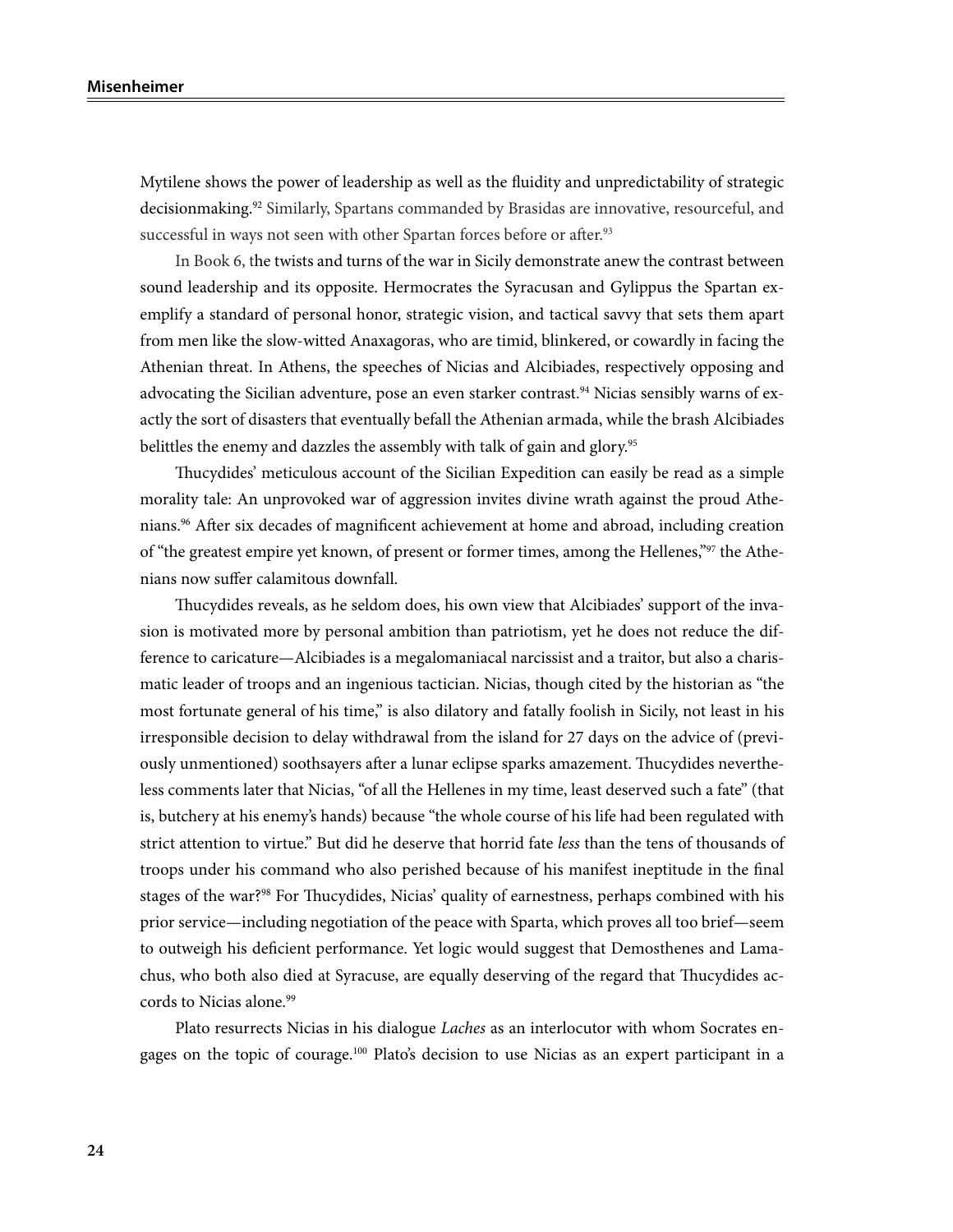Mytilene shows the power of leadership as well as the fluidity and unpredictability of strategic decisionmaking.[92] Similarly, Spartans commanded by Brasidas are innovative, resourceful, and successful in ways not seen with other Spartan forces before or after.[93]

In Book 6, the twists and turns of the war in Sicily demonstrate anew the contrast between sound leadership and its opposite. Hermocrates the Syracusan and Gylippus the Spartan exemplify a standard of personal honor, strategic vision, and tactical savvy that sets them apart from men like the slow-witted Anaxagoras, who are timid, blinkered, or cowardly in facing the Athenian threat. In Athens, the speeches of Nicias and Alcibiades, respectively opposing and advocating the Sicilian adventure, pose an even starker contrast.[94] Nicias sensibly warns of exactly the sort of disasters that eventually befall the Athenian armada, while the brash Alcibiades belittles the enemy and dazzles the assembly with talk of gain and glory.[95]

Thucydides' meticulous account of the Sicilian Expedition can easily be read as a simple morality tale: An unprovoked war of aggression invites divine wrath against the proud Athenians.[96] After six decades of magnificent achievement at home and abroad, including creation of "the greatest empire yet known, of present or former times, among the Hellenes,"[97] the Athenians now suffer calamitous downfall.

Thucydides reveals, as he seldom does, his own view that Alcibiades' support of the invasion is motivated more by personal ambition than patriotism, yet he does not reduce the difference to caricature—Alcibiades is a megalomaniacal narcissist and a traitor, but also a charismatic leader of troops and an ingenious tactician. Nicias, though cited by the historian as "the most fortunate general of his time," is also dilatory and fatally foolish in Sicily, not least in his irresponsible decision to delay withdrawal from the island for 27 days on the advice of (previously unmentioned) soothsayers after a lunar eclipse sparks amazement. Thucydides nevertheless comments later that Nicias, "of all the Hellenes in my time, least deserved such a fate" (that is, butchery at his enemy's hands) because "the whole course of his life had been regulated with strict attention to virtue." But did he deserve that horrid fate *less* than the tens of thousands of troops under his command who also perished because of his manifest ineptitude in the final stages of the war?[98] For Thucydides, Nicias' quality of earnestness, perhaps combined with his prior service—including negotiation of the peace with Sparta, which proves all too brief—seem to outweigh his deficient performance. Yet logic would suggest that Demosthenes and Lamachus, who both also died at Syracuse, are equally deserving of the regard that Thucydides accords to Nicias alone.[99]

Plato resurrects Nicias in his dialogue *Laches* as an interlocutor with whom Socrates engages on the topic of courage.[100] Plato's decision to use Nicias as an expert participant in a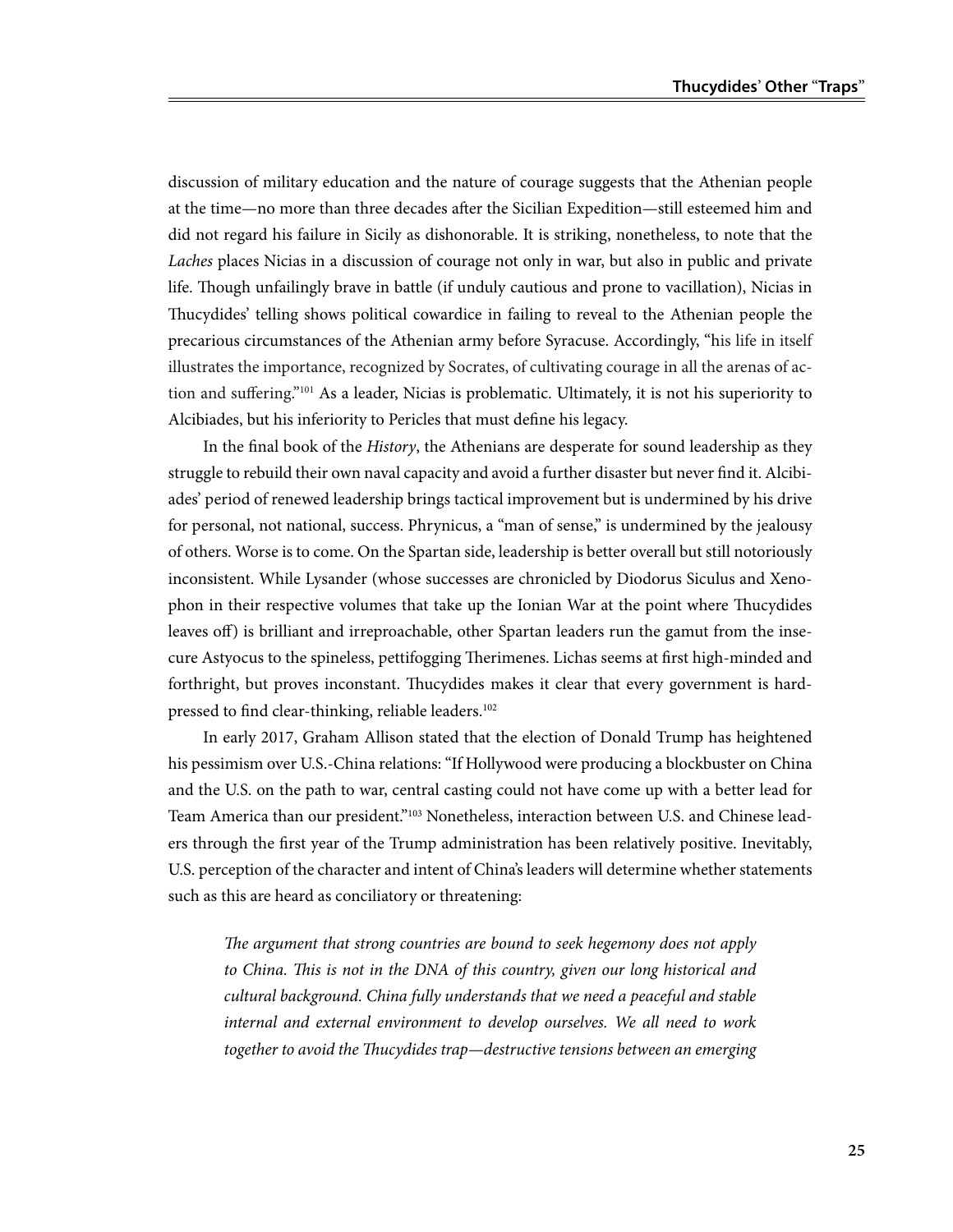discussion of military education and the nature of courage suggests that the Athenian people at the time—no more than three decades after the Sicilian Expedition—still esteemed him and did not regard his failure in Sicily as dishonorable. It is striking, nonetheless, to note that the *Laches* places Nicias in a discussion of courage not only in war, but also in public and private life. Though unfailingly brave in battle (if unduly cautious and prone to vacillation), Nicias in Thucydides' telling shows political cowardice in failing to reveal to the Athenian people the precarious circumstances of the Athenian army before Syracuse. Accordingly, "his life in itself illustrates the importance, recognized by Socrates, of cultivating courage in all the arenas of action and suffering."[101] As a leader, Nicias is problematic. Ultimately, it is not his superiority to Alcibiades, but his inferiority to Pericles that must define his legacy.

In the final book of the *History*, the Athenians are desperate for sound leadership as they struggle to rebuild their own naval capacity and avoid a further disaster but never find it. Alcibiades' period of renewed leadership brings tactical improvement but is undermined by his drive for personal, not national, success. Phrynicus, a "man of sense," is undermined by the jealousy of others. Worse is to come. On the Spartan side, leadership is better overall but still notoriously inconsistent. While Lysander (whose successes are chronicled by Diodorus Siculus and Xenophon in their respective volumes that take up the Ionian War at the point where Thucydides leaves off) is brilliant and irreproachable, other Spartan leaders run the gamut from the insecure Astyocus to the spineless, pettifogging Therimenes. Lichas seems at first high-minded and forthright, but proves inconstant. Thucydides makes it clear that every government is hard-pressed to find clear-thinking, reliable leaders.[102]

In early 2017, Graham Allison stated that the election of Donald Trump has heightened his pessimism over U.S.-China relations: "If Hollywood were producing a blockbuster on China and the U.S. on the path to war, central casting could not have come up with a better lead for Team America than our president."[103] Nonetheless, interaction between U.S. and Chinese leaders through the first year of the Trump administration has been relatively positive. Inevitably, U.S. perception of the character and intent of China's leaders will determine whether statements such as this are heard as conciliatory or threatening:

> *The argument that strong countries are bound to seek hegemony does not apply to China. This is not in the DNA of this country, given our long historical and cultural background. China fully understands that we need a peaceful and stable internal and external environment to develop ourselves. We all need to work together to avoid the Thucydides trap—destructive tensions between an emerging*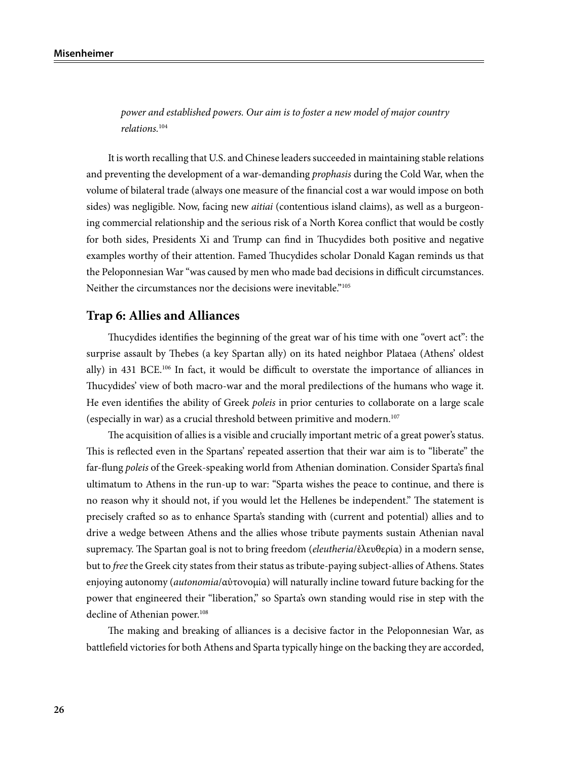*power and established powers. Our aim is to foster a new model of major country relations.*[104]

It is worth recalling that U.S. and Chinese leaders succeeded in maintaining stable relations and preventing the development of a war-demanding *prophasis* during the Cold War, when the volume of bilateral trade (always one measure of the financial cost a war would impose on both sides) was negligible. Now, facing new *aitiai* (contentious island claims), as well as a burgeoning commercial relationship and the serious risk of a North Korea conflict that would be costly for both sides, Presidents Xi and Trump can find in Thucydides both positive and negative examples worthy of their attention. Famed Thucydides scholar Donald Kagan reminds us that the Peloponnesian War "was caused by men who made bad decisions in difficult circumstances. Neither the circumstances nor the decisions were inevitable."[105]

## Trap 6: Allies and Alliances

Thucydides identifies the beginning of the great war of his time with one "overt act": the surprise assault by Thebes (a key Spartan ally) on its hated neighbor Plataea (Athens' oldest ally) in 431 BCE.[106] In fact, it would be difficult to overstate the importance of alliances in Thucydides' view of both macro-war and the moral predilections of the humans who wage it. He even identifies the ability of Greek *poleis* in prior centuries to collaborate on a large scale (especially in war) as a crucial threshold between primitive and modern.[107]

The acquisition of allies is a visible and crucially important metric of a great power's status. This is reflected even in the Spartans' repeated assertion that their war aim is to "liberate" the far-flung *poleis* of the Greek-speaking world from Athenian domination. Consider Sparta's final ultimatum to Athens in the run-up to war: "Sparta wishes the peace to continue, and there is no reason why it should not, if you would let the Hellenes be independent." The statement is precisely crafted so as to enhance Sparta's standing with (current and potential) allies and to drive a wedge between Athens and the allies whose tribute payments sustain Athenian naval supremacy. The Spartan goal is not to bring freedom (*eleutheria*/ἐλευθερία) in a modern sense, but to *free* the Greek city states from their status as tribute-paying subject-allies of Athens. States enjoying autonomy (*autonomia*/αὐτονομία) will naturally incline toward future backing for the power that engineered their "liberation," so Sparta's own standing would rise in step with the decline of Athenian power.[108]

The making and breaking of alliances is a decisive factor in the Peloponnesian War, as battlefield victories for both Athens and Sparta typically hinge on the backing they are accorded,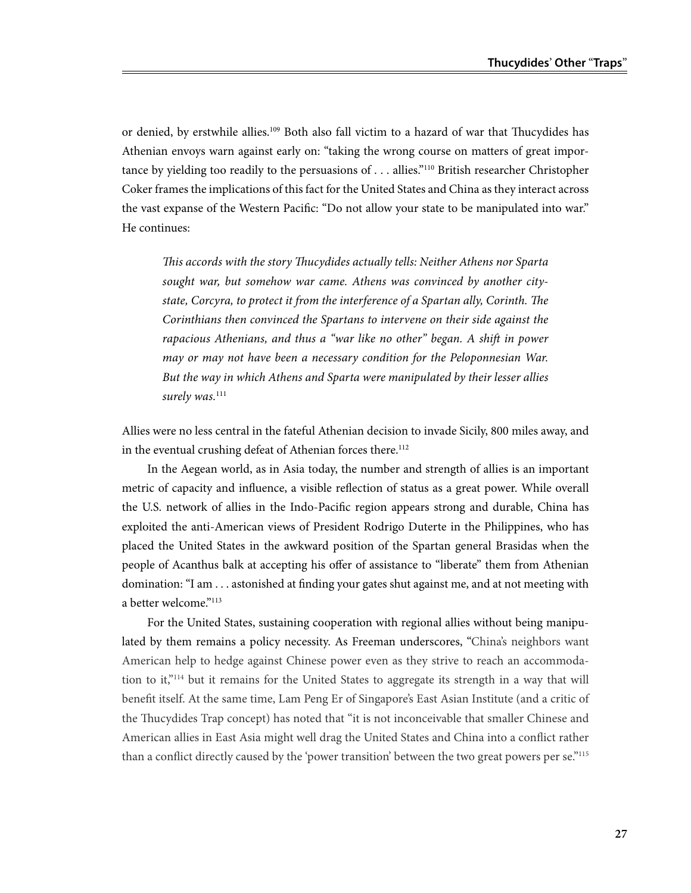or denied, by erstwhile allies.[109] Both also fall victim to a hazard of war that Thucydides has Athenian envoys warn against early on: "taking the wrong course on matters of great importance by yielding too readily to the persuasions of . . . allies."[110] British researcher Christopher Coker frames the implications of this fact for the United States and China as they interact across the vast expanse of the Western Pacific: "Do not allow your state to be manipulated into war." He continues:

> *This accords with the story Thucydides actually tells: Neither Athens nor Sparta sought war, but somehow war came. Athens was convinced by another city-state, Corcyra, to protect it from the interference of a Spartan ally, Corinth. The Corinthians then convinced the Spartans to intervene on their side against the rapacious Athenians, and thus a "war like no other" began. A shift in power may or may not have been a necessary condition for the Peloponnesian War. But the way in which Athens and Sparta were manipulated by their lesser allies surely was.*[111]

Allies were no less central in the fateful Athenian decision to invade Sicily, 800 miles away, and in the eventual crushing defeat of Athenian forces there.[112]

In the Aegean world, as in Asia today, the number and strength of allies is an important metric of capacity and influence, a visible reflection of status as a great power. While overall the U.S. network of allies in the Indo-Pacific region appears strong and durable, China has exploited the anti-American views of President Rodrigo Duterte in the Philippines, who has placed the United States in the awkward position of the Spartan general Brasidas when the people of Acanthus balk at accepting his offer of assistance to "liberate" them from Athenian domination: "I am . . . astonished at finding your gates shut against me, and at not meeting with a better welcome."[113]

For the United States, sustaining cooperation with regional allies without being manipulated by them remains a policy necessity. As Freeman underscores, "China's neighbors want American help to hedge against Chinese power even as they strive to reach an accommodation to it,"[114] but it remains for the United States to aggregate its strength in a way that will benefit itself. At the same time, Lam Peng Er of Singapore's East Asian Institute (and a critic of the Thucydides Trap concept) has noted that "it is not inconceivable that smaller Chinese and American allies in East Asia might well drag the United States and China into a conflict rather than a conflict directly caused by the 'power transition' between the two great powers per se."[115]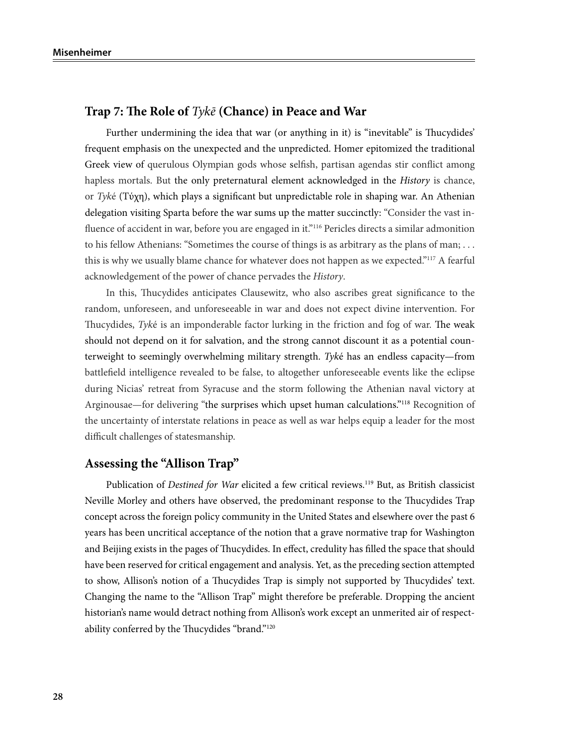## Trap 7: The Role of *Tykē* (Chance) in Peace and War

Further undermining the idea that war (or anything in it) is "inevitable" is Thucydides' frequent emphasis on the unexpected and the unpredicted. Homer epitomized the traditional Greek view of querulous Olympian gods whose selfish, partisan agendas stir conflict among hapless mortals. But the only preternatural element acknowledged in the *History* is chance, or *Tyké* (Τύχη), which plays a significant but unpredictable role in shaping war. An Athenian delegation visiting Sparta before the war sums up the matter succinctly: "Consider the vast influence of accident in war, before you are engaged in it."[116] Pericles directs a similar admonition to his fellow Athenians: "Sometimes the course of things is as arbitrary as the plans of man; . . . this is why we usually blame chance for whatever does not happen as we expected."[117] A fearful acknowledgement of the power of chance pervades the *History*.

In this, Thucydides anticipates Clausewitz, who also ascribes great significance to the random, unforeseen, and unforeseeable in war and does not expect divine intervention. For Thucydides, *Tyké* is an imponderable factor lurking in the friction and fog of war. The weak should not depend on it for salvation, and the strong cannot discount it as a potential counterweight to seemingly overwhelming military strength. *Tyké* has an endless capacity—from battlefield intelligence revealed to be false, to altogether unforeseeable events like the eclipse during Nicias' retreat from Syracuse and the storm following the Athenian naval victory at Arginousae—for delivering "the surprises which upset human calculations."[118] Recognition of the uncertainty of interstate relations in peace as well as war helps equip a leader for the most difficult challenges of statesmanship.

## Assessing the "Allison Trap"

Publication of *Destined for War* elicited a few critical reviews.[119] But, as British classicist Neville Morley and others have observed, the predominant response to the Thucydides Trap concept across the foreign policy community in the United States and elsewhere over the past 6 years has been uncritical acceptance of the notion that a grave normative trap for Washington and Beijing exists in the pages of Thucydides. In effect, credulity has filled the space that should have been reserved for critical engagement and analysis. Yet, as the preceding section attempted to show, Allison's notion of a Thucydides Trap is simply not supported by Thucydides' text. Changing the name to the "Allison Trap" might therefore be preferable. Dropping the ancient historian's name would detract nothing from Allison's work except an unmerited air of respectability conferred by the Thucydides "brand."[120]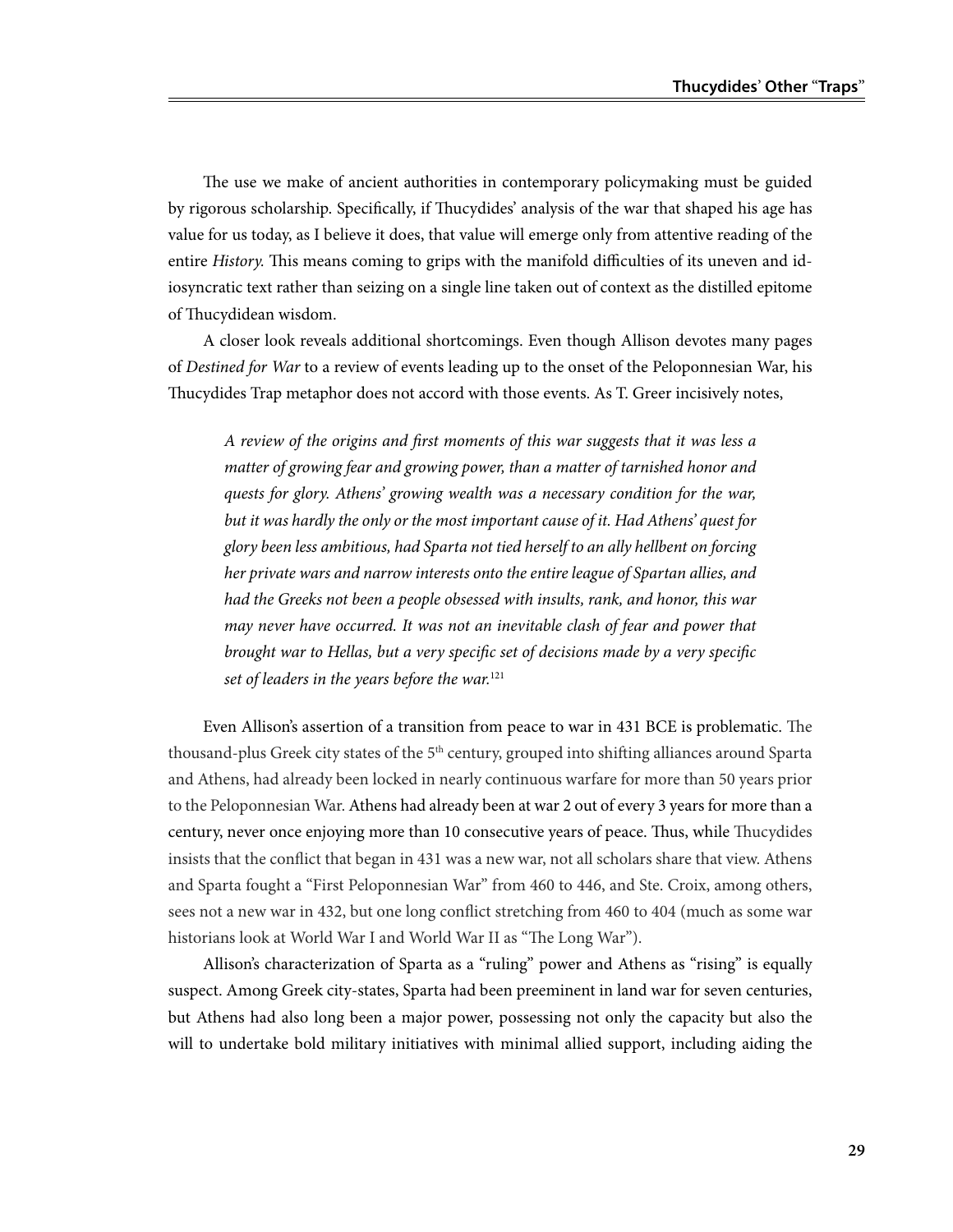The use we make of ancient authorities in contemporary policymaking must be guided by rigorous scholarship. Specifically, if Thucydides' analysis of the war that shaped his age has value for us today, as I believe it does, that value will emerge only from attentive reading of the entire *History.* This means coming to grips with the manifold difficulties of its uneven and idiosyncratic text rather than seizing on a single line taken out of context as the distilled epitome of Thucydidean wisdom.

A closer look reveals additional shortcomings. Even though Allison devotes many pages of *Destined for War* to a review of events leading up to the onset of the Peloponnesian War, his Thucydides Trap metaphor does not accord with those events. As T. Greer incisively notes,

> *A review of the origins and first moments of this war suggests that it was less a matter of growing fear and growing power, than a matter of tarnished honor and quests for glory. Athens' growing wealth was a necessary condition for the war, but it was hardly the only or the most important cause of it. Had Athens' quest for glory been less ambitious, had Sparta not tied herself to an ally hellbent on forcing her private wars and narrow interests onto the entire league of Spartan allies, and had the Greeks not been a people obsessed with insults, rank, and honor, this war may never have occurred. It was not an inevitable clash of fear and power that brought war to Hellas, but a very specific set of decisions made by a very specific set of leaders in the years before the war.*[121]

Even Allison's assertion of a transition from peace to war in 431 BCE is problematic. The thousand-plus Greek city states of the 5th century, grouped into shifting alliances around Sparta and Athens, had already been locked in nearly continuous warfare for more than 50 years prior to the Peloponnesian War. Athens had already been at war 2 out of every 3 years for more than a century, never once enjoying more than 10 consecutive years of peace. Thus, while Thucydides insists that the conflict that began in 431 was a new war, not all scholars share that view. Athens and Sparta fought a "First Peloponnesian War" from 460 to 446, and Ste. Croix, among others, sees not a new war in 432, but one long conflict stretching from 460 to 404 (much as some war historians look at World War I and World War II as "The Long War").

Allison's characterization of Sparta as a "ruling" power and Athens as "rising" is equally suspect. Among Greek city-states, Sparta had been preeminent in land war for seven centuries, but Athens had also long been a major power, possessing not only the capacity but also the will to undertake bold military initiatives with minimal allied support, including aiding the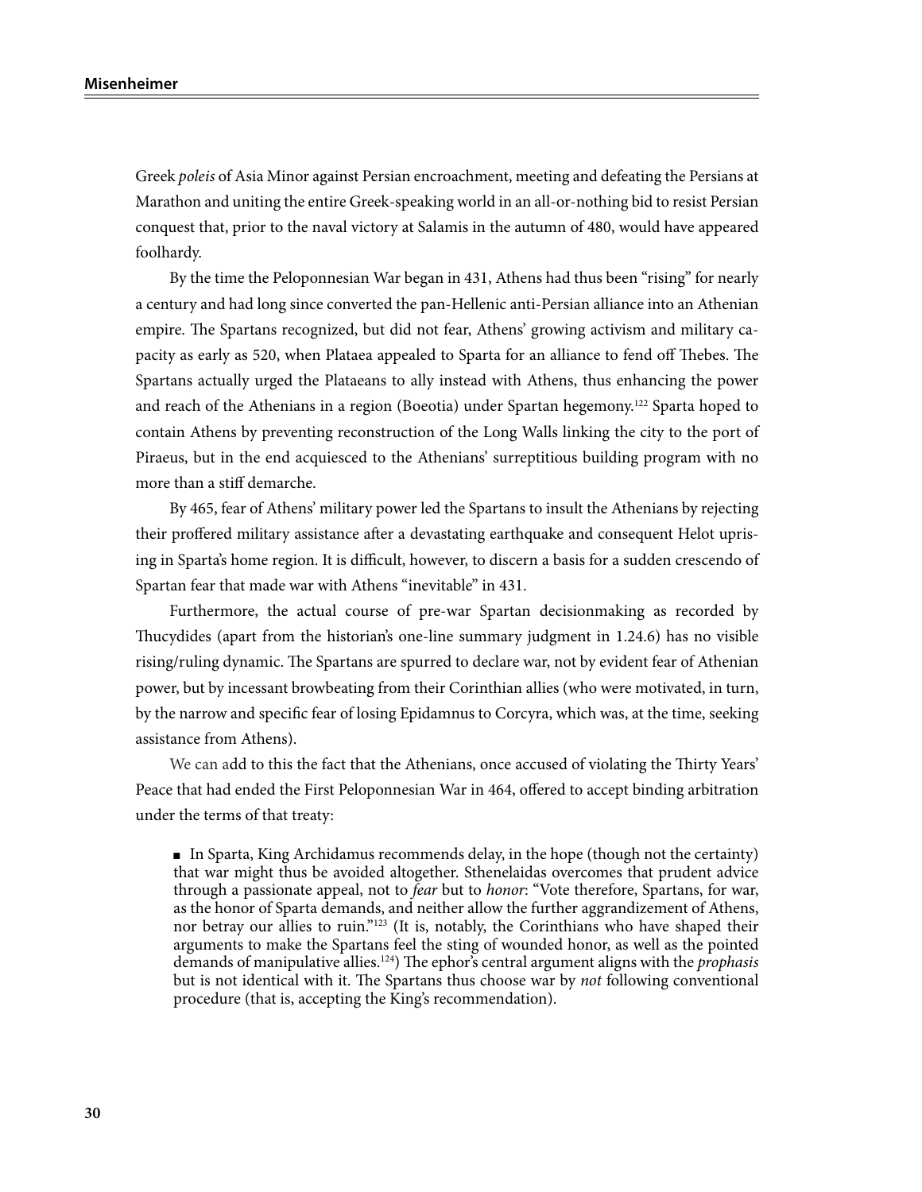Greek *poleis* of Asia Minor against Persian encroachment, meeting and defeating the Persians at Marathon and uniting the entire Greek-speaking world in an all-or-nothing bid to resist Persian conquest that, prior to the naval victory at Salamis in the autumn of 480, would have appeared foolhardy.

By the time the Peloponnesian War began in 431, Athens had thus been "rising" for nearly a century and had long since converted the pan-Hellenic anti-Persian alliance into an Athenian empire. The Spartans recognized, but did not fear, Athens' growing activism and military capacity as early as 520, when Plataea appealed to Sparta for an alliance to fend off Thebes. The Spartans actually urged the Plataeans to ally instead with Athens, thus enhancing the power and reach of the Athenians in a region (Boeotia) under Spartan hegemony.[122] Sparta hoped to contain Athens by preventing reconstruction of the Long Walls linking the city to the port of Piraeus, but in the end acquiesced to the Athenians' surreptitious building program with no more than a stiff demarche.

By 465, fear of Athens' military power led the Spartans to insult the Athenians by rejecting their proffered military assistance after a devastating earthquake and consequent Helot uprising in Sparta's home region. It is difficult, however, to discern a basis for a sudden crescendo of Spartan fear that made war with Athens "inevitable" in 431.

Furthermore, the actual course of pre-war Spartan decisionmaking as recorded by Thucydides (apart from the historian's one-line summary judgment in 1.24.6) has no visible rising/ruling dynamic. The Spartans are spurred to declare war, not by evident fear of Athenian power, but by incessant browbeating from their Corinthian allies (who were motivated, in turn, by the narrow and specific fear of losing Epidamnus to Corcyra, which was, at the time, seeking assistance from Athens).

We can add to this the fact that the Athenians, once accused of violating the Thirty Years' Peace that had ended the First Peloponnesian War in 464, offered to accept binding arbitration under the terms of that treaty:

- In Sparta, King Archidamus recommends delay, in the hope (though not the certainty) that war might thus be avoided altogether. Sthenelaidas overcomes that prudent advice through a passionate appeal, not to *fear* but to *honor*: "Vote therefore, Spartans, for war, as the honor of Sparta demands, and neither allow the further aggrandizement of Athens, nor betray our allies to ruin."[123] (It is, notably, the Corinthians who have shaped their arguments to make the Spartans feel the sting of wounded honor, as well as the pointed demands of manipulative allies.[124]) The ephor's central argument aligns with the *prophasis* but is not identical with it. The Spartans thus choose war by *not* following conventional procedure (that is, accepting the King's recommendation).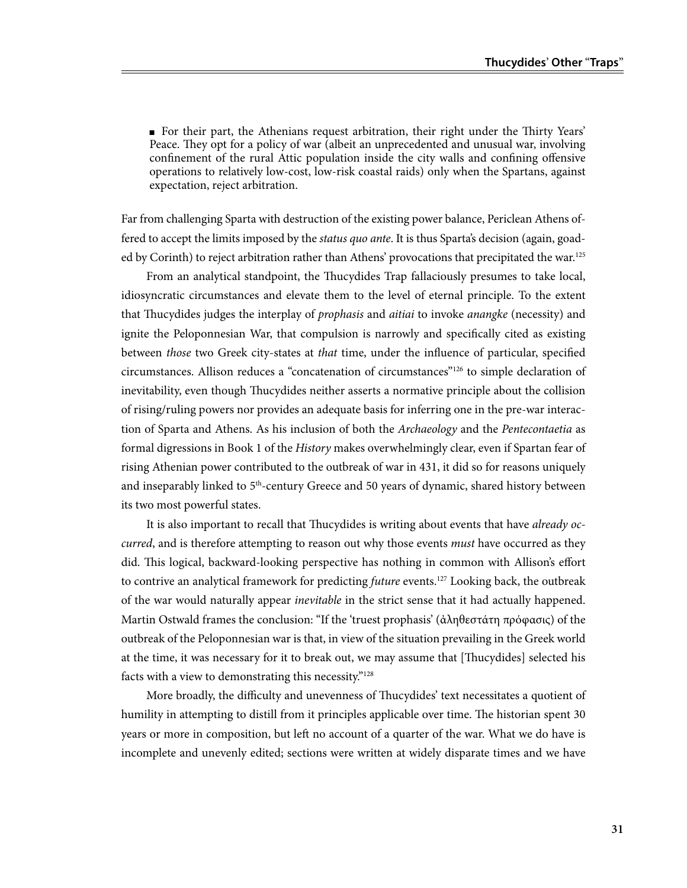- For their part, the Athenians request arbitration, their right under the Thirty Years' Peace. They opt for a policy of war (albeit an unprecedented and unusual war, involving confinement of the rural Attic population inside the city walls and confining offensive operations to relatively low-cost, low-risk coastal raids) only when the Spartans, against expectation, reject arbitration.

Far from challenging Sparta with destruction of the existing power balance, Periclean Athens offered to accept the limits imposed by the *status quo ante*. It is thus Sparta's decision (again, goaded by Corinth) to reject arbitration rather than Athens' provocations that precipitated the war.[125]

From an analytical standpoint, the Thucydides Trap fallaciously presumes to take local, idiosyncratic circumstances and elevate them to the level of eternal principle. To the extent that Thucydides judges the interplay of *prophasis* and *aitiai* to invoke *anangke* (necessity) and ignite the Peloponnesian War, that compulsion is narrowly and specifically cited as existing between *those* two Greek city-states at *that* time, under the influence of particular, specified circumstances. Allison reduces a "concatenation of circumstances"[126] to simple declaration of inevitability, even though Thucydides neither asserts a normative principle about the collision of rising/ruling powers nor provides an adequate basis for inferring one in the pre-war interaction of Sparta and Athens. As his inclusion of both the *Archaeology* and the *Pentecontaetia* as formal digressions in Book 1 of the *History* makes overwhelmingly clear, even if Spartan fear of rising Athenian power contributed to the outbreak of war in 431, it did so for reasons uniquely and inseparably linked to 5th-century Greece and 50 years of dynamic, shared history between its two most powerful states.

It is also important to recall that Thucydides is writing about events that have *already occurred*, and is therefore attempting to reason out why those events *must* have occurred as they did. This logical, backward-looking perspective has nothing in common with Allison's effort to contrive an analytical framework for predicting *future* events.[127] Looking back, the outbreak of the war would naturally appear *inevitable* in the strict sense that it had actually happened. Martin Ostwald frames the conclusion: "If the 'truest prophasis' (ἀληθεστάτη πρόφασις) of the outbreak of the Peloponnesian war is that, in view of the situation prevailing in the Greek world at the time, it was necessary for it to break out, we may assume that [Thucydides] selected his facts with a view to demonstrating this necessity."[128]

More broadly, the difficulty and unevenness of Thucydides' text necessitates a quotient of humility in attempting to distill from it principles applicable over time. The historian spent 30 years or more in composition, but left no account of a quarter of the war. What we do have is incomplete and unevenly edited; sections were written at widely disparate times and we have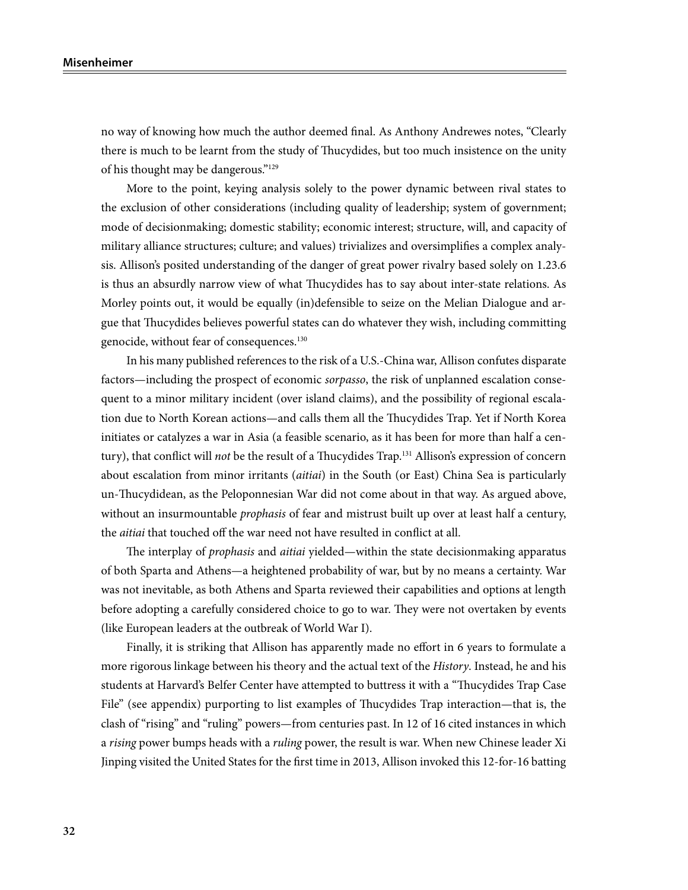no way of knowing how much the author deemed final. As Anthony Andrewes notes, "Clearly there is much to be learnt from the study of Thucydides, but too much insistence on the unity of his thought may be dangerous."[129]

More to the point, keying analysis solely to the power dynamic between rival states to the exclusion of other considerations (including quality of leadership; system of government; mode of decisionmaking; domestic stability; economic interest; structure, will, and capacity of military alliance structures; culture; and values) trivializes and oversimplifies a complex analysis. Allison's posited understanding of the danger of great power rivalry based solely on 1.23.6 is thus an absurdly narrow view of what Thucydides has to say about inter-state relations. As Morley points out, it would be equally (in)defensible to seize on the Melian Dialogue and argue that Thucydides believes powerful states can do whatever they wish, including committing genocide, without fear of consequences.[130]

In his many published references to the risk of a U.S.-China war, Allison confutes disparate factors—including the prospect of economic *sorpasso*, the risk of unplanned escalation consequent to a minor military incident (over island claims), and the possibility of regional escalation due to North Korean actions—and calls them all the Thucydides Trap. Yet if North Korea initiates or catalyzes a war in Asia (a feasible scenario, as it has been for more than half a century), that conflict will *not* be the result of a Thucydides Trap.[131] Allison's expression of concern about escalation from minor irritants (*aitiai*) in the South (or East) China Sea is particularly un-Thucydidean, as the Peloponnesian War did not come about in that way. As argued above, without an insurmountable *prophasis* of fear and mistrust built up over at least half a century, the *aitiai* that touched off the war need not have resulted in conflict at all.

The interplay of *prophasis* and *aitiai* yielded—within the state decisionmaking apparatus of both Sparta and Athens—a heightened probability of war, but by no means a certainty. War was not inevitable, as both Athens and Sparta reviewed their capabilities and options at length before adopting a carefully considered choice to go to war. They were not overtaken by events (like European leaders at the outbreak of World War I).

Finally, it is striking that Allison has apparently made no effort in 6 years to formulate a more rigorous linkage between his theory and the actual text of the *History*. Instead, he and his students at Harvard's Belfer Center have attempted to buttress it with a "Thucydides Trap Case File" (see appendix) purporting to list examples of Thucydides Trap interaction—that is, the clash of "rising" and "ruling" powers—from centuries past. In 12 of 16 cited instances in which a *rising* power bumps heads with a *ruling* power, the result is war. When new Chinese leader Xi Jinping visited the United States for the first time in 2013, Allison invoked this 12-for-16 batting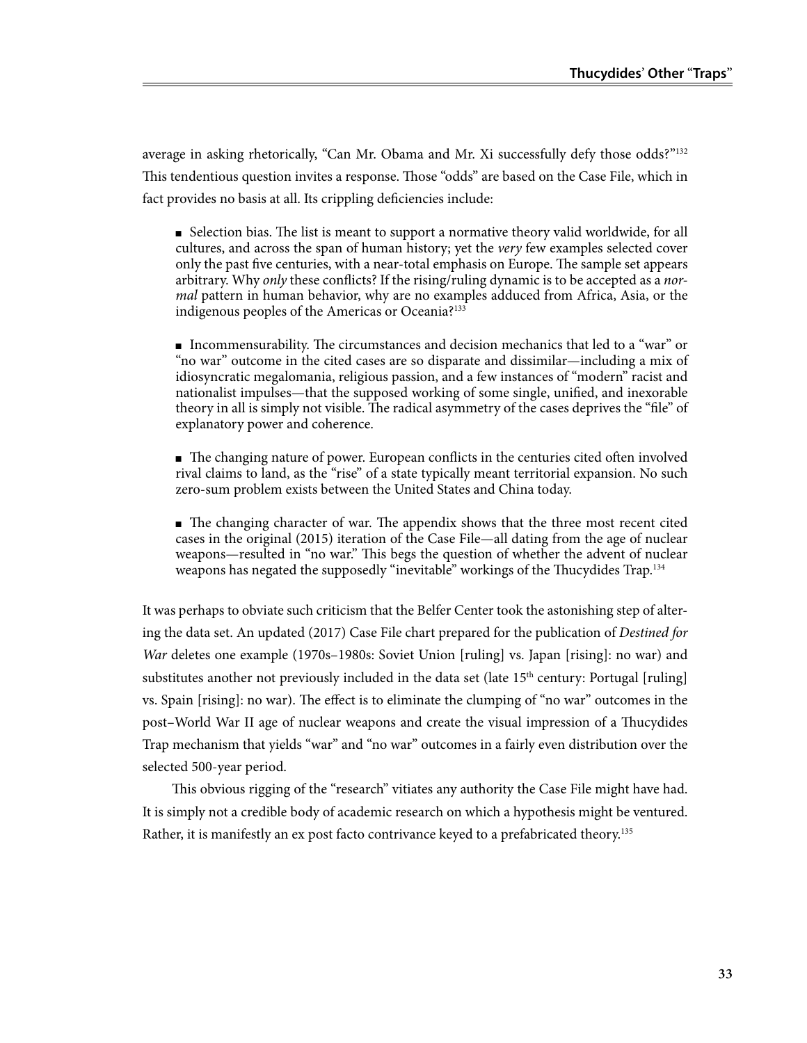average in asking rhetorically, "Can Mr. Obama and Mr. Xi successfully defy those odds?"[132] This tendentious question invites a response. Those "odds" are based on the Case File, which in fact provides no basis at all. Its crippling deficiencies include:

- Selection bias. The list is meant to support a normative theory valid worldwide, for all cultures, and across the span of human history; yet the *very* few examples selected cover only the past five centuries, with a near-total emphasis on Europe. The sample set appears arbitrary. Why *only* these conflicts? If the rising/ruling dynamic is to be accepted as a *normal* pattern in human behavior, why are no examples adduced from Africa, Asia, or the indigenous peoples of the Americas or Oceania?[133]

- Incommensurability. The circumstances and decision mechanics that led to a "war" or "no war" outcome in the cited cases are so disparate and dissimilar—including a mix of idiosyncratic megalomania, religious passion, and a few instances of "modern" racist and nationalist impulses—that the supposed working of some single, unified, and inexorable theory in all is simply not visible. The radical asymmetry of the cases deprives the "file" of explanatory power and coherence.

- The changing nature of power. European conflicts in the centuries cited often involved rival claims to land, as the "rise" of a state typically meant territorial expansion. No such zero-sum problem exists between the United States and China today.

- The changing character of war. The appendix shows that the three most recent cited cases in the original (2015) iteration of the Case File—all dating from the age of nuclear weapons—resulted in "no war." This begs the question of whether the advent of nuclear weapons has negated the supposedly "inevitable" workings of the Thucydides Trap.[134]

It was perhaps to obviate such criticism that the Belfer Center took the astonishing step of altering the data set. An updated (2017) Case File chart prepared for the publication of *Destined for War* deletes one example (1970s–1980s: Soviet Union [ruling] vs. Japan [rising]: no war) and substitutes another not previously included in the data set (late 15th century: Portugal [ruling] vs. Spain [rising]: no war). The effect is to eliminate the clumping of "no war" outcomes in the post–World War II age of nuclear weapons and create the visual impression of a Thucydides Trap mechanism that yields "war" and "no war" outcomes in a fairly even distribution over the selected 500-year period.

This obvious rigging of the "research" vitiates any authority the Case File might have had. It is simply not a credible body of academic research on which a hypothesis might be ventured. Rather, it is manifestly an ex post facto contrivance keyed to a prefabricated theory.[135]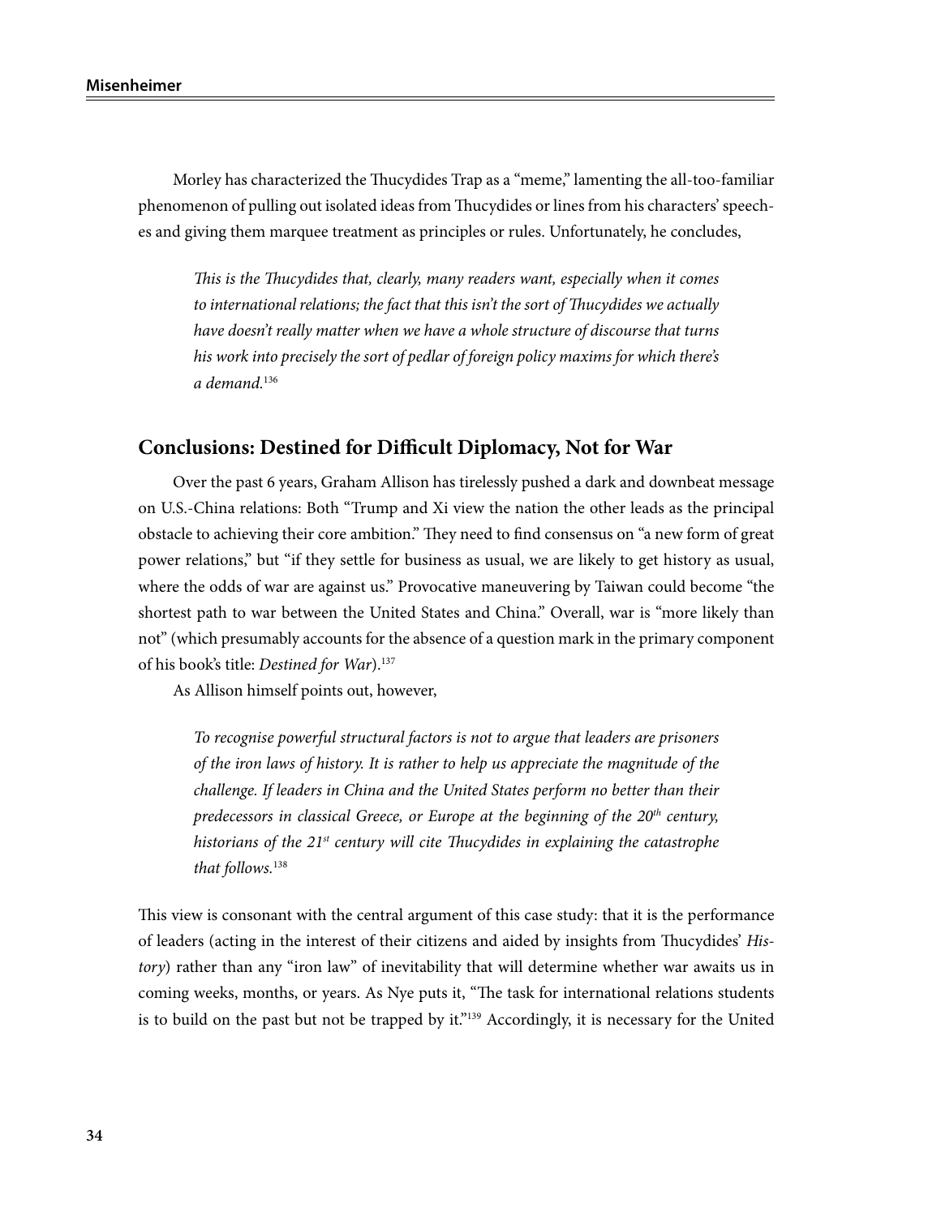Morley has characterized the Thucydides Trap as a "meme," lamenting the all-too-familiar phenomenon of pulling out isolated ideas from Thucydides or lines from his characters' speeches and giving them marquee treatment as principles or rules. Unfortunately, he concludes,

> *This is the Thucydides that, clearly, many readers want, especially when it comes to international relations; the fact that this isn't the sort of Thucydides we actually have doesn't really matter when we have a whole structure of discourse that turns his work into precisely the sort of pedlar of foreign policy maxims for which there's a demand.*[136]

## Conclusions: Destined for Difficult Diplomacy, Not for War

Over the past 6 years, Graham Allison has tirelessly pushed a dark and downbeat message on U.S.-China relations: Both "Trump and Xi view the nation the other leads as the principal obstacle to achieving their core ambition." They need to find consensus on "a new form of great power relations," but "if they settle for business as usual, we are likely to get history as usual, where the odds of war are against us." Provocative maneuvering by Taiwan could become "the shortest path to war between the United States and China." Overall, war is "more likely than not" (which presumably accounts for the absence of a question mark in the primary component of his book's title: *Destined for War*).[137]

As Allison himself points out, however,

> *To recognise powerful structural factors is not to argue that leaders are prisoners of the iron laws of history. It is rather to help us appreciate the magnitude of the challenge. If leaders in China and the United States perform no better than their predecessors in classical Greece, or Europe at the beginning of the 20th century, historians of the 21st century will cite Thucydides in explaining the catastrophe that follows.*[138]

This view is consonant with the central argument of this case study: that it is the performance of leaders (acting in the interest of their citizens and aided by insights from Thucydides' *History*) rather than any "iron law" of inevitability that will determine whether war awaits us in coming weeks, months, or years. As Nye puts it, "The task for international relations students is to build on the past but not be trapped by it."[139] Accordingly, it is necessary for the United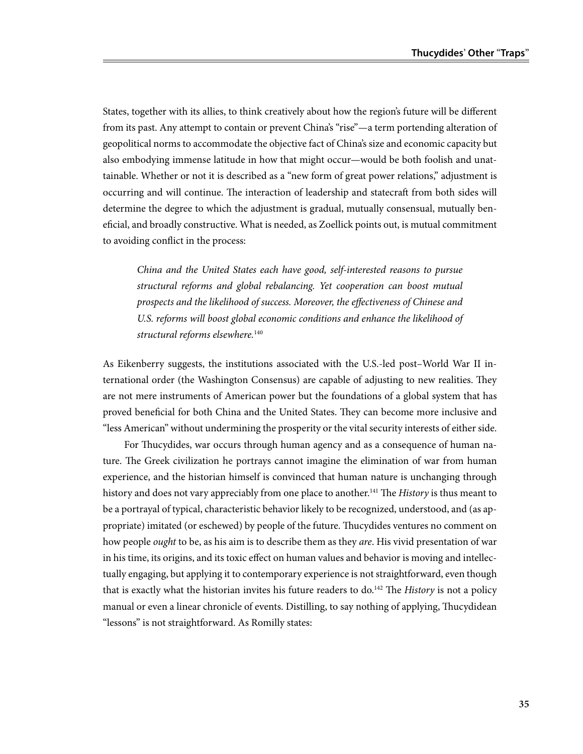States, together with its allies, to think creatively about how the region's future will be different from its past. Any attempt to contain or prevent China's "rise"—a term portending alteration of geopolitical norms to accommodate the objective fact of China's size and economic capacity but also embodying immense latitude in how that might occur—would be both foolish and unattainable. Whether or not it is described as a "new form of great power relations," adjustment is occurring and will continue. The interaction of leadership and statecraft from both sides will determine the degree to which the adjustment is gradual, mutually consensual, mutually beneficial, and broadly constructive. What is needed, as Zoellick points out, is mutual commitment to avoiding conflict in the process:

> *China and the United States each have good, self-interested reasons to pursue structural reforms and global rebalancing. Yet cooperation can boost mutual prospects and the likelihood of success. Moreover, the effectiveness of Chinese and U.S. reforms will boost global economic conditions and enhance the likelihood of structural reforms elsewhere.*[140]

As Eikenberry suggests, the institutions associated with the U.S.-led post–World War II international order (the Washington Consensus) are capable of adjusting to new realities. They are not mere instruments of American power but the foundations of a global system that has proved beneficial for both China and the United States. They can become more inclusive and "less American" without undermining the prosperity or the vital security interests of either side.

For Thucydides, war occurs through human agency and as a consequence of human nature. The Greek civilization he portrays cannot imagine the elimination of war from human experience, and the historian himself is convinced that human nature is unchanging through history and does not vary appreciably from one place to another.[141] The *History* is thus meant to be a portrayal of typical, characteristic behavior likely to be recognized, understood, and (as appropriate) imitated (or eschewed) by people of the future. Thucydides ventures no comment on how people *ought* to be, as his aim is to describe them as they *are*. His vivid presentation of war in his time, its origins, and its toxic effect on human values and behavior is moving and intellectually engaging, but applying it to contemporary experience is not straightforward, even though that is exactly what the historian invites his future readers to do.[142] The *History* is not a policy manual or even a linear chronicle of events. Distilling, to say nothing of applying, Thucydidean "lessons" is not straightforward. As Romilly states: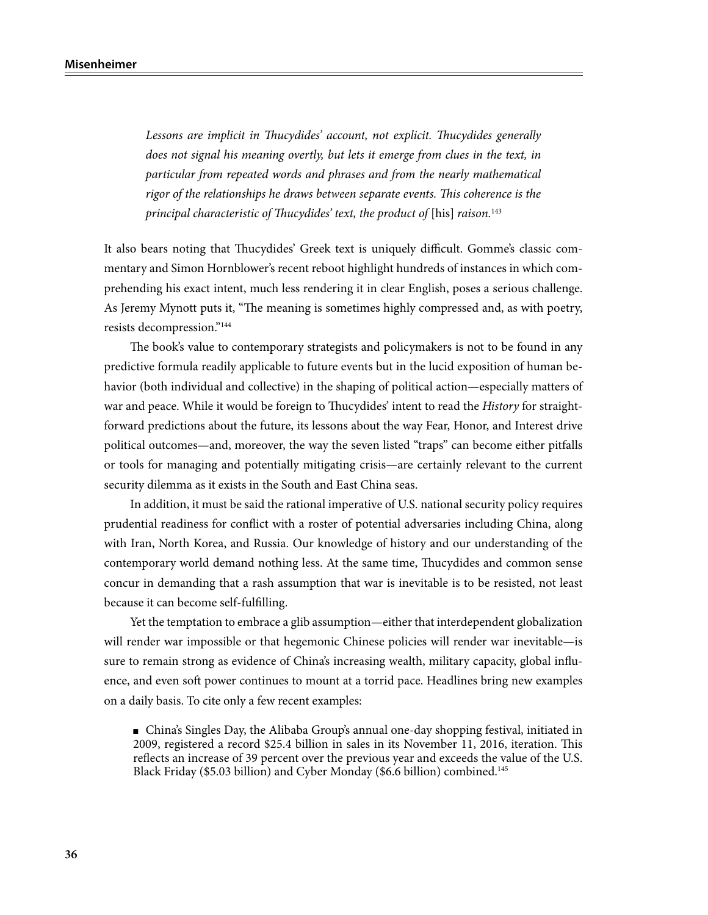> *Lessons are implicit in Thucydides' account, not explicit. Thucydides generally does not signal his meaning overtly, but lets it emerge from clues in the text, in particular from repeated words and phrases and from the nearly mathematical rigor of the relationships he draws between separate events. This coherence is the principal characteristic of Thucydides' text, the product of* [his] *raison.*[143]

It also bears noting that Thucydides' Greek text is uniquely difficult. Gomme's classic commentary and Simon Hornblower's recent reboot highlight hundreds of instances in which comprehending his exact intent, much less rendering it in clear English, poses a serious challenge. As Jeremy Mynott puts it, "The meaning is sometimes highly compressed and, as with poetry, resists decompression."[144]

The book's value to contemporary strategists and policymakers is not to be found in any predictive formula readily applicable to future events but in the lucid exposition of human behavior (both individual and collective) in the shaping of political action—especially matters of war and peace. While it would be foreign to Thucydides' intent to read the *History* for straightforward predictions about the future, its lessons about the way Fear, Honor, and Interest drive political outcomes—and, moreover, the way the seven listed "traps" can become either pitfalls or tools for managing and potentially mitigating crisis—are certainly relevant to the current security dilemma as it exists in the South and East China seas.

In addition, it must be said the rational imperative of U.S. national security policy requires prudential readiness for conflict with a roster of potential adversaries including China, along with Iran, North Korea, and Russia. Our knowledge of history and our understanding of the contemporary world demand nothing less. At the same time, Thucydides and common sense concur in demanding that a rash assumption that war is inevitable is to be resisted, not least because it can become self-fulfilling.

Yet the temptation to embrace a glib assumption—either that interdependent globalization will render war impossible or that hegemonic Chinese policies will render war inevitable—is sure to remain strong as evidence of China's increasing wealth, military capacity, global influence, and even soft power continues to mount at a torrid pace. Headlines bring new examples on a daily basis. To cite only a few recent examples:

- China's Singles Day, the Alibaba Group's annual one-day shopping festival, initiated in 2009, registered a record \$25.4 billion in sales in its November 11, 2016, iteration. This reflects an increase of 39 percent over the previous year and exceeds the value of the U.S. Black Friday (\$5.03 billion) and Cyber Monday (\$6.6 billion) combined.[145]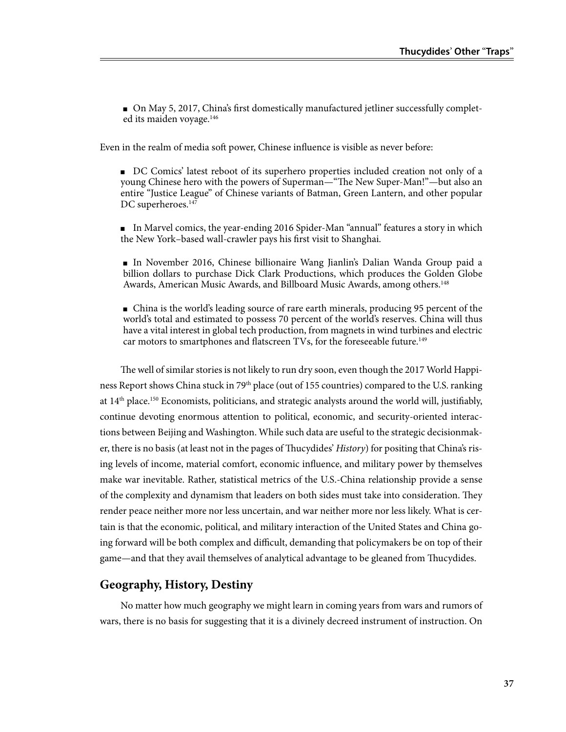- On May 5, 2017, China's first domestically manufactured jetliner successfully completed its maiden voyage.[146]

Even in the realm of media soft power, Chinese influence is visible as never before:

- DC Comics' latest reboot of its superhero properties included creation not only of a young Chinese hero with the powers of Superman—"The New Super-Man!"—but also an entire "Justice League" of Chinese variants of Batman, Green Lantern, and other popular DC superheroes.[147]

- In Marvel comics, the year-ending 2016 Spider-Man "annual" features a story in which the New York–based wall-crawler pays his first visit to Shanghai.

- In November 2016, Chinese billionaire Wang Jianlin's Dalian Wanda Group paid a billion dollars to purchase Dick Clark Productions, which produces the Golden Globe Awards, American Music Awards, and Billboard Music Awards, among others.[148]

- China is the world's leading source of rare earth minerals, producing 95 percent of the world's total and estimated to possess 70 percent of the world's reserves. China will thus have a vital interest in global tech production, from magnets in wind turbines and electric car motors to smartphones and flatscreen TVs, for the foreseeable future.[149]

The well of similar stories is not likely to run dry soon, even though the 2017 World Happiness Report shows China stuck in 79th place (out of 155 countries) compared to the U.S. ranking at 14th place.[150] Economists, politicians, and strategic analysts around the world will, justifiably, continue devoting enormous attention to political, economic, and security-oriented interactions between Beijing and Washington. While such data are useful to the strategic decisionmaker, there is no basis (at least not in the pages of Thucydides' *History*) for positing that China's rising levels of income, material comfort, economic influence, and military power by themselves make war inevitable. Rather, statistical metrics of the U.S.-China relationship provide a sense of the complexity and dynamism that leaders on both sides must take into consideration. They render peace neither more nor less uncertain, and war neither more nor less likely. What is certain is that the economic, political, and military interaction of the United States and China going forward will be both complex and difficult, demanding that policymakers be on top of their game—and that they avail themselves of analytical advantage to be gleaned from Thucydides.

## Geography, History, Destiny

No matter how much geography we might learn in coming years from wars and rumors of wars, there is no basis for suggesting that it is a divinely decreed instrument of instruction. On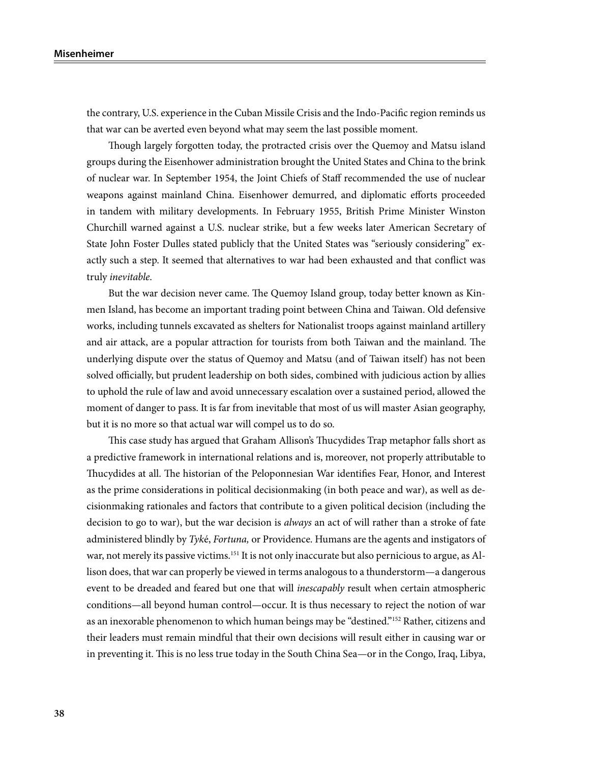the contrary, U.S. experience in the Cuban Missile Crisis and the Indo-Pacific region reminds us that war can be averted even beyond what may seem the last possible moment.

Though largely forgotten today, the protracted crisis over the Quemoy and Matsu island groups during the Eisenhower administration brought the United States and China to the brink of nuclear war. In September 1954, the Joint Chiefs of Staff recommended the use of nuclear weapons against mainland China. Eisenhower demurred, and diplomatic efforts proceeded in tandem with military developments. In February 1955, British Prime Minister Winston Churchill warned against a U.S. nuclear strike, but a few weeks later American Secretary of State John Foster Dulles stated publicly that the United States was "seriously considering" exactly such a step. It seemed that alternatives to war had been exhausted and that conflict was truly *inevitable*.

But the war decision never came. The Quemoy Island group, today better known as Kinmen Island, has become an important trading point between China and Taiwan. Old defensive works, including tunnels excavated as shelters for Nationalist troops against mainland artillery and air attack, are a popular attraction for tourists from both Taiwan and the mainland. The underlying dispute over the status of Quemoy and Matsu (and of Taiwan itself) has not been solved officially, but prudent leadership on both sides, combined with judicious action by allies to uphold the rule of law and avoid unnecessary escalation over a sustained period, allowed the moment of danger to pass. It is far from inevitable that most of us will master Asian geography, but it is no more so that actual war will compel us to do so.

This case study has argued that Graham Allison's Thucydides Trap metaphor falls short as a predictive framework in international relations and is, moreover, not properly attributable to Thucydides at all. The historian of the Peloponnesian War identifies Fear, Honor, and Interest as the prime considerations in political decisionmaking (in both peace and war), as well as decisionmaking rationales and factors that contribute to a given political decision (including the decision to go to war), but the war decision is *always* an act of will rather than a stroke of fate administered blindly by *Tyké*, *Fortuna,* or Providence. Humans are the agents and instigators of war, not merely its passive victims.[151] It is not only inaccurate but also pernicious to argue, as Allison does, that war can properly be viewed in terms analogous to a thunderstorm—a dangerous event to be dreaded and feared but one that will *inescapably* result when certain atmospheric conditions—all beyond human control—occur. It is thus necessary to reject the notion of war as an inexorable phenomenon to which human beings may be "destined."[152] Rather, citizens and their leaders must remain mindful that their own decisions will result either in causing war or in preventing it. This is no less true today in the South China Sea—or in the Congo, Iraq, Libya,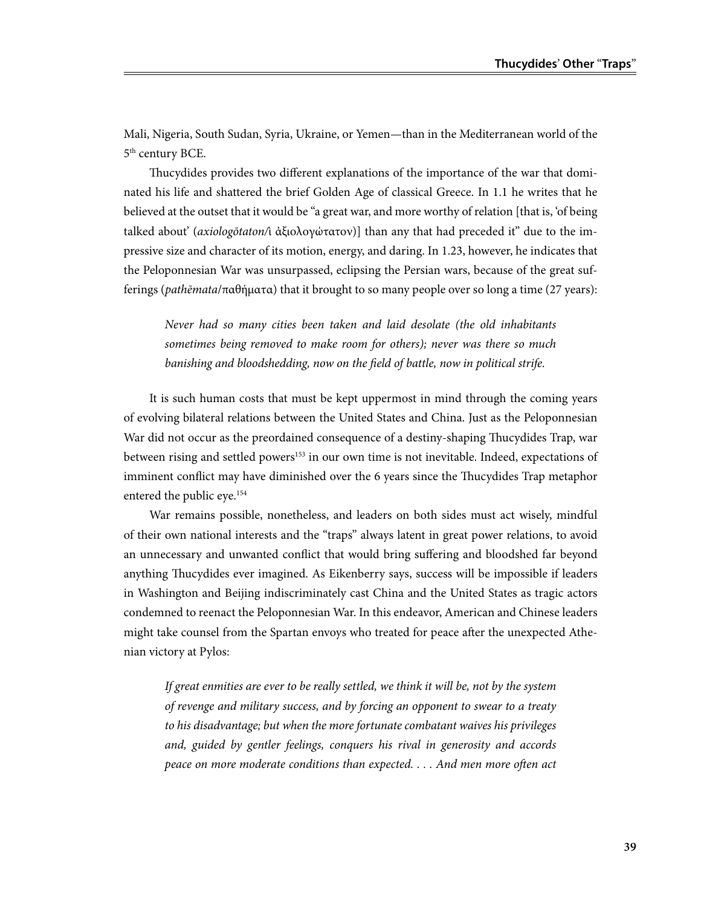Mali, Nigeria, South Sudan, Syria, Ukraine, or Yemen—than in the Mediterranean world of the 5th century BCE.

Thucydides provides two different explanations of the importance of the war that dominated his life and shattered the brief Golden Age of classical Greece. In 1.1 he writes that he believed at the outset that it would be "a great war, and more worthy of relation [that is, 'of being talked about' (*axiologōtaton*/ἀξιολογώτατον)] than any that had preceded it" due to the impressive size and character of its motion, energy, and daring. In 1.23, however, he indicates that the Peloponnesian War was unsurpassed, eclipsing the Persian wars, because of the great sufferings (*pathēmata*/παθήματα) that it brought to so many people over so long a time (27 years):

> *Never had so many cities been taken and laid desolate (the old inhabitants sometimes being removed to make room for others); never was there so much banishing and bloodshedding, now on the field of battle, now in political strife.*

It is such human costs that must be kept uppermost in mind through the coming years of evolving bilateral relations between the United States and China. Just as the Peloponnesian War did not occur as the preordained consequence of a destiny-shaping Thucydides Trap, war between rising and settled powers[153] in our own time is not inevitable. Indeed, expectations of imminent conflict may have diminished over the 6 years since the Thucydides Trap metaphor entered the public eye.[154]

War remains possible, nonetheless, and leaders on both sides must act wisely, mindful of their own national interests and the "traps" always latent in great power relations, to avoid an unnecessary and unwanted conflict that would bring suffering and bloodshed far beyond anything Thucydides ever imagined. As Eikenberry says, success will be impossible if leaders in Washington and Beijing indiscriminately cast China and the United States as tragic actors condemned to reenact the Peloponnesian War. In this endeavor, American and Chinese leaders might take counsel from the Spartan envoys who treated for peace after the unexpected Athenian victory at Pylos:

> *If great enmities are ever to be really settled, we think it will be, not by the system of revenge and military success, and by forcing an opponent to swear to a treaty to his disadvantage; but when the more fortunate combatant waives his privileges and, guided by gentler feelings, conquers his rival in generosity and accords peace on more moderate conditions than expected. . . . And men more often act*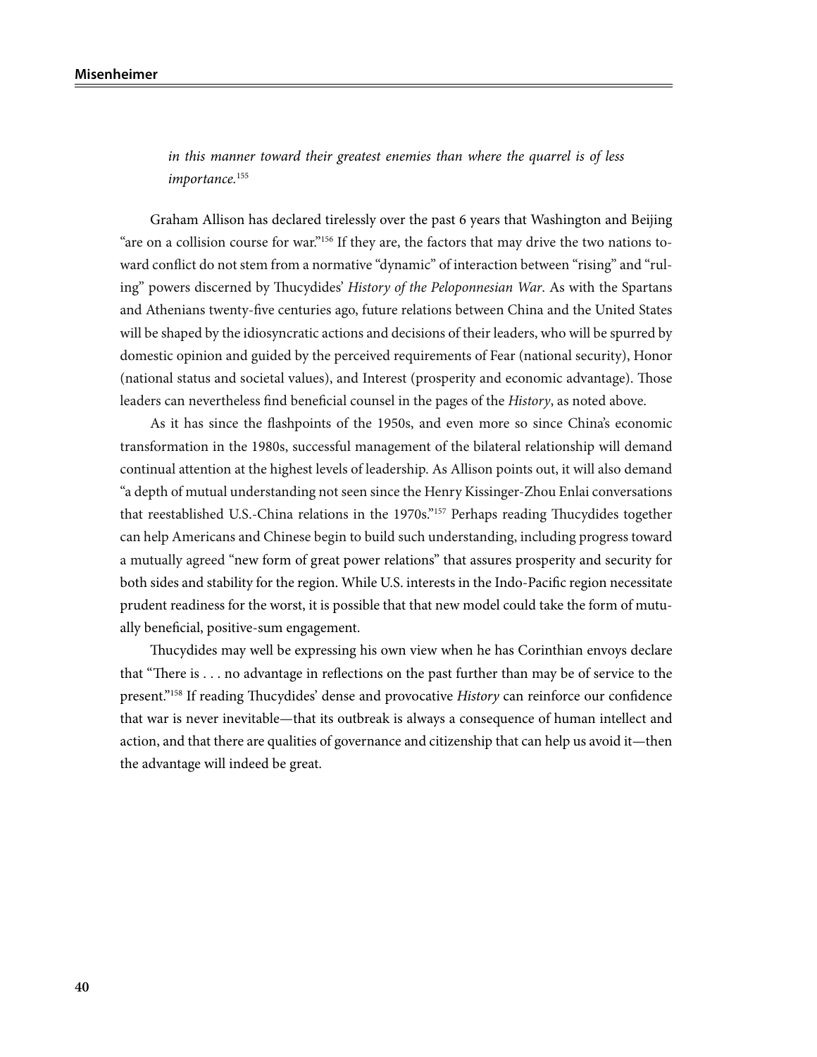*in this manner toward their greatest enemies than where the quarrel is of less importance.*[155]

Graham Allison has declared tirelessly over the past 6 years that Washington and Beijing "are on a collision course for war."[156] If they are, the factors that may drive the two nations toward conflict do not stem from a normative "dynamic" of interaction between "rising" and "ruling" powers discerned by Thucydides' *History of the Peloponnesian War*. As with the Spartans and Athenians twenty-five centuries ago, future relations between China and the United States will be shaped by the idiosyncratic actions and decisions of their leaders, who will be spurred by domestic opinion and guided by the perceived requirements of Fear (national security), Honor (national status and societal values), and Interest (prosperity and economic advantage). Those leaders can nevertheless find beneficial counsel in the pages of the *History*, as noted above.

As it has since the flashpoints of the 1950s, and even more so since China's economic transformation in the 1980s, successful management of the bilateral relationship will demand continual attention at the highest levels of leadership. As Allison points out, it will also demand "a depth of mutual understanding not seen since the Henry Kissinger-Zhou Enlai conversations that reestablished U.S.-China relations in the 1970s."[157] Perhaps reading Thucydides together can help Americans and Chinese begin to build such understanding, including progress toward a mutually agreed "new form of great power relations" that assures prosperity and security for both sides and stability for the region. While U.S. interests in the Indo-Pacific region necessitate prudent readiness for the worst, it is possible that that new model could take the form of mutually beneficial, positive-sum engagement.

Thucydides may well be expressing his own view when he has Corinthian envoys declare that "There is . . . no advantage in reflections on the past further than may be of service to the present."[158] If reading Thucydides' dense and provocative *History* can reinforce our confidence that war is never inevitable—that its outbreak is always a consequence of human intellect and action, and that there are qualities of governance and citizenship that can help us avoid it—then the advantage will indeed be great.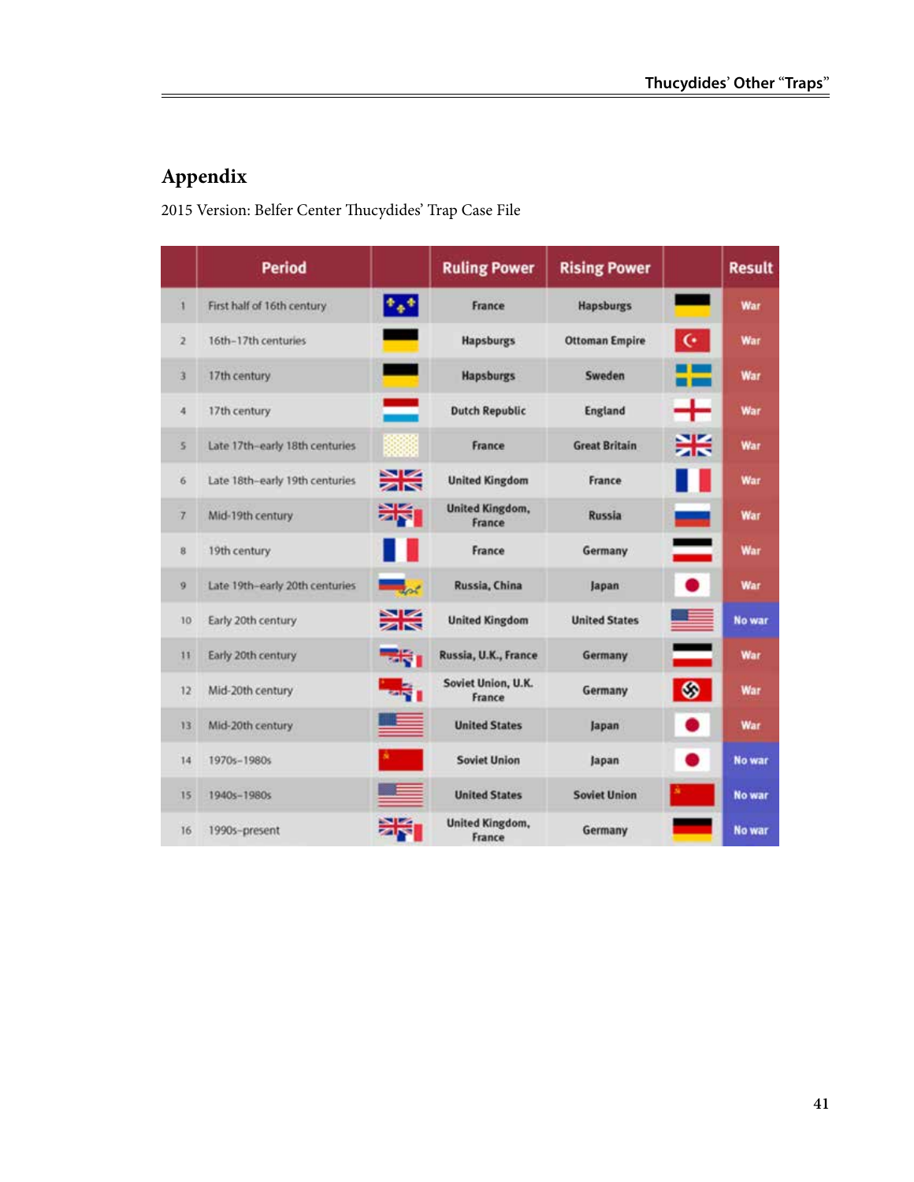## Appendix

2015 Version: Belfer Center Thucydides' Trap Case File

| | Period | | Ruling Power | Rising Power | | Result |
|---|---|---|---|---|---|---|
| 1 | First half of 16th century | | France | Hapsburgs | | War |
| 2 | 16th–17th centuries | | Hapsburgs | Ottoman Empire | | War |
| 3 | 17th century | | Hapsburgs | Sweden | | War |
| 4 | 17th century | | Dutch Republic | England | | War |
| 5 | Late 17th–early 18th centuries | | France | Great Britain | | War |
| 6 | Late 18th–early 19th centuries | | United Kingdom | France | | War |
| 7 | Mid-19th century | | United Kingdom, France | Russia | | War |
| 8 | 19th century | | France | Germany | | War |
| 9 | Late 19th–early 20th centuries | | Russia, China | Japan | | War |
| 10 | Early 20th century | | United Kingdom | United States | | No war |
| 11 | Early 20th century | | Russia, U.K., France | Germany | | War |
| 12 | Mid-20th century | | Soviet Union, U.K. France | Germany | | War |
| 13 | Mid-20th century | | United States | Japan | | War |
| 14 | 1970s–1980s | | Soviet Union | Japan | | No war |
| 15 | 1940s–1980s | | United States | Soviet Union | | No war |
| 16 | 1990s–present | | United Kingdom, France | Germany | | No war |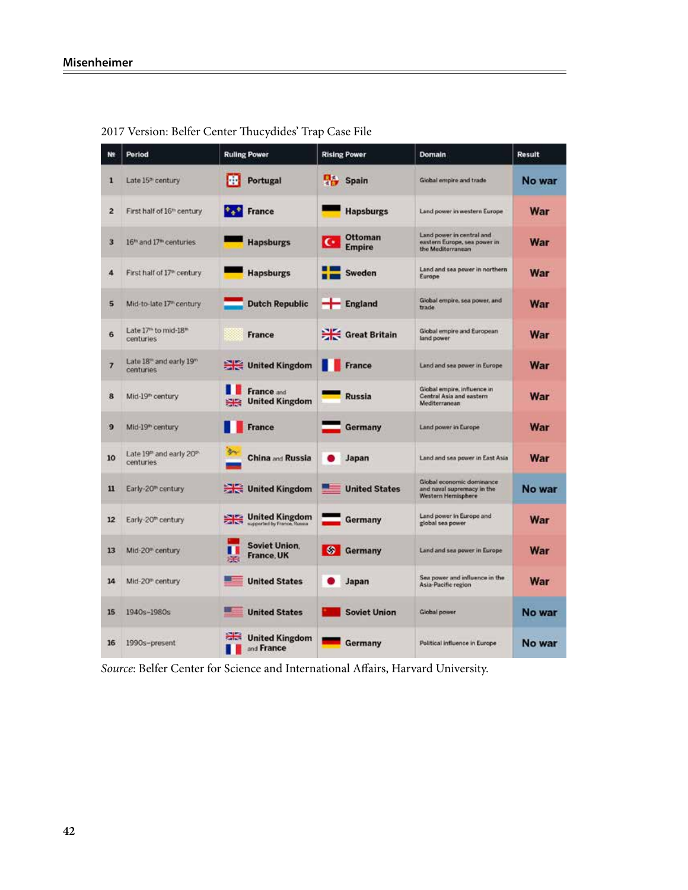2017 Version: Belfer Center Thucydides' Trap Case File

| № | Period | Ruling Power | Rising Power | Domain | Result |
|---|---|---|---|---|---|
| 1 | Late 15th century | Portugal | Spain | Global empire and trade | No war |
| 2 | First half of 16th century | France | Hapsburgs | Land power in western Europe | War |
| 3 | 16th and 17th centuries | Hapsburgs | Ottoman Empire | Land power in central and eastern Europe, sea power in the Mediterranean | War |
| 4 | First half of 17th century | Hapsburgs | Sweden | Land and sea power in northern Europe | War |
| 5 | Mid-to-late 17th century | Dutch Republic | England | Global empire, sea power, and trade | War |
| 6 | Late 17th to mid-18th centuries | France | Great Britain | Global empire and European land power | War |
| 7 | Late 18th and early 19th centuries | United Kingdom | France | Land and sea power in Europe | War |
| 8 | Mid-19th century | France and United Kingdom | Russia | Global empire, influence in Central Asia and eastern Mediterranean | War |
| 9 | Mid-19th century | France | Germany | Land power in Europe | War |
| 10 | Late 19th and early 20th centuries | China and Russia | Japan | Land and sea power in East Asia | War |
| 11 | Early-20th century | United Kingdom | United States | Global economic dominance and naval supremacy in the Western Hemisphere | No war |
| 12 | Early-20th century | United Kingdom supported by France, Russia | Germany | Land power in Europe and global sea power | War |
| 13 | Mid-20th century | Soviet Union, France, UK | Germany | Land and sea power in Europe | War |
| 14 | Mid-20th century | United States | Japan | Sea power and influence in the Asia-Pacific region | War |
| 15 | 1940s–1980s | United States | Soviet Union | Global power | No war |
| 16 | 1990s–present | United Kingdom and France | Germany | Political influence in Europe | No war |

*Source*: Belfer Center for Science and International Affairs, Harvard University.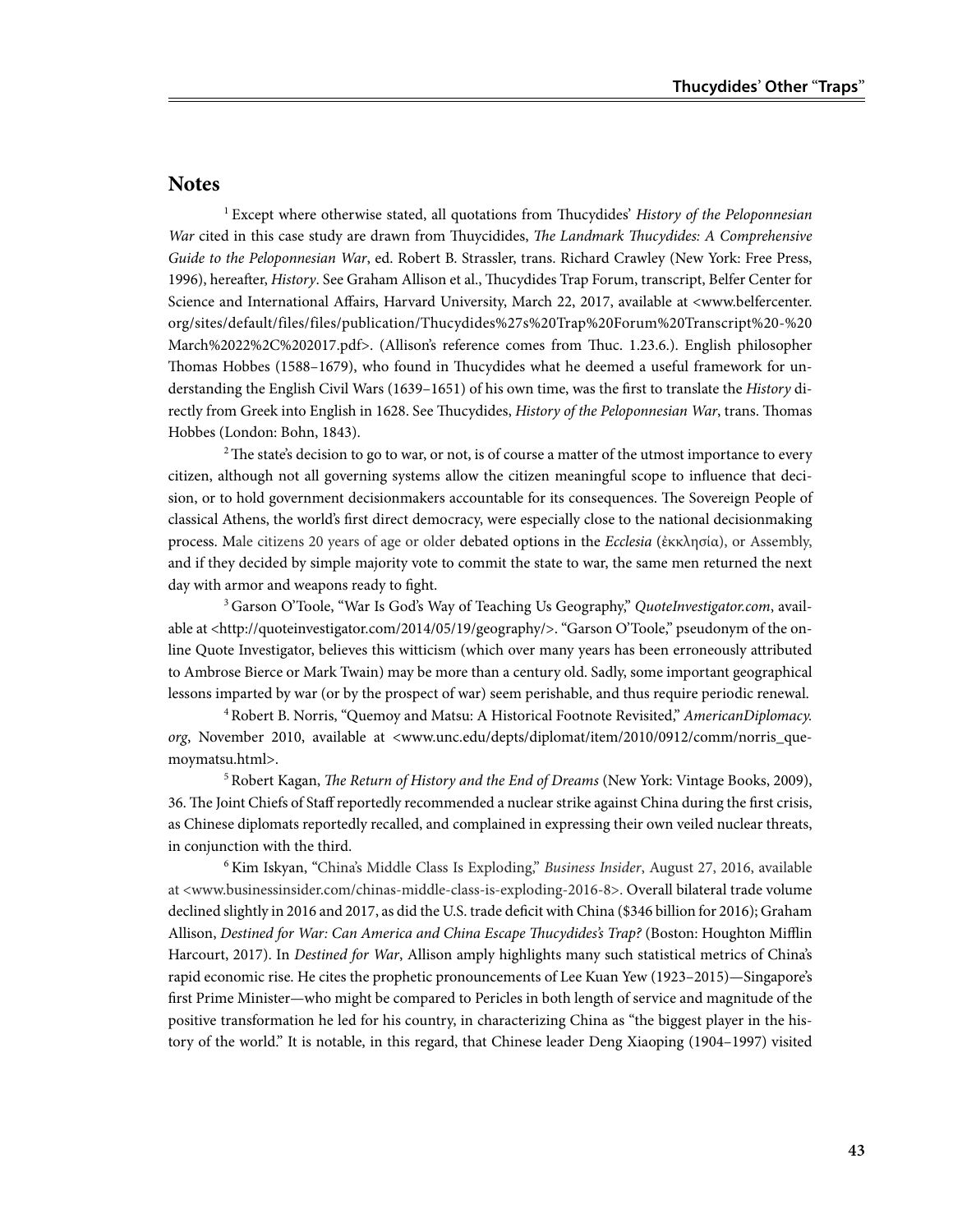## Notes

[1] Except where otherwise stated, all quotations from Thucydides' *History of the Peloponnesian War* cited in this case study are drawn from Thuycidides, *The Landmark Thucydides: A Comprehensive Guide to the Peloponnesian War*, ed. Robert B. Strassler, trans. Richard Crawley (New York: Free Press, 1996), hereafter, *History*. See Graham Allison et al., Thucydides Trap Forum, transcript, Belfer Center for Science and International Affairs, Harvard University, March 22, 2017, available at <www.belfercenter.org/sites/default/files/files/publication/Thucydides%27s%20Trap%20Forum%20Transcript%20-%20March%2022%2C%202017.pdf>. (Allison's reference comes from Thuc. 1.23.6.). English philosopher Thomas Hobbes (1588–1679), who found in Thucydides what he deemed a useful framework for understanding the English Civil Wars (1639–1651) of his own time, was the first to translate the *History* directly from Greek into English in 1628. See Thucydides, *History of the Peloponnesian War*, trans. Thomas Hobbes (London: Bohn, 1843).

[2] The state's decision to go to war, or not, is of course a matter of the utmost importance to every citizen, although not all governing systems allow the citizen meaningful scope to influence that decision, or to hold government decisionmakers accountable for its consequences. The Sovereign People of classical Athens, the world's first direct democracy, were especially close to the national decisionmaking process. Male citizens 20 years of age or older debated options in the *Ecclesia* (ἐκκλησία), or Assembly, and if they decided by simple majority vote to commit the state to war, the same men returned the next day with armor and weapons ready to fight.

[3] Garson O'Toole, "War Is God's Way of Teaching Us Geography," *QuoteInvestigator.com*, available at <http://quoteinvestigator.com/2014/05/19/geography/>. "Garson O'Toole," pseudonym of the online Quote Investigator, believes this witticism (which over many years has been erroneously attributed to Ambrose Bierce or Mark Twain) may be more than a century old. Sadly, some important geographical lessons imparted by war (or by the prospect of war) seem perishable, and thus require periodic renewal.

[4] Robert B. Norris, "Quemoy and Matsu: A Historical Footnote Revisited," *AmericanDiplomacy.org*, November 2010, available at <www.unc.edu/depts/diplomat/item/2010/0912/comm/norris_quemoymatsu.html>.

[5] Robert Kagan, *The Return of History and the End of Dreams* (New York: Vintage Books, 2009), 36. The Joint Chiefs of Staff reportedly recommended a nuclear strike against China during the first crisis, as Chinese diplomats reportedly recalled, and complained in expressing their own veiled nuclear threats, in conjunction with the third.

[6] Kim Iskyan, "China's Middle Class Is Exploding," *Business Insider*, August 27, 2016, available at <www.businessinsider.com/chinas-middle-class-is-exploding-2016-8>. Overall bilateral trade volume declined slightly in 2016 and 2017, as did the U.S. trade deficit with China ($346 billion for 2016); Graham Allison, *Destined for War: Can America and China Escape Thucydides's Trap?* (Boston: Houghton Mifflin Harcourt, 2017). In *Destined for War*, Allison amply highlights many such statistical metrics of China's rapid economic rise. He cites the prophetic pronouncements of Lee Kuan Yew (1923–2015)—Singapore's first Prime Minister—who might be compared to Pericles in both length of service and magnitude of the positive transformation he led for his country, in characterizing China as "the biggest player in the history of the world." It is notable, in this regard, that Chinese leader Deng Xiaoping (1904–1997) visited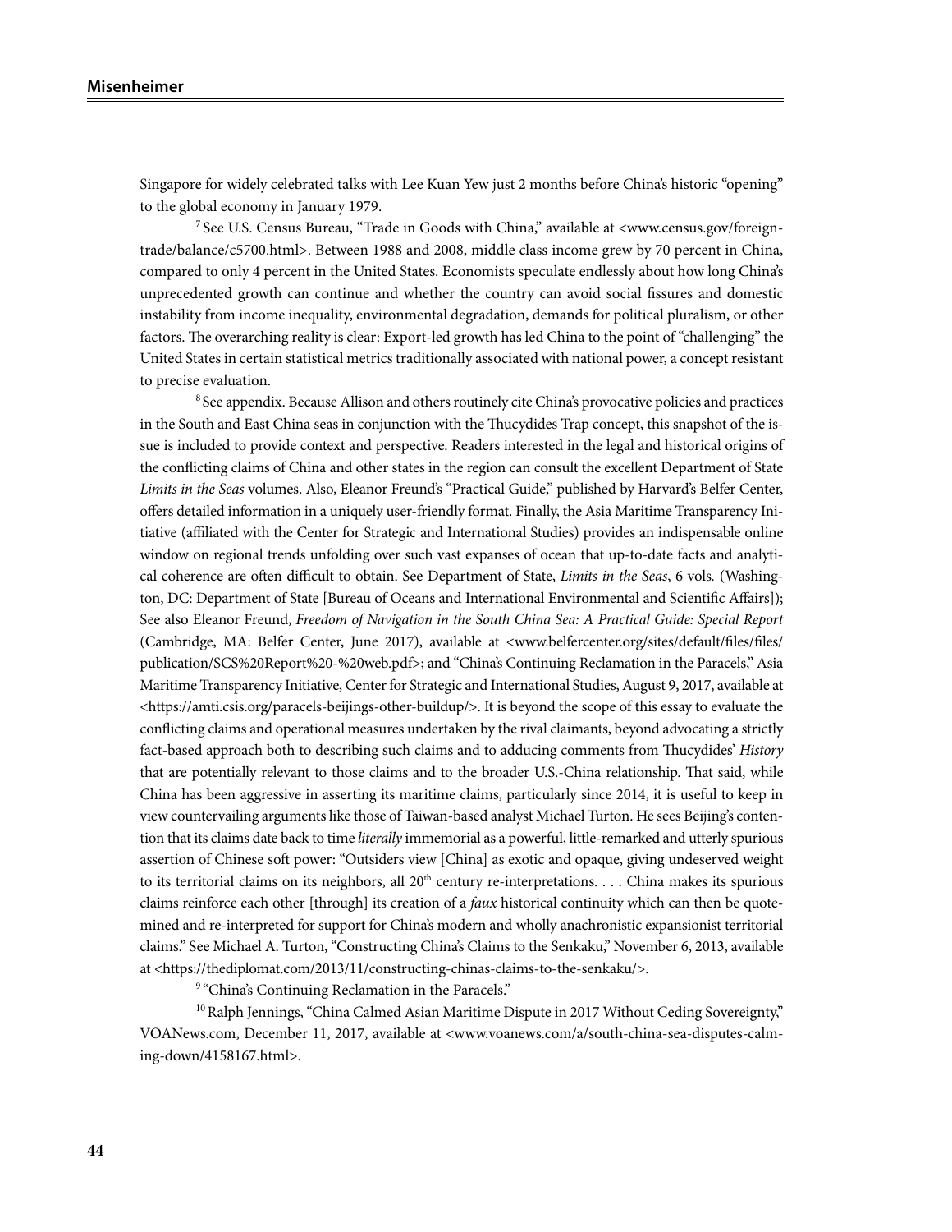Singapore for widely celebrated talks with Lee Kuan Yew just 2 months before China's historic "opening" to the global economy in January 1979.

[7] See U.S. Census Bureau, "Trade in Goods with China," available at <www.census.gov/foreign-trade/balance/c5700.html>. Between 1988 and 2008, middle class income grew by 70 percent in China, compared to only 4 percent in the United States. Economists speculate endlessly about how long China's unprecedented growth can continue and whether the country can avoid social fissures and domestic instability from income inequality, environmental degradation, demands for political pluralism, or other factors. The overarching reality is clear: Export-led growth has led China to the point of "challenging" the United States in certain statistical metrics traditionally associated with national power, a concept resistant to precise evaluation.

[8] See appendix. Because Allison and others routinely cite China's provocative policies and practices in the South and East China seas in conjunction with the Thucydides Trap concept, this snapshot of the issue is included to provide context and perspective. Readers interested in the legal and historical origins of the conflicting claims of China and other states in the region can consult the excellent Department of State *Limits in the Seas* volumes. Also, Eleanor Freund's "Practical Guide," published by Harvard's Belfer Center, offers detailed information in a uniquely user-friendly format. Finally, the Asia Maritime Transparency Initiative (affiliated with the Center for Strategic and International Studies) provides an indispensable online window on regional trends unfolding over such vast expanses of ocean that up-to-date facts and analytical coherence are often difficult to obtain. See Department of State, *Limits in the Seas*, 6 vols. (Washington, DC: Department of State [Bureau of Oceans and International Environmental and Scientific Affairs]); See also Eleanor Freund, *Freedom of Navigation in the South China Sea: A Practical Guide: Special Report* (Cambridge, MA: Belfer Center, June 2017), available at <www.belfercenter.org/sites/default/files/files/publication/SCS%20Report%20-%20web.pdf>; and "China's Continuing Reclamation in the Paracels," Asia Maritime Transparency Initiative, Center for Strategic and International Studies, August 9, 2017, available at <https://amti.csis.org/paracels-beijings-other-buildup/>. It is beyond the scope of this essay to evaluate the conflicting claims and operational measures undertaken by the rival claimants, beyond advocating a strictly fact-based approach both to describing such claims and to adducing comments from Thucydides' *History* that are potentially relevant to those claims and to the broader U.S.-China relationship. That said, while China has been aggressive in asserting its maritime claims, particularly since 2014, it is useful to keep in view countervailing arguments like those of Taiwan-based analyst Michael Turton. He sees Beijing's contention that its claims date back to time *literally* immemorial as a powerful, little-remarked and utterly spurious assertion of Chinese soft power: "Outsiders view [China] as exotic and opaque, giving undeserved weight to its territorial claims on its neighbors, all 20th century re-interpretations. . . . China makes its spurious claims reinforce each other [through] its creation of a *faux* historical continuity which can then be quote-mined and re-interpreted for support for China's modern and wholly anachronistic expansionist territorial claims." See Michael A. Turton, "Constructing China's Claims to the Senkaku," November 6, 2013, available at <https://thediplomat.com/2013/11/constructing-chinas-claims-to-the-senkaku/>.

[9] "China's Continuing Reclamation in the Paracels."

[10] Ralph Jennings, "China Calmed Asian Maritime Dispute in 2017 Without Ceding Sovereignty," VOANews.com, December 11, 2017, available at <www.voanews.com/a/south-china-sea-disputes-calming-down/4158167.html>.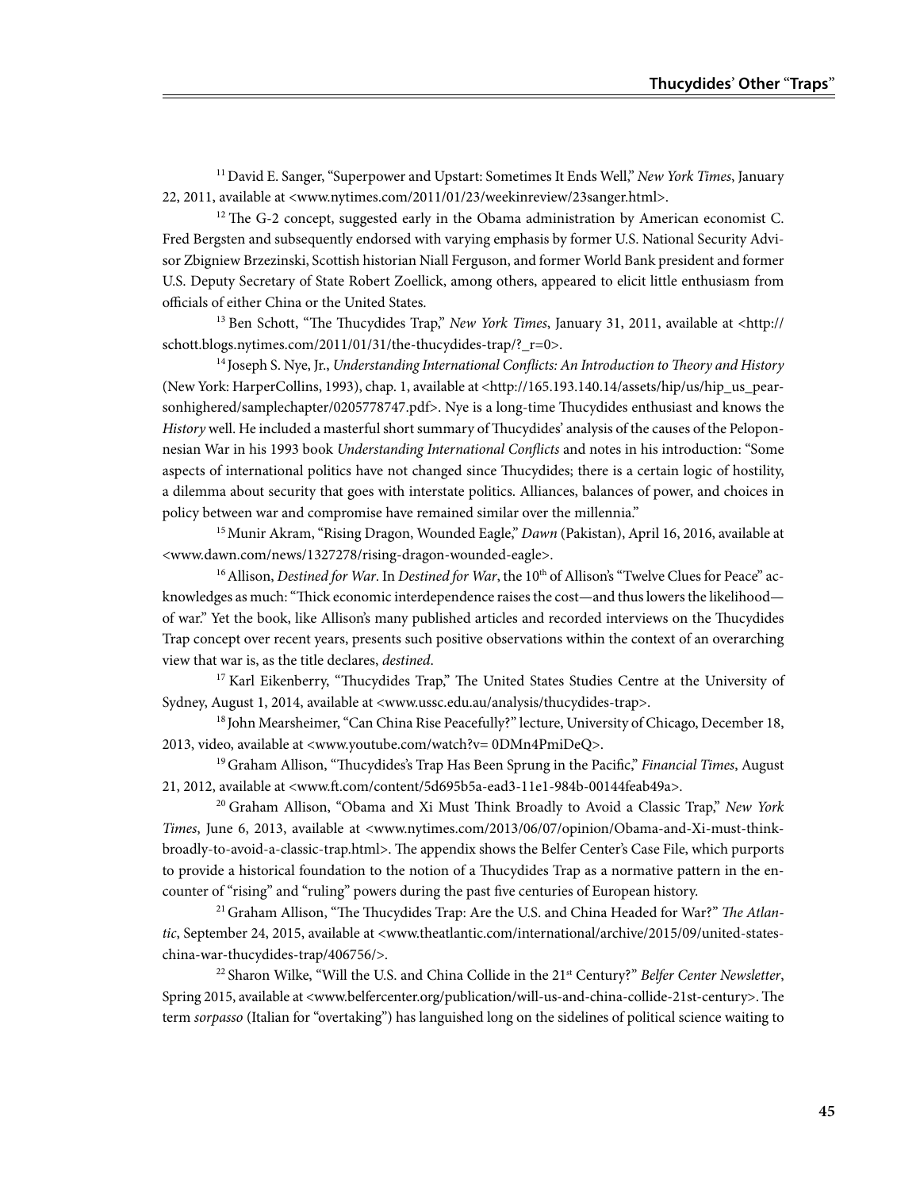[11] David E. Sanger, "Superpower and Upstart: Sometimes It Ends Well," *New York Times*, January 22, 2011, available at <www.nytimes.com/2011/01/23/weekinreview/23sanger.html>.

[12] The G-2 concept, suggested early in the Obama administration by American economist C. Fred Bergsten and subsequently endorsed with varying emphasis by former U.S. National Security Advisor Zbigniew Brzezinski, Scottish historian Niall Ferguson, and former World Bank president and former U.S. Deputy Secretary of State Robert Zoellick, among others, appeared to elicit little enthusiasm from officials of either China or the United States.

[13] Ben Schott, "The Thucydides Trap," *New York Times*, January 31, 2011, available at <http://schott.blogs.nytimes.com/2011/01/31/the-thucydides-trap/?_r=0>.

[14] Joseph S. Nye, Jr., *Understanding International Conflicts: An Introduction to Theory and History* (New York: HarperCollins, 1993), chap. 1, available at <http://165.193.140.14/assets/hip/us/hip_us_pearsonhighered/samplechapter/0205778747.pdf>. Nye is a long-time Thucydides enthusiast and knows the *History* well. He included a masterful short summary of Thucydides' analysis of the causes of the Peloponnesian War in his 1993 book *Understanding International Conflicts* and notes in his introduction: "Some aspects of international politics have not changed since Thucydides; there is a certain logic of hostility, a dilemma about security that goes with interstate politics. Alliances, balances of power, and choices in policy between war and compromise have remained similar over the millennia."

[15] Munir Akram, "Rising Dragon, Wounded Eagle," *Dawn* (Pakistan), April 16, 2016, available at <www.dawn.com/news/1327278/rising-dragon-wounded-eagle>.

[16] Allison, *Destined for War*. In *Destined for War*, the 10th of Allison's "Twelve Clues for Peace" acknowledges as much: "Thick economic interdependence raises the cost—and thus lowers the likelihood—of war." Yet the book, like Allison's many published articles and recorded interviews on the Thucydides Trap concept over recent years, presents such positive observations within the context of an overarching view that war is, as the title declares, *destined*.

[17] Karl Eikenberry, "Thucydides Trap," The United States Studies Centre at the University of Sydney, August 1, 2014, available at <www.ussc.edu.au/analysis/thucydides-trap>.

[18] John Mearsheimer, "Can China Rise Peacefully?" lecture, University of Chicago, December 18, 2013, video, available at <www.youtube.com/watch?v= 0DMn4PmiDeQ>.

[19] Graham Allison, "Thucydides's Trap Has Been Sprung in the Pacific," *Financial Times*, August 21, 2012, available at <www.ft.com/content/5d695b5a-ead3-11e1-984b-00144feab49a>.

[20] Graham Allison, "Obama and Xi Must Think Broadly to Avoid a Classic Trap," *New York Times*, June 6, 2013, available at <www.nytimes.com/2013/06/07/opinion/Obama-and-Xi-must-think-broadly-to-avoid-a-classic-trap.html>. The appendix shows the Belfer Center's Case File, which purports to provide a historical foundation to the notion of a Thucydides Trap as a normative pattern in the encounter of "rising" and "ruling" powers during the past five centuries of European history.

[21] Graham Allison, "The Thucydides Trap: Are the U.S. and China Headed for War?" *The Atlantic*, September 24, 2015, available at <www.theatlantic.com/international/archive/2015/09/united-states-china-war-thucydides-trap/406756/>.

[22] Sharon Wilke, "Will the U.S. and China Collide in the 21st Century?" *Belfer Center Newsletter*, Spring 2015, available at <www.belfercenter.org/publication/will-us-and-china-collide-21st-century>. The term *sorpasso* (Italian for "overtaking") has languished long on the sidelines of political science waiting to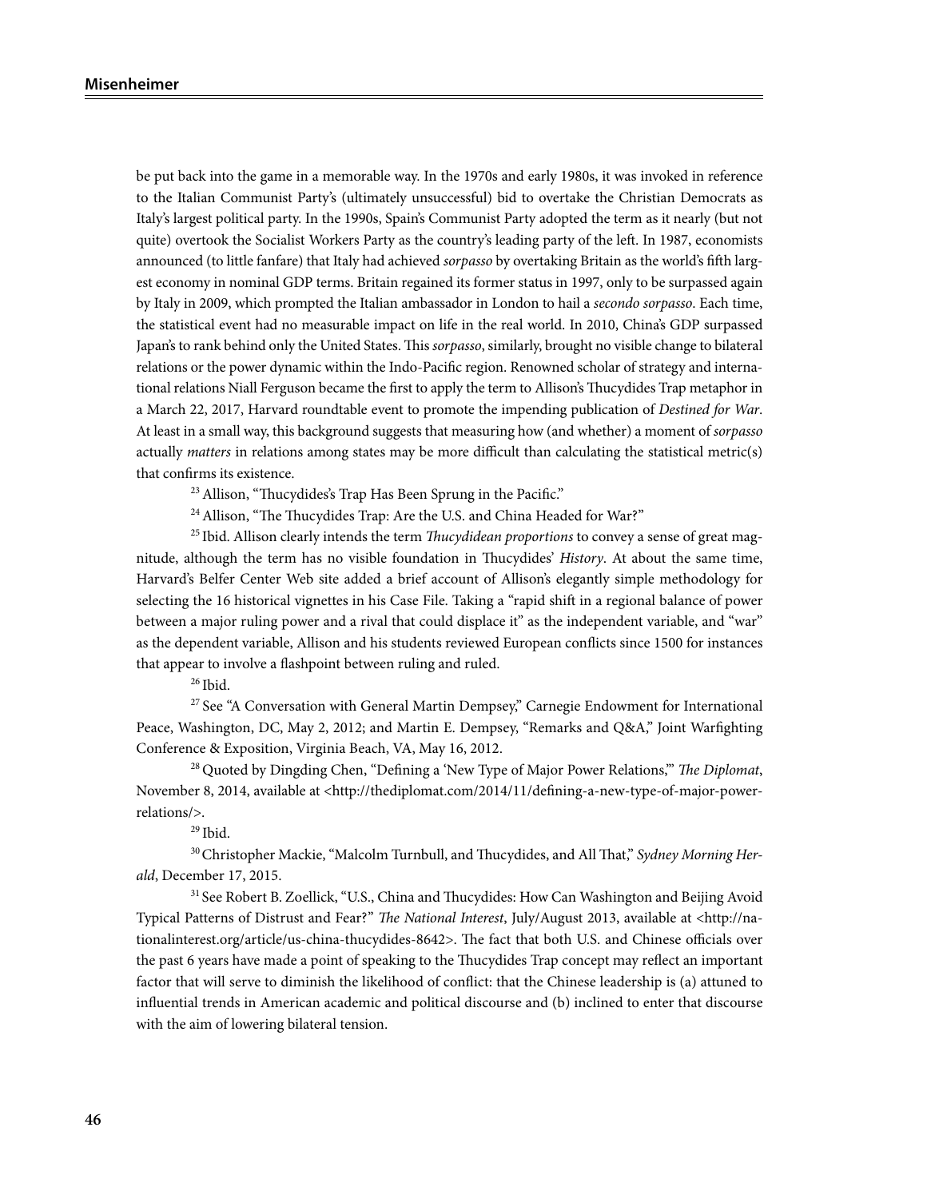be put back into the game in a memorable way. In the 1970s and early 1980s, it was invoked in reference to the Italian Communist Party's (ultimately unsuccessful) bid to overtake the Christian Democrats as Italy's largest political party. In the 1990s, Spain's Communist Party adopted the term as it nearly (but not quite) overtook the Socialist Workers Party as the country's leading party of the left. In 1987, economists announced (to little fanfare) that Italy had achieved *sorpasso* by overtaking Britain as the world's fifth largest economy in nominal GDP terms. Britain regained its former status in 1997, only to be surpassed again by Italy in 2009, which prompted the Italian ambassador in London to hail a *secondo sorpasso*. Each time, the statistical event had no measurable impact on life in the real world. In 2010, China's GDP surpassed Japan's to rank behind only the United States. This *sorpasso*, similarly, brought no visible change to bilateral relations or the power dynamic within the Indo-Pacific region. Renowned scholar of strategy and international relations Niall Ferguson became the first to apply the term to Allison's Thucydides Trap metaphor in a March 22, 2017, Harvard roundtable event to promote the impending publication of *Destined for War*. At least in a small way, this background suggests that measuring how (and whether) a moment of *sorpasso* actually *matters* in relations among states may be more difficult than calculating the statistical metric(s) that confirms its existence.

[23] Allison, "Thucydides's Trap Has Been Sprung in the Pacific."

[24] Allison, "The Thucydides Trap: Are the U.S. and China Headed for War?"

[25] Ibid. Allison clearly intends the term *Thucydidean proportions* to convey a sense of great magnitude, although the term has no visible foundation in Thucydides' *History*. At about the same time, Harvard's Belfer Center Web site added a brief account of Allison's elegantly simple methodology for selecting the 16 historical vignettes in his Case File. Taking a "rapid shift in a regional balance of power between a major ruling power and a rival that could displace it" as the independent variable, and "war" as the dependent variable, Allison and his students reviewed European conflicts since 1500 for instances that appear to involve a flashpoint between ruling and ruled.

[26] Ibid.

[27] See "A Conversation with General Martin Dempsey," Carnegie Endowment for International Peace, Washington, DC, May 2, 2012; and Martin E. Dempsey, "Remarks and Q&A," Joint Warfighting Conference & Exposition, Virginia Beach, VA, May 16, 2012.

[28] Quoted by Dingding Chen, "Defining a 'New Type of Major Power Relations,'" *The Diplomat*, November 8, 2014, available at <http://thediplomat.com/2014/11/defining-a-new-type-of-major-power-relations/>.

[29] Ibid.

[30] Christopher Mackie, "Malcolm Turnbull, and Thucydides, and All That," *Sydney Morning Herald*, December 17, 2015.

[31] See Robert B. Zoellick, "U.S., China and Thucydides: How Can Washington and Beijing Avoid Typical Patterns of Distrust and Fear?" *The National Interest*, July/August 2013, available at <http://nationalinterest.org/article/us-china-thucydides-8642>. The fact that both U.S. and Chinese officials over the past 6 years have made a point of speaking to the Thucydides Trap concept may reflect an important factor that will serve to diminish the likelihood of conflict: that the Chinese leadership is (a) attuned to influential trends in American academic and political discourse and (b) inclined to enter that discourse with the aim of lowering bilateral tension.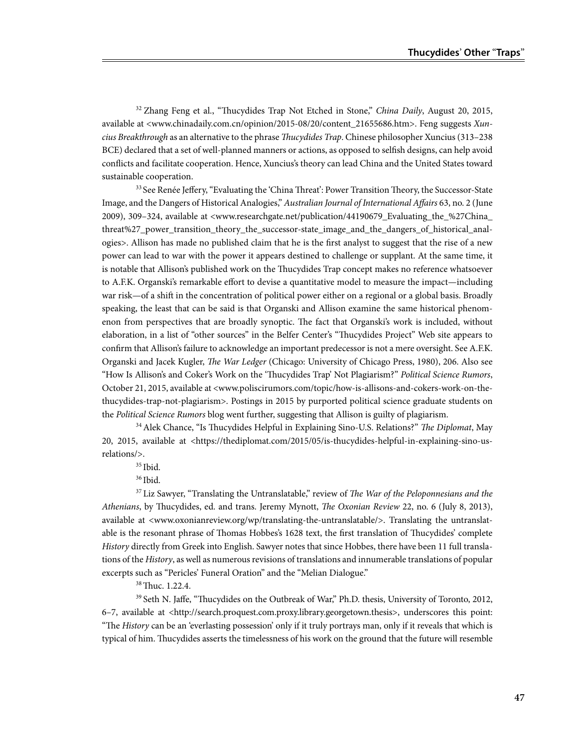[32] Zhang Feng et al., "Thucydides Trap Not Etched in Stone," *China Daily*, August 20, 2015, available at <www.chinadaily.com.cn/opinion/2015-08/20/content_21655686.htm>. Feng suggests *Xuncius Breakthrough* as an alternative to the phrase *Thucydides Trap*. Chinese philosopher Xuncius (313–238 BCE) declared that a set of well-planned manners or actions, as opposed to selfish designs, can help avoid conflicts and facilitate cooperation. Hence, Xuncius's theory can lead China and the United States toward sustainable cooperation.

[33] See Renée Jeffery, "Evaluating the 'China Threat': Power Transition Theory, the Successor-State Image, and the Dangers of Historical Analogies," *Australian Journal of International Affairs* 63, no. 2 (June 2009), 309–324, available at <www.researchgate.net/publication/44190679_Evaluating_the_%27China_threat%27_power_transition_theory_the_successor-state_image_and_the_dangers_of_historical_analogies>. Allison has made no published claim that he is the first analyst to suggest that the rise of a new power can lead to war with the power it appears destined to challenge or supplant. At the same time, it is notable that Allison's published work on the Thucydides Trap concept makes no reference whatsoever to A.F.K. Organski's remarkable effort to devise a quantitative model to measure the impact—including war risk—of a shift in the concentration of political power either on a regional or a global basis. Broadly speaking, the least that can be said is that Organski and Allison examine the same historical phenomenon from perspectives that are broadly synoptic. The fact that Organski's work is included, without elaboration, in a list of "other sources" in the Belfer Center's "Thucydides Project" Web site appears to confirm that Allison's failure to acknowledge an important predecessor is not a mere oversight. See A.F.K. Organski and Jacek Kugler, *The War Ledger* (Chicago: University of Chicago Press, 1980), 206. Also see "How Is Allison's and Coker's Work on the 'Thucydides Trap' Not Plagiarism?" *Political Science Rumors*, October 21, 2015, available at <www.poliscirumors.com/topic/how-is-allisons-and-cokers-work-on-the-thucydides-trap-not-plagiarism>. Postings in 2015 by purported political science graduate students on the *Political Science Rumors* blog went further, suggesting that Allison is guilty of plagiarism.

[34] Alek Chance, "Is Thucydides Helpful in Explaining Sino-U.S. Relations?" *The Diplomat*, May 20, 2015, available at <https://thediplomat.com/2015/05/is-thucydides-helpful-in-explaining-sino-us-relations/>.

[35] Ibid.

[36] Ibid.

[37] Liz Sawyer, "Translating the Untranslatable," review of *The War of the Peloponnesians and the Athenians*, by Thucydides, ed. and trans. Jeremy Mynott, *The Oxonian Review* 22, no. 6 (July 8, 2013), available at <www.oxonianreview.org/wp/translating-the-untranslatable/>. Translating the untranslatable is the resonant phrase of Thomas Hobbes's 1628 text, the first translation of Thucydides' complete *History* directly from Greek into English. Sawyer notes that since Hobbes, there have been 11 full translations of the *History*, as well as numerous revisions of translations and innumerable translations of popular excerpts such as "Pericles' Funeral Oration" and the "Melian Dialogue."

[38] Thuc. 1.22.4.

[39] Seth N. Jaffe, "Thucydides on the Outbreak of War," Ph.D. thesis, University of Toronto, 2012, 6–7, available at <http://search.proquest.com.proxy.library.georgetown.thesis>, underscores this point: "The *History* can be an 'everlasting possession' only if it truly portrays man, only if it reveals that which is typical of him. Thucydides asserts the timelessness of his work on the ground that the future will resemble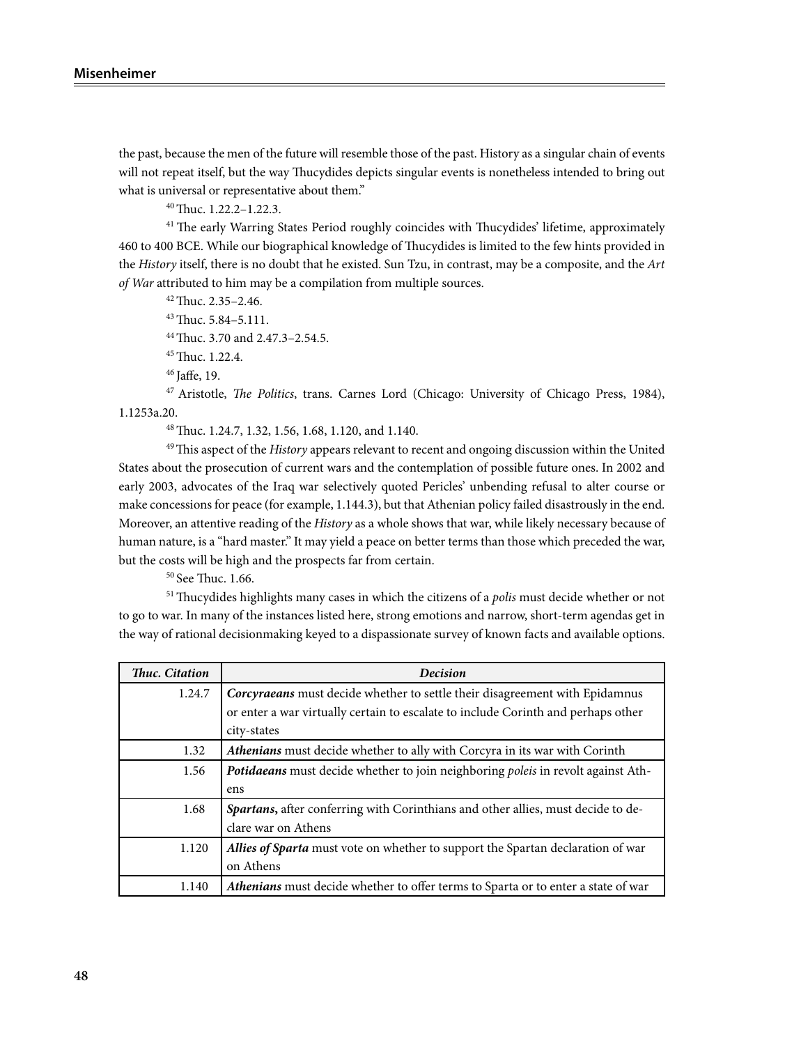the past, because the men of the future will resemble those of the past. History as a singular chain of events will not repeat itself, but the way Thucydides depicts singular events is nonetheless intended to bring out what is universal or representative about them."

[40] Thuc. 1.22.2–1.22.3.

[41] The early Warring States Period roughly coincides with Thucydides' lifetime, approximately 460 to 400 BCE. While our biographical knowledge of Thucydides is limited to the few hints provided in the *History* itself, there is no doubt that he existed. Sun Tzu, in contrast, may be a composite, and the *Art of War* attributed to him may be a compilation from multiple sources.

[42] Thuc. 2.35–2.46.

[43] Thuc. 5.84–5.111.

[44] Thuc. 3.70 and 2.47.3–2.54.5.

[45] Thuc. 1.22.4.

[46] Jaffe, 19.

[47] Aristotle, *The Politics*, trans. Carnes Lord (Chicago: University of Chicago Press, 1984), 1.1253a.20.

[48] Thuc. 1.24.7, 1.32, 1.56, 1.68, 1.120, and 1.140.

[49] This aspect of the *History* appears relevant to recent and ongoing discussion within the United States about the prosecution of current wars and the contemplation of possible future ones. In 2002 and early 2003, advocates of the Iraq war selectively quoted Pericles' unbending refusal to alter course or make concessions for peace (for example, 1.144.3), but that Athenian policy failed disastrously in the end. Moreover, an attentive reading of the *History* as a whole shows that war, while likely necessary because of human nature, is a "hard master." It may yield a peace on better terms than those which preceded the war, but the costs will be high and the prospects far from certain.

[50] See Thuc. 1.66.

[51] Thucydides highlights many cases in which the citizens of a *polis* must decide whether or not to go to war. In many of the instances listed here, strong emotions and narrow, short-term agendas get in the way of rational decisionmaking keyed to a dispassionate survey of known facts and available options.

| ***Thuc. Citation*** | ***Decision*** |
|---:|---|
| 1.24.7 | ***Corcyraeans*** must decide whether to settle their disagreement with Epidamnus or enter a war virtually certain to escalate to include Corinth and perhaps other city-states |
| 1.32 | ***Athenians*** must decide whether to ally with Corcyra in its war with Corinth |
| 1.56 | ***Potidaeans*** must decide whether to join neighboring *poleis* in revolt against Athens |
| 1.68 | ***Spartans*****,** after conferring with Corinthians and other allies, must decide to declare war on Athens |
| 1.120 | ***Allies of Sparta*** must vote on whether to support the Spartan declaration of war on Athens |
| 1.140 | ***Athenians*** must decide whether to offer terms to Sparta or to enter a state of war |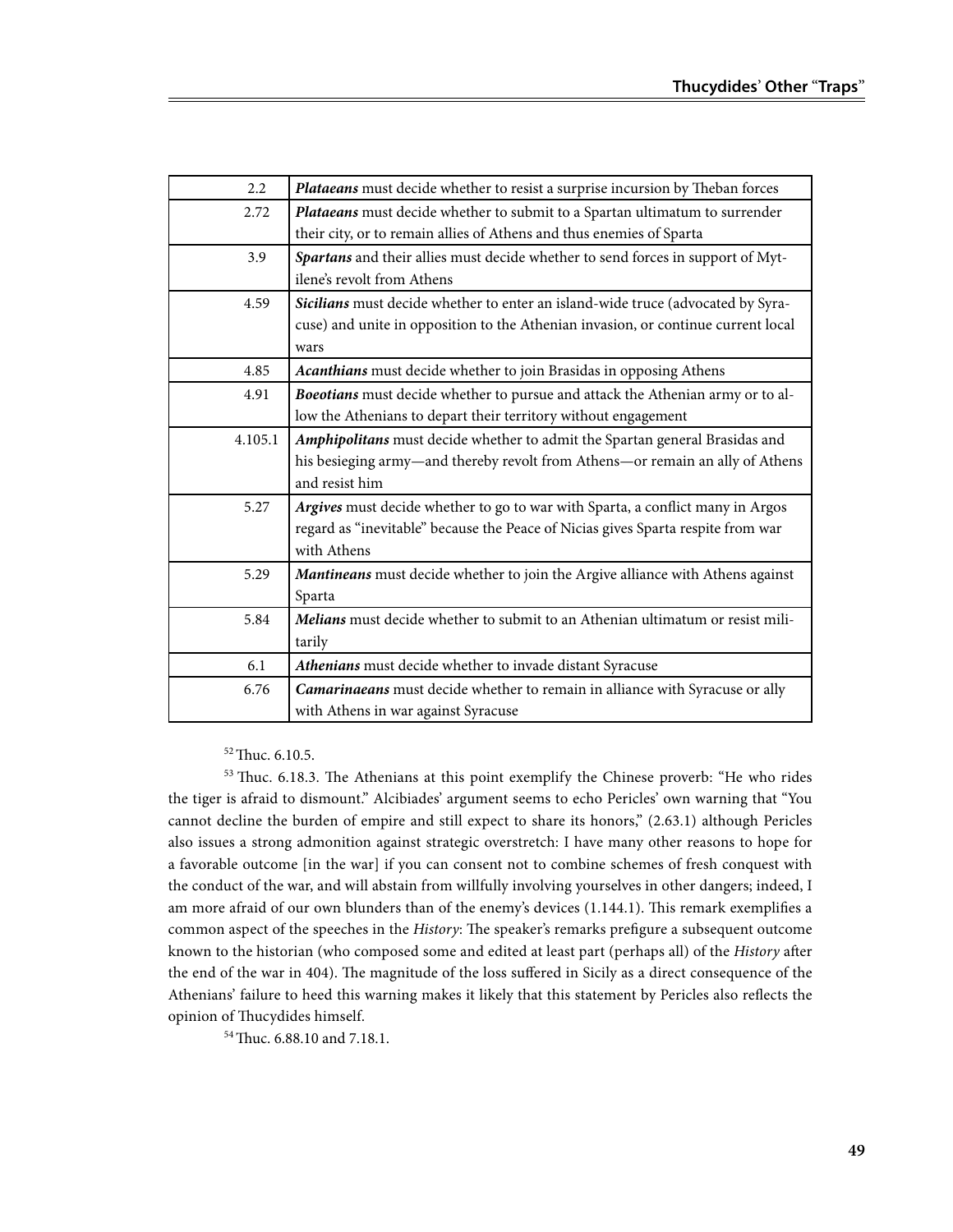| | |
|---|---|
| 2.2 | ***Plataeans*** must decide whether to resist a surprise incursion by Theban forces |
| 2.72 | ***Plataeans*** must decide whether to submit to a Spartan ultimatum to surrender their city, or to remain allies of Athens and thus enemies of Sparta |
| 3.9 | ***Spartans*** and their allies must decide whether to send forces in support of Mytilene's revolt from Athens |
| 4.59 | ***Sicilians*** must decide whether to enter an island-wide truce (advocated by Syracuse) and unite in opposition to the Athenian invasion, or continue current local wars |
| 4.85 | ***Acanthians*** must decide whether to join Brasidas in opposing Athens |
| 4.91 | ***Boeotians*** must decide whether to pursue and attack the Athenian army or to allow the Athenians to depart their territory without engagement |
| 4.105.1 | ***Amphipolitans*** must decide whether to admit the Spartan general Brasidas and his besieging army—and thereby revolt from Athens—or remain an ally of Athens and resist him |
| 5.27 | ***Argives*** must decide whether to go to war with Sparta, a conflict many in Argos regard as "inevitable" because the Peace of Nicias gives Sparta respite from war with Athens |
| 5.29 | ***Mantineans*** must decide whether to join the Argive alliance with Athens against Sparta |
| 5.84 | ***Melians*** must decide whether to submit to an Athenian ultimatum or resist militarily |
| 6.1 | ***Athenians*** must decide whether to invade distant Syracuse |
| 6.76 | ***Camarinaeans*** must decide whether to remain in alliance with Syracuse or ally with Athens in war against Syracuse |

[52] Thuc. 6.10.5.

[53] Thuc. 6.18.3. The Athenians at this point exemplify the Chinese proverb: "He who rides the tiger is afraid to dismount." Alcibiades' argument seems to echo Pericles' own warning that "You cannot decline the burden of empire and still expect to share its honors," (2.63.1) although Pericles also issues a strong admonition against strategic overstretch: I have many other reasons to hope for a favorable outcome [in the war] if you can consent not to combine schemes of fresh conquest with the conduct of the war, and will abstain from willfully involving yourselves in other dangers; indeed, I am more afraid of our own blunders than of the enemy's devices (1.144.1). This remark exemplifies a common aspect of the speeches in the *History*: The speaker's remarks prefigure a subsequent outcome known to the historian (who composed some and edited at least part (perhaps all) of the *History* after the end of the war in 404). The magnitude of the loss suffered in Sicily as a direct consequence of the Athenians' failure to heed this warning makes it likely that this statement by Pericles also reflects the opinion of Thucydides himself.

[54] Thuc. 6.88.10 and 7.18.1.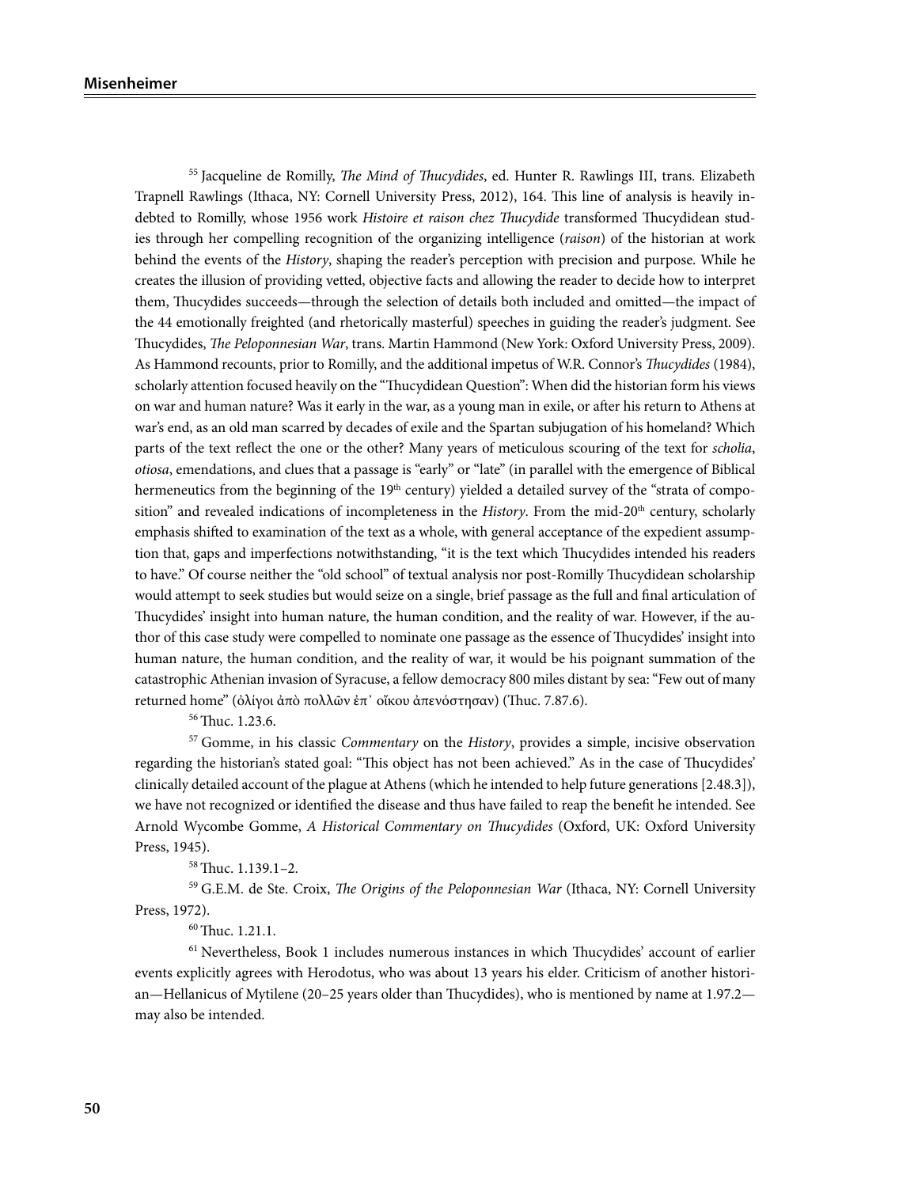[55] Jacqueline de Romilly, *The Mind of Thucydides*, ed. Hunter R. Rawlings III, trans. Elizabeth Trapnell Rawlings (Ithaca, NY: Cornell University Press, 2012), 164. This line of analysis is heavily indebted to Romilly, whose 1956 work *Histoire et raison chez Thucydide* transformed Thucydidean studies through her compelling recognition of the organizing intelligence (*raison*) of the historian at work behind the events of the *History*, shaping the reader's perception with precision and purpose. While he creates the illusion of providing vetted, objective facts and allowing the reader to decide how to interpret them, Thucydides succeeds—through the selection of details both included and omitted—the impact of the 44 emotionally freighted (and rhetorically masterful) speeches in guiding the reader's judgment. See Thucydides, *The Peloponnesian War*, trans. Martin Hammond (New York: Oxford University Press, 2009). As Hammond recounts, prior to Romilly, and the additional impetus of W.R. Connor's *Thucydides* (1984), scholarly attention focused heavily on the "Thucydidean Question": When did the historian form his views on war and human nature? Was it early in the war, as a young man in exile, or after his return to Athens at war's end, as an old man scarred by decades of exile and the Spartan subjugation of his homeland? Which parts of the text reflect the one or the other? Many years of meticulous scouring of the text for *scholia*, *otiosa*, emendations, and clues that a passage is "early" or "late" (in parallel with the emergence of Biblical hermeneutics from the beginning of the 19th century) yielded a detailed survey of the "strata of composition" and revealed indications of incompleteness in the *History*. From the mid-20th century, scholarly emphasis shifted to examination of the text as a whole, with general acceptance of the expedient assumption that, gaps and imperfections notwithstanding, "it is the text which Thucydides intended his readers to have." Of course neither the "old school" of textual analysis nor post-Romilly Thucydidean scholarship would attempt to seek studies but would seize on a single, brief passage as the full and final articulation of Thucydides' insight into human nature, the human condition, and the reality of war. However, if the author of this case study were compelled to nominate one passage as the essence of Thucydides' insight into human nature, the human condition, and the reality of war, it would be his poignant summation of the catastrophic Athenian invasion of Syracuse, a fellow democracy 800 miles distant by sea: "Few out of many returned home" (ὀλίγοι ἀπὸ πολλῶν ἐπ᾽ οἴκου ἀπενόστησαν) (Thuc. 7.87.6).

[56] Thuc. 1.23.6.

[57] Gomme, in his classic *Commentary* on the *History*, provides a simple, incisive observation regarding the historian's stated goal: "This object has not been achieved." As in the case of Thucydides' clinically detailed account of the plague at Athens (which he intended to help future generations [2.48.3]), we have not recognized or identified the disease and thus have failed to reap the benefit he intended. See Arnold Wycombe Gomme, *A Historical Commentary on Thucydides* (Oxford, UK: Oxford University Press, 1945).

[58] Thuc. 1.139.1–2.

[59] G.E.M. de Ste. Croix, *The Origins of the Peloponnesian War* (Ithaca, NY: Cornell University Press, 1972).

[60] Thuc. 1.21.1.

[61] Nevertheless, Book 1 includes numerous instances in which Thucydides' account of earlier events explicitly agrees with Herodotus, who was about 13 years his elder. Criticism of another historian—Hellanicus of Mytilene (20–25 years older than Thucydides), who is mentioned by name at 1.97.2—may also be intended.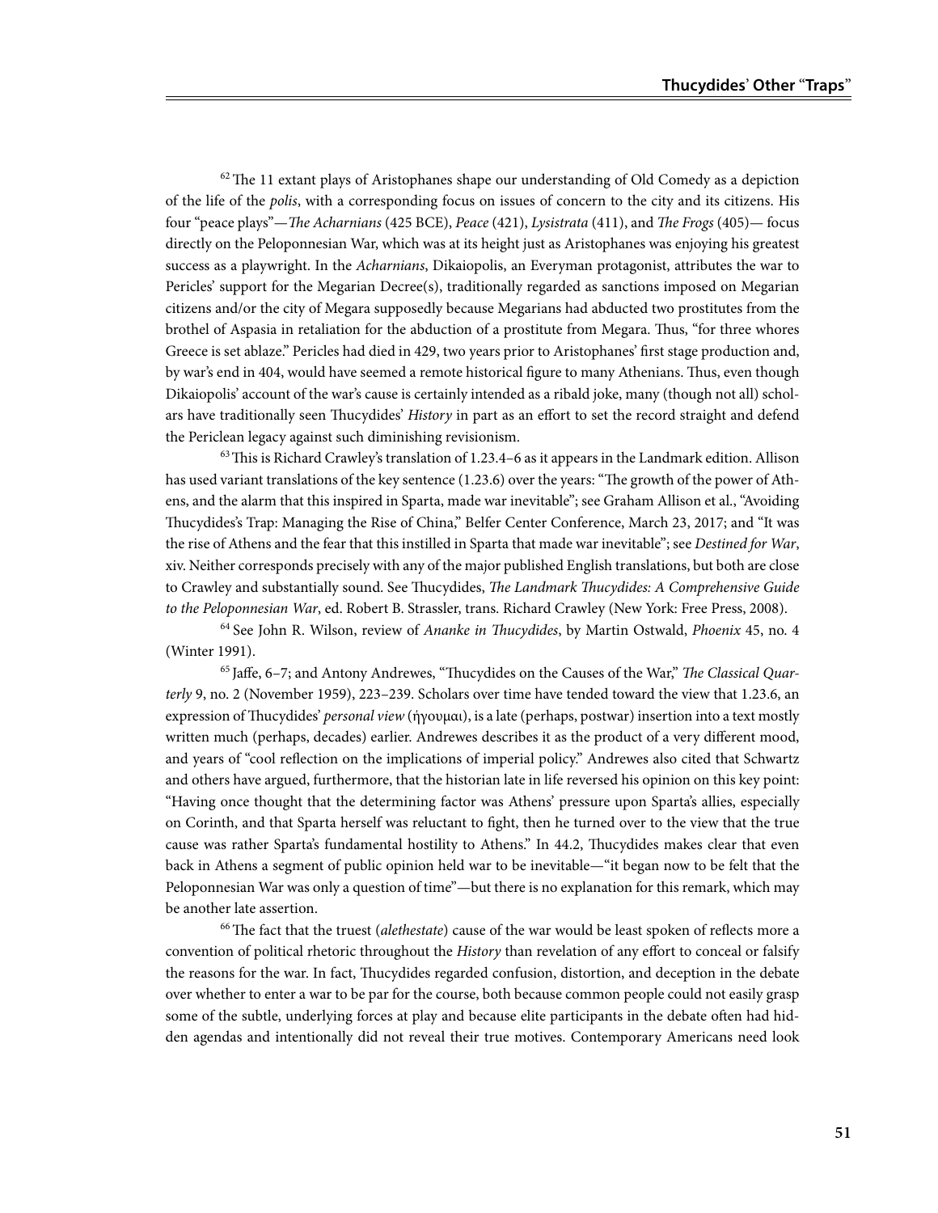[62] The 11 extant plays of Aristophanes shape our understanding of Old Comedy as a depiction of the life of the *polis*, with a corresponding focus on issues of concern to the city and its citizens. His four "peace plays"—*The Acharnians* (425 BCE), *Peace* (421), *Lysistrata* (411), and *The Frogs* (405)— focus directly on the Peloponnesian War, which was at its height just as Aristophanes was enjoying his greatest success as a playwright. In the *Acharnians*, Dikaiopolis, an Everyman protagonist, attributes the war to Pericles' support for the Megarian Decree(s), traditionally regarded as sanctions imposed on Megarian citizens and/or the city of Megara supposedly because Megarians had abducted two prostitutes from the brothel of Aspasia in retaliation for the abduction of a prostitute from Megara. Thus, "for three whores Greece is set ablaze." Pericles had died in 429, two years prior to Aristophanes' first stage production and, by war's end in 404, would have seemed a remote historical figure to many Athenians. Thus, even though Dikaiopolis' account of the war's cause is certainly intended as a ribald joke, many (though not all) scholars have traditionally seen Thucydides' *History* in part as an effort to set the record straight and defend the Periclean legacy against such diminishing revisionism.

[63] This is Richard Crawley's translation of 1.23.4–6 as it appears in the Landmark edition. Allison has used variant translations of the key sentence (1.23.6) over the years: "The growth of the power of Athens, and the alarm that this inspired in Sparta, made war inevitable"; see Graham Allison et al., "Avoiding Thucydides's Trap: Managing the Rise of China," Belfer Center Conference, March 23, 2017; and "It was the rise of Athens and the fear that this instilled in Sparta that made war inevitable"; see *Destined for War*, xiv. Neither corresponds precisely with any of the major published English translations, but both are close to Crawley and substantially sound. See Thucydides, *The Landmark Thucydides: A Comprehensive Guide to the Peloponnesian War*, ed. Robert B. Strassler, trans. Richard Crawley (New York: Free Press, 2008).

[64] See John R. Wilson, review of *Ananke in Thucydides*, by Martin Ostwald, *Phoenix* 45, no. 4 (Winter 1991).

[65] Jaffe, 6–7; and Antony Andrewes, "Thucydides on the Causes of the War," *The Classical Quarterly* 9, no. 2 (November 1959), 223–239. Scholars over time have tended toward the view that 1.23.6, an expression of Thucydides' *personal view* (ἡγουμαι), is a late (perhaps, postwar) insertion into a text mostly written much (perhaps, decades) earlier. Andrewes describes it as the product of a very different mood, and years of "cool reflection on the implications of imperial policy." Andrewes also cited that Schwartz and others have argued, furthermore, that the historian late in life reversed his opinion on this key point: "Having once thought that the determining factor was Athens' pressure upon Sparta's allies, especially on Corinth, and that Sparta herself was reluctant to fight, then he turned over to the view that the true cause was rather Sparta's fundamental hostility to Athens." In 44.2, Thucydides makes clear that even back in Athens a segment of public opinion held war to be inevitable—"it began now to be felt that the Peloponnesian War was only a question of time"—but there is no explanation for this remark, which may be another late assertion.

[66] The fact that the truest (*alethestate*) cause of the war would be least spoken of reflects more a convention of political rhetoric throughout the *History* than revelation of any effort to conceal or falsify the reasons for the war. In fact, Thucydides regarded confusion, distortion, and deception in the debate over whether to enter a war to be par for the course, both because common people could not easily grasp some of the subtle, underlying forces at play and because elite participants in the debate often had hidden agendas and intentionally did not reveal their true motives. Contemporary Americans need look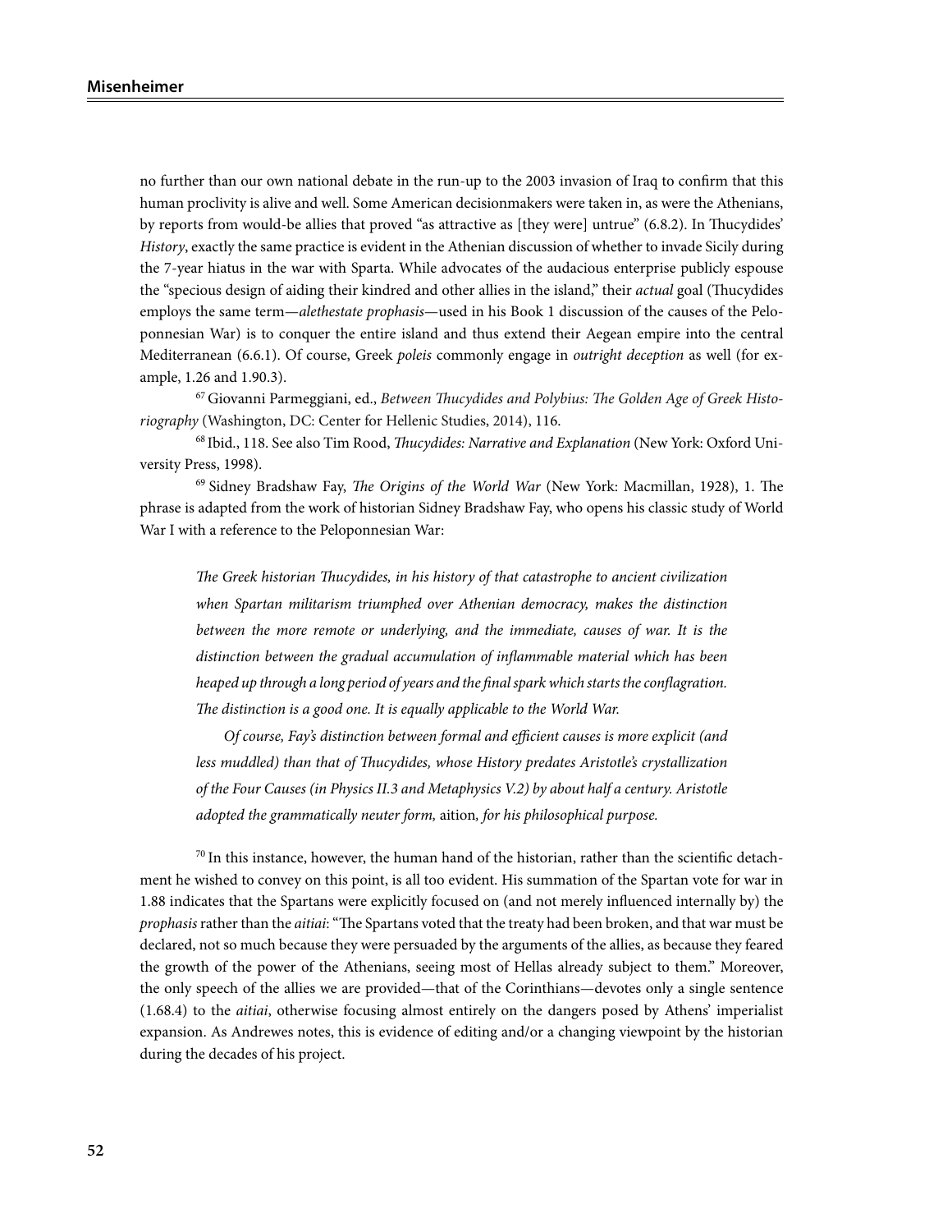no further than our own national debate in the run-up to the 2003 invasion of Iraq to confirm that this human proclivity is alive and well. Some American decisionmakers were taken in, as were the Athenians, by reports from would-be allies that proved "as attractive as [they were] untrue" (6.8.2). In Thucydides' *History*, exactly the same practice is evident in the Athenian discussion of whether to invade Sicily during the 7-year hiatus in the war with Sparta. While advocates of the audacious enterprise publicly espouse the "specious design of aiding their kindred and other allies in the island," their *actual* goal (Thucydides employs the same term—*alethestate prophasis*—used in his Book 1 discussion of the causes of the Peloponnesian War) is to conquer the entire island and thus extend their Aegean empire into the central Mediterranean (6.6.1). Of course, Greek *poleis* commonly engage in *outright deception* as well (for example, 1.26 and 1.90.3).

[67] Giovanni Parmeggiani, ed., *Between Thucydides and Polybius: The Golden Age of Greek Historiography* (Washington, DC: Center for Hellenic Studies, 2014), 116.

[68] Ibid., 118. See also Tim Rood, *Thucydides: Narrative and Explanation* (New York: Oxford University Press, 1998).

[69] Sidney Bradshaw Fay, *The Origins of the World War* (New York: Macmillan, 1928), 1. The phrase is adapted from the work of historian Sidney Bradshaw Fay, who opens his classic study of World War I with a reference to the Peloponnesian War:

> *The Greek historian Thucydides, in his history of that catastrophe to ancient civilization when Spartan militarism triumphed over Athenian democracy, makes the distinction between the more remote or underlying, and the immediate, causes of war. It is the distinction between the gradual accumulation of inflammable material which has been heaped up through a long period of years and the final spark which starts the conflagration. The distinction is a good one. It is equally applicable to the World War.*
>
> *Of course, Fay's distinction between formal and efficient causes is more explicit (and less muddled) than that of Thucydides, whose History predates Aristotle's crystallization of the Four Causes (in Physics II.3 and Metaphysics V.2) by about half a century. Aristotle adopted the grammatically neuter form,* aition*, for his philosophical purpose.*

[70] In this instance, however, the human hand of the historian, rather than the scientific detachment he wished to convey on this point, is all too evident. His summation of the Spartan vote for war in 1.88 indicates that the Spartans were explicitly focused on (and not merely influenced internally by) the *prophasis* rather than the *aitiai*: "The Spartans voted that the treaty had been broken, and that war must be declared, not so much because they were persuaded by the arguments of the allies, as because they feared the growth of the power of the Athenians, seeing most of Hellas already subject to them." Moreover, the only speech of the allies we are provided—that of the Corinthians—devotes only a single sentence (1.68.4) to the *aitiai*, otherwise focusing almost entirely on the dangers posed by Athens' imperialist expansion. As Andrewes notes, this is evidence of editing and/or a changing viewpoint by the historian during the decades of his project.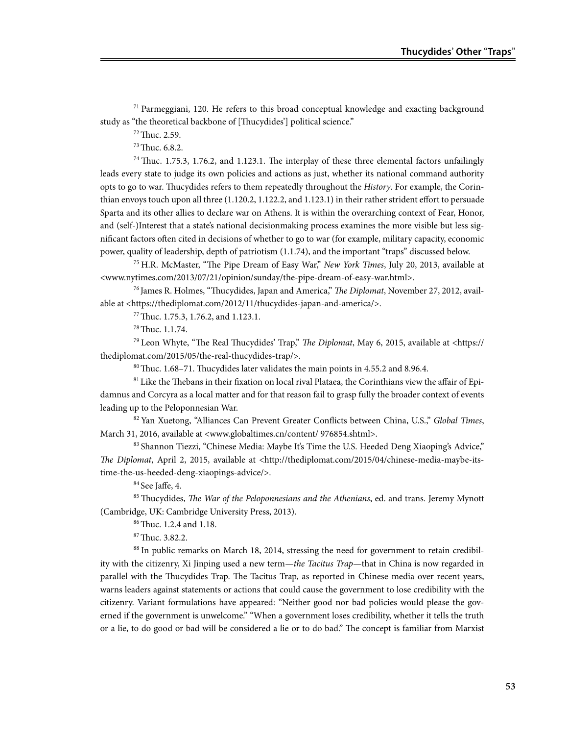[71] Parmeggiani, 120. He refers to this broad conceptual knowledge and exacting background study as "the theoretical backbone of [Thucydides'] political science."

[72] Thuc. 2.59.

[73] Thuc. 6.8.2.

[74] Thuc. 1.75.3, 1.76.2, and 1.123.1. The interplay of these three elemental factors unfailingly leads every state to judge its own policies and actions as just, whether its national command authority opts to go to war. Thucydides refers to them repeatedly throughout the *History*. For example, the Corinthian envoys touch upon all three (1.120.2, 1.122.2, and 1.123.1) in their rather strident effort to persuade Sparta and its other allies to declare war on Athens. It is within the overarching context of Fear, Honor, and (self-)Interest that a state's national decisionmaking process examines the more visible but less significant factors often cited in decisions of whether to go to war (for example, military capacity, economic power, quality of leadership, depth of patriotism (1.1.74), and the important "traps" discussed below.

[75] H.R. McMaster, "The Pipe Dream of Easy War," *New York Times*, July 20, 2013, available at <www.nytimes.com/2013/07/21/opinion/sunday/the-pipe-dream-of-easy-war.html>.

[76] James R. Holmes, "Thucydides, Japan and America," *The Diplomat*, November 27, 2012, available at <https://thediplomat.com/2012/11/thucydides-japan-and-america/>.

[77] Thuc. 1.75.3, 1.76.2, and 1.123.1.

[78] Thuc. 1.1.74.

[79] Leon Whyte, "The Real Thucydides' Trap," *The Diplomat*, May 6, 2015, available at <https://thediplomat.com/2015/05/the-real-thucydides-trap/>.

[80] Thuc. 1.68–71. Thucydides later validates the main points in 4.55.2 and 8.96.4.

[81] Like the Thebans in their fixation on local rival Plataea, the Corinthians view the affair of Epidamnus and Corcyra as a local matter and for that reason fail to grasp fully the broader context of events leading up to the Peloponnesian War.

[82] Yan Xuetong, "Alliances Can Prevent Greater Conflicts between China, U.S.," *Global Times*, March 31, 2016, available at <www.globaltimes.cn/content/ 976854.shtml>.

[83] Shannon Tiezzi, "Chinese Media: Maybe It's Time the U.S. Heeded Deng Xiaoping's Advice," *The Diplomat*, April 2, 2015, available at <http://thediplomat.com/2015/04/chinese-media-maybe-its-time-the-us-heeded-deng-xiaopings-advice/>.

[84] See Jaffe, 4.

[85] Thucydides, *The War of the Peloponnesians and the Athenians*, ed. and trans. Jeremy Mynott (Cambridge, UK: Cambridge University Press, 2013).

[86] Thuc. 1.2.4 and 1.18.

[87] Thuc. 3.82.2.

[88] In public remarks on March 18, 2014, stressing the need for government to retain credibility with the citizenry, Xi Jinping used a new term—*the Tacitus Trap*—that in China is now regarded in parallel with the Thucydides Trap. The Tacitus Trap, as reported in Chinese media over recent years, warns leaders against statements or actions that could cause the government to lose credibility with the citizenry. Variant formulations have appeared: "Neither good nor bad policies would please the governed if the government is unwelcome." "When a government loses credibility, whether it tells the truth or a lie, to do good or bad will be considered a lie or to do bad." The concept is familiar from Marxist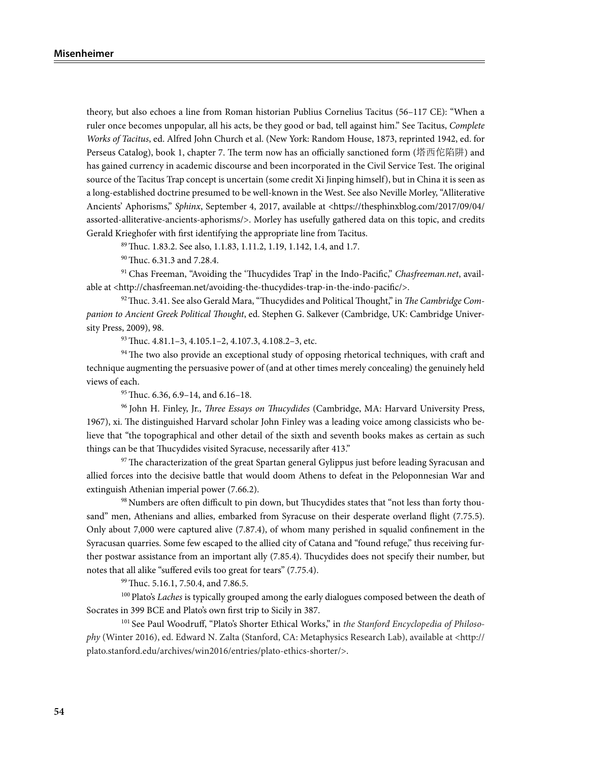theory, but also echoes a line from Roman historian Publius Cornelius Tacitus (56–117 CE): "When a ruler once becomes unpopular, all his acts, be they good or bad, tell against him." See Tacitus, *Complete Works of Tacitus*, ed. Alfred John Church et al. (New York: Random House, 1873, reprinted 1942, ed. for Perseus Catalog), book 1, chapter 7. The term now has an officially sanctioned form (塔西佗陷阱) and has gained currency in academic discourse and been incorporated in the Civil Service Test. The original source of the Tacitus Trap concept is uncertain (some credit Xi Jinping himself), but in China it is seen as a long-established doctrine presumed to be well-known in the West. See also Neville Morley, "Alliterative Ancients' Aphorisms," *Sphinx*, September 4, 2017, available at <https://thesphinxblog.com/2017/09/04/assorted-alliterative-ancients-aphorisms/>. Morley has usefully gathered data on this topic, and credits Gerald Krieghofer with first identifying the appropriate line from Tacitus.

[89] Thuc. 1.83.2. See also, 1.1.83, 1.11.2, 1.19, 1.142, 1.4, and 1.7.

[90] Thuc. 6.31.3 and 7.28.4.

[91] Chas Freeman, "Avoiding the 'Thucydides Trap' in the Indo-Pacific," *Chasfreeman.net*, available at <http://chasfreeman.net/avoiding-the-thucydides-trap-in-the-indo-pacific/>.

[92] Thuc. 3.41. See also Gerald Mara, "Thucydides and Political Thought," in *The Cambridge Companion to Ancient Greek Political Thought*, ed. Stephen G. Salkever (Cambridge, UK: Cambridge University Press, 2009), 98.

[93] Thuc. 4.81.1–3, 4.105.1–2, 4.107.3, 4.108.2–3, etc.

[94] The two also provide an exceptional study of opposing rhetorical techniques, with craft and technique augmenting the persuasive power of (and at other times merely concealing) the genuinely held views of each.

[95] Thuc. 6.36, 6.9–14, and 6.16–18.

[96] John H. Finley, Jr., *Three Essays on Thucydides* (Cambridge, MA: Harvard University Press, 1967), xi. The distinguished Harvard scholar John Finley was a leading voice among classicists who believe that "the topographical and other detail of the sixth and seventh books makes as certain as such things can be that Thucydides visited Syracuse, necessarily after 413."

[97] The characterization of the great Spartan general Gylippus just before leading Syracusan and allied forces into the decisive battle that would doom Athens to defeat in the Peloponnesian War and extinguish Athenian imperial power (7.66.2).

[98] Numbers are often difficult to pin down, but Thucydides states that "not less than forty thousand" men, Athenians and allies, embarked from Syracuse on their desperate overland flight (7.75.5). Only about 7,000 were captured alive (7.87.4), of whom many perished in squalid confinement in the Syracusan quarries. Some few escaped to the allied city of Catana and "found refuge," thus receiving further postwar assistance from an important ally (7.85.4). Thucydides does not specify their number, but notes that all alike "suffered evils too great for tears" (7.75.4).

[99] Thuc. 5.16.1, 7.50.4, and 7.86.5.

[100] Plato's *Laches* is typically grouped among the early dialogues composed between the death of Socrates in 399 BCE and Plato's own first trip to Sicily in 387.

[101] See Paul Woodruff, "Plato's Shorter Ethical Works," in *the Stanford Encyclopedia of Philosophy* (Winter 2016), ed. Edward N. Zalta (Stanford, CA: Metaphysics Research Lab), available at <http://plato.stanford.edu/archives/win2016/entries/plato-ethics-shorter/>.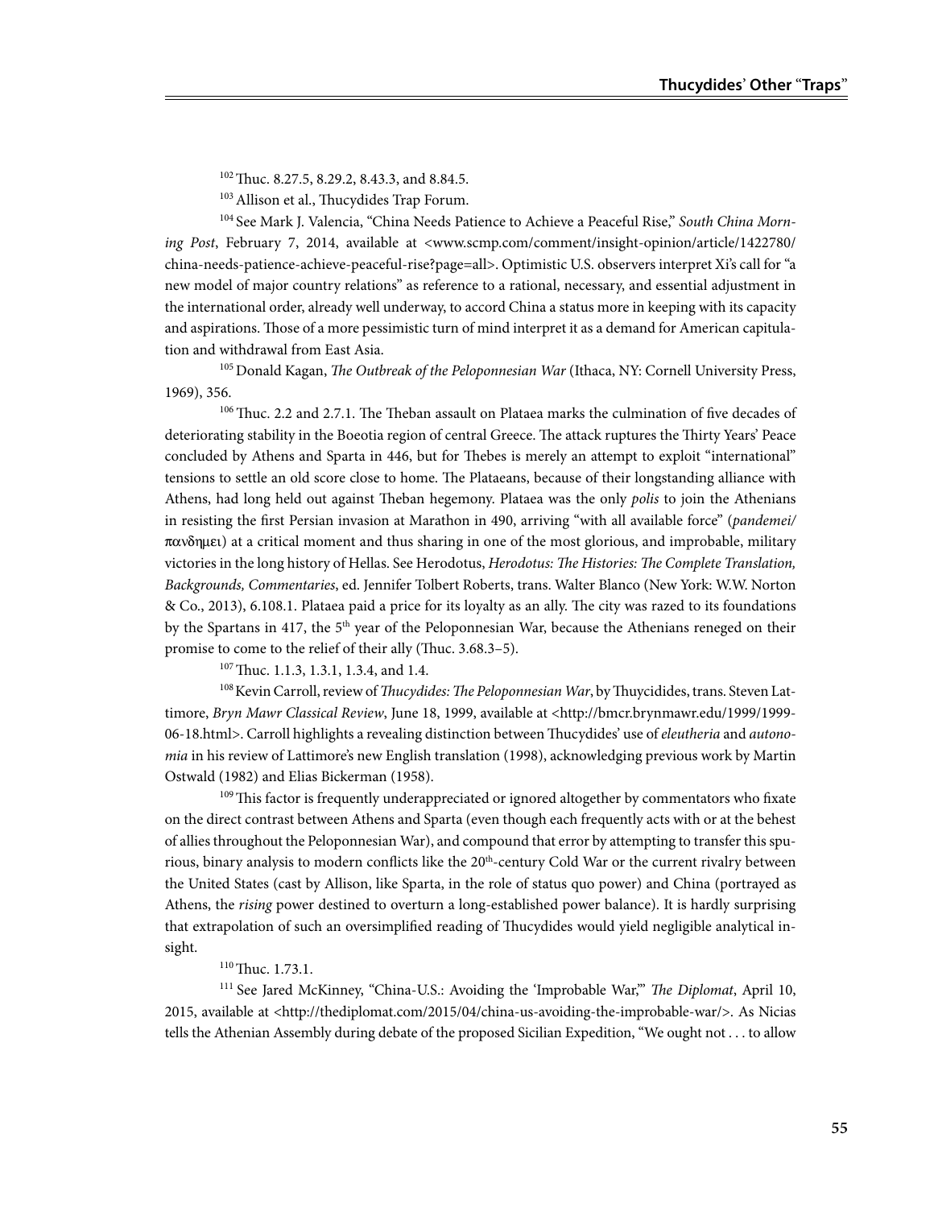[102] Thuc. 8.27.5, 8.29.2, 8.43.3, and 8.84.5.

[103] Allison et al., Thucydides Trap Forum.

[104] See Mark J. Valencia, "China Needs Patience to Achieve a Peaceful Rise," *South China Morning Post*, February 7, 2014, available at <www.scmp.com/comment/insight-opinion/article/1422780/china-needs-patience-achieve-peaceful-rise?page=all>. Optimistic U.S. observers interpret Xi's call for "a new model of major country relations" as reference to a rational, necessary, and essential adjustment in the international order, already well underway, to accord China a status more in keeping with its capacity and aspirations. Those of a more pessimistic turn of mind interpret it as a demand for American capitulation and withdrawal from East Asia.

[105] Donald Kagan, *The Outbreak of the Peloponnesian War* (Ithaca, NY: Cornell University Press, 1969), 356.

[106] Thuc. 2.2 and 2.7.1. The Theban assault on Plataea marks the culmination of five decades of deteriorating stability in the Boeotia region of central Greece. The attack ruptures the Thirty Years' Peace concluded by Athens and Sparta in 446, but for Thebes is merely an attempt to exploit "international" tensions to settle an old score close to home. The Plataeans, because of their longstanding alliance with Athens, had long held out against Theban hegemony. Plataea was the only *polis* to join the Athenians in resisting the first Persian invasion at Marathon in 490, arriving "with all available force" (*pandemei*/πανδημει) at a critical moment and thus sharing in one of the most glorious, and improbable, military victories in the long history of Hellas. See Herodotus, *Herodotus: The Histories: The Complete Translation, Backgrounds, Commentaries*, ed. Jennifer Tolbert Roberts, trans. Walter Blanco (New York: W.W. Norton & Co., 2013), 6.108.1. Plataea paid a price for its loyalty as an ally. The city was razed to its foundations by the Spartans in 417, the 5th year of the Peloponnesian War, because the Athenians reneged on their promise to come to the relief of their ally (Thuc. 3.68.3–5).

[107] Thuc. 1.1.3, 1.3.1, 1.3.4, and 1.4.

[108] Kevin Carroll, review of *Thucydides: The Peloponnesian War*, by Thuycidides, trans. Steven Lattimore, *Bryn Mawr Classical Review*, June 18, 1999, available at <http://bmcr.brynmawr.edu/1999/1999-06-18.html>. Carroll highlights a revealing distinction between Thucydides' use of *eleutheria* and *autonomia* in his review of Lattimore's new English translation (1998), acknowledging previous work by Martin Ostwald (1982) and Elias Bickerman (1958).

[109] This factor is frequently underappreciated or ignored altogether by commentators who fixate on the direct contrast between Athens and Sparta (even though each frequently acts with or at the behest of allies throughout the Peloponnesian War), and compound that error by attempting to transfer this spurious, binary analysis to modern conflicts like the 20th-century Cold War or the current rivalry between the United States (cast by Allison, like Sparta, in the role of status quo power) and China (portrayed as Athens, the *rising* power destined to overturn a long-established power balance). It is hardly surprising that extrapolation of such an oversimplified reading of Thucydides would yield negligible analytical insight.

[110] Thuc. 1.73.1.

[111] See Jared McKinney, "China-U.S.: Avoiding the 'Improbable War,'" *The Diplomat*, April 10, 2015, available at <http://thediplomat.com/2015/04/china-us-avoiding-the-improbable-war/>. As Nicias tells the Athenian Assembly during debate of the proposed Sicilian Expedition, "We ought not . . . to allow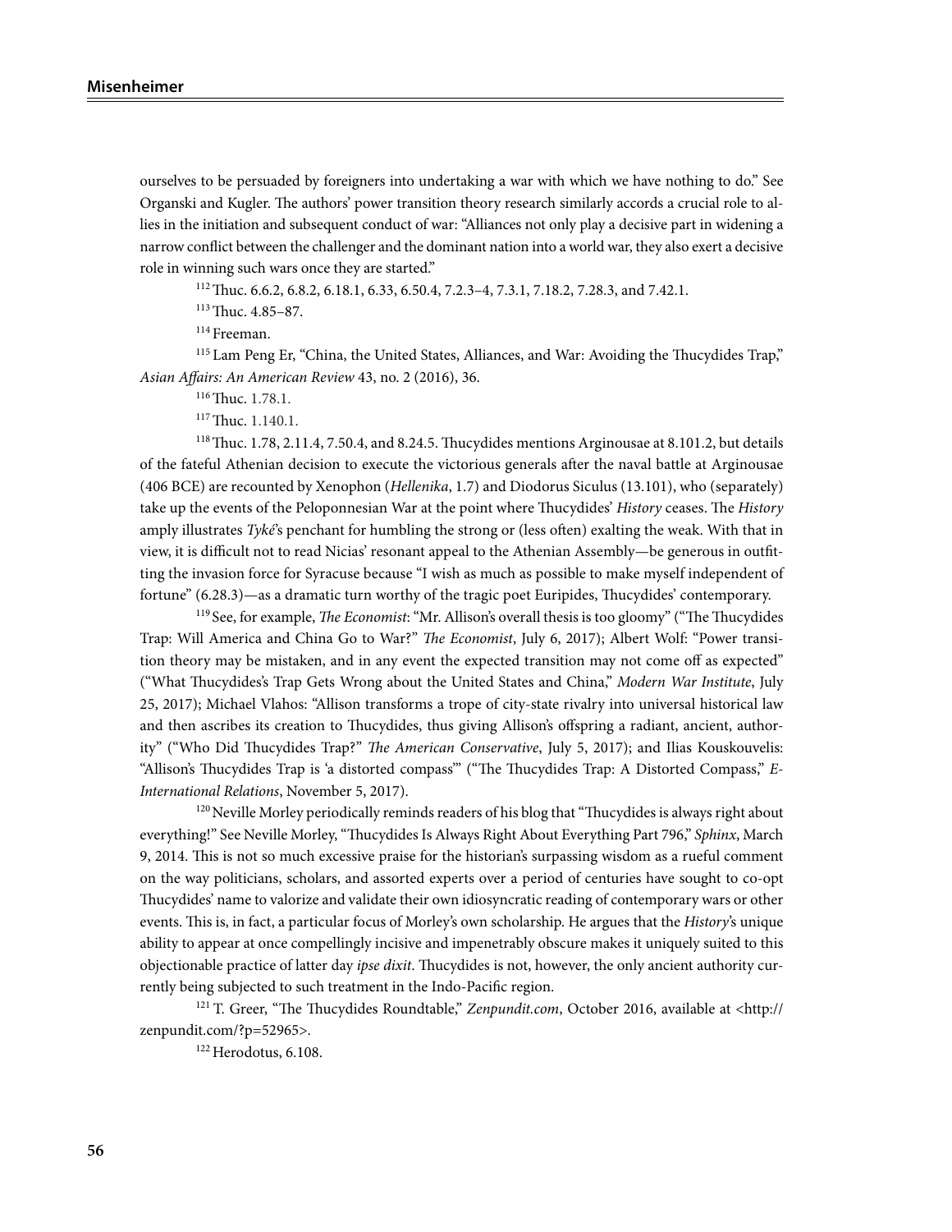ourselves to be persuaded by foreigners into undertaking a war with which we have nothing to do." See Organski and Kugler. The authors' power transition theory research similarly accords a crucial role to allies in the initiation and subsequent conduct of war: "Alliances not only play a decisive part in widening a narrow conflict between the challenger and the dominant nation into a world war, they also exert a decisive role in winning such wars once they are started."

[112] Thuc. 6.6.2, 6.8.2, 6.18.1, 6.33, 6.50.4, 7.2.3–4, 7.3.1, 7.18.2, 7.28.3, and 7.42.1.

[113] Thuc. 4.85–87.

[114] Freeman.

[115] Lam Peng Er, "China, the United States, Alliances, and War: Avoiding the Thucydides Trap," *Asian Affairs: An American Review* 43, no. 2 (2016), 36.

[116] Thuc. 1.78.1.

[117] Thuc. 1.140.1.

[118] Thuc. 1.78, 2.11.4, 7.50.4, and 8.24.5. Thucydides mentions Arginousae at 8.101.2, but details of the fateful Athenian decision to execute the victorious generals after the naval battle at Arginousae (406 BCE) are recounted by Xenophon (*Hellenika*, 1.7) and Diodorus Siculus (13.101), who (separately) take up the events of the Peloponnesian War at the point where Thucydides' *History* ceases. The *History* amply illustrates *Tyké*'s penchant for humbling the strong or (less often) exalting the weak. With that in view, it is difficult not to read Nicias' resonant appeal to the Athenian Assembly—be generous in outfitting the invasion force for Syracuse because "I wish as much as possible to make myself independent of fortune" (6.28.3)—as a dramatic turn worthy of the tragic poet Euripides, Thucydides' contemporary.

[119] See, for example, *The Economist*: "Mr. Allison's overall thesis is too gloomy" ("The Thucydides Trap: Will America and China Go to War?" *The Economist*, July 6, 2017); Albert Wolf: "Power transition theory may be mistaken, and in any event the expected transition may not come off as expected" ("What Thucydides's Trap Gets Wrong about the United States and China," *Modern War Institute*, July 25, 2017); Michael Vlahos: "Allison transforms a trope of city-state rivalry into universal historical law and then ascribes its creation to Thucydides, thus giving Allison's offspring a radiant, ancient, authority" ("Who Did Thucydides Trap?" *The American Conservative*, July 5, 2017); and Ilias Kouskouvelis: "Allison's Thucydides Trap is 'a distorted compass'" ("The Thucydides Trap: A Distorted Compass," *E-International Relations*, November 5, 2017).

[120] Neville Morley periodically reminds readers of his blog that "Thucydides is always right about everything!" See Neville Morley, "Thucydides Is Always Right About Everything Part 796," *Sphinx*, March 9, 2014. This is not so much excessive praise for the historian's surpassing wisdom as a rueful comment on the way politicians, scholars, and assorted experts over a period of centuries have sought to co-opt Thucydides' name to valorize and validate their own idiosyncratic reading of contemporary wars or other events. This is, in fact, a particular focus of Morley's own scholarship. He argues that the *History*'s unique ability to appear at once compellingly incisive and impenetrably obscure makes it uniquely suited to this objectionable practice of latter day *ipse dixit*. Thucydides is not, however, the only ancient authority currently being subjected to such treatment in the Indo-Pacific region.

[121] T. Greer, "The Thucydides Roundtable," *Zenpundit.com*, October 2016, available at <http://zenpundit.com/?p=52965>.

[122] Herodotus, 6.108.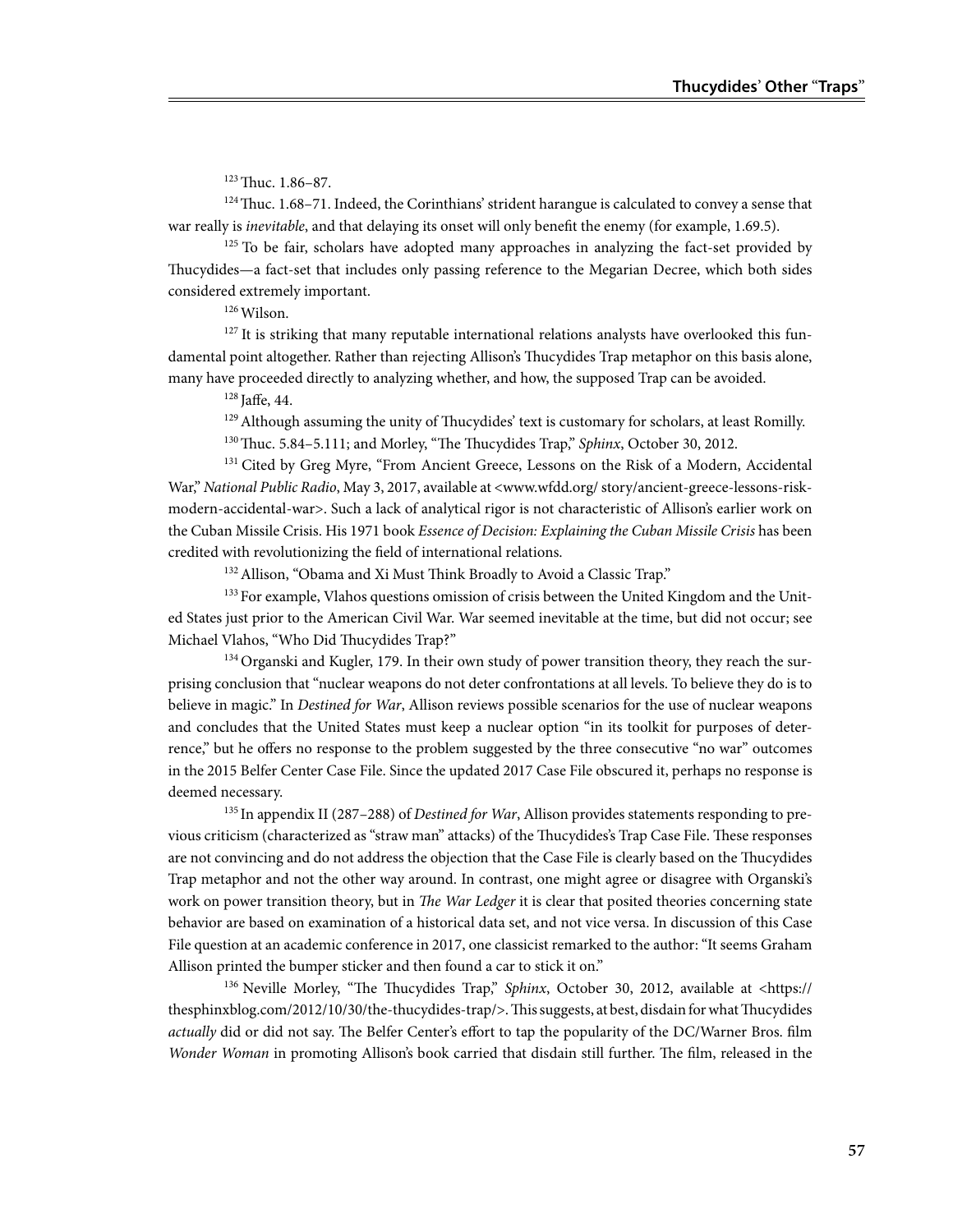[123] Thuc. 1.86–87.

[124] Thuc. 1.68–71. Indeed, the Corinthians' strident harangue is calculated to convey a sense that war really is *inevitable*, and that delaying its onset will only benefit the enemy (for example, 1.69.5).

[125] To be fair, scholars have adopted many approaches in analyzing the fact-set provided by Thucydides—a fact-set that includes only passing reference to the Megarian Decree, which both sides considered extremely important.

[126] Wilson.

[127] It is striking that many reputable international relations analysts have overlooked this fundamental point altogether. Rather than rejecting Allison's Thucydides Trap metaphor on this basis alone, many have proceeded directly to analyzing whether, and how, the supposed Trap can be avoided.

[128] Jaffe, 44.

[129] Although assuming the unity of Thucydides' text is customary for scholars, at least Romilly.

[130] Thuc. 5.84–5.111; and Morley, "The Thucydides Trap," *Sphinx*, October 30, 2012.

[131] Cited by Greg Myre, "From Ancient Greece, Lessons on the Risk of a Modern, Accidental War," *National Public Radio*, May 3, 2017, available at <www.wfdd.org/ story/ancient-greece-lessons-risk-modern-accidental-war>. Such a lack of analytical rigor is not characteristic of Allison's earlier work on the Cuban Missile Crisis. His 1971 book *Essence of Decision: Explaining the Cuban Missile Crisis* has been credited with revolutionizing the field of international relations.

[132] Allison, "Obama and Xi Must Think Broadly to Avoid a Classic Trap."

[133] For example, Vlahos questions omission of crisis between the United Kingdom and the United States just prior to the American Civil War. War seemed inevitable at the time, but did not occur; see Michael Vlahos, "Who Did Thucydides Trap?"

[134] Organski and Kugler, 179. In their own study of power transition theory, they reach the surprising conclusion that "nuclear weapons do not deter confrontations at all levels. To believe they do is to believe in magic." In *Destined for War*, Allison reviews possible scenarios for the use of nuclear weapons and concludes that the United States must keep a nuclear option "in its toolkit for purposes of deterrence," but he offers no response to the problem suggested by the three consecutive "no war" outcomes in the 2015 Belfer Center Case File. Since the updated 2017 Case File obscured it, perhaps no response is deemed necessary.

[135] In appendix II (287–288) of *Destined for War*, Allison provides statements responding to previous criticism (characterized as "straw man" attacks) of the Thucydides's Trap Case File. These responses are not convincing and do not address the objection that the Case File is clearly based on the Thucydides Trap metaphor and not the other way around. In contrast, one might agree or disagree with Organski's work on power transition theory, but in *The War Ledger* it is clear that posited theories concerning state behavior are based on examination of a historical data set, and not vice versa. In discussion of this Case File question at an academic conference in 2017, one classicist remarked to the author: "It seems Graham Allison printed the bumper sticker and then found a car to stick it on."

[136] Neville Morley, "The Thucydides Trap," *Sphinx*, October 30, 2012, available at <https://thesphinxblog.com/2012/10/30/the-thucydides-trap/>. This suggests, at best, disdain for what Thucydides *actually* did or did not say. The Belfer Center's effort to tap the popularity of the DC/Warner Bros. film *Wonder Woman* in promoting Allison's book carried that disdain still further. The film, released in the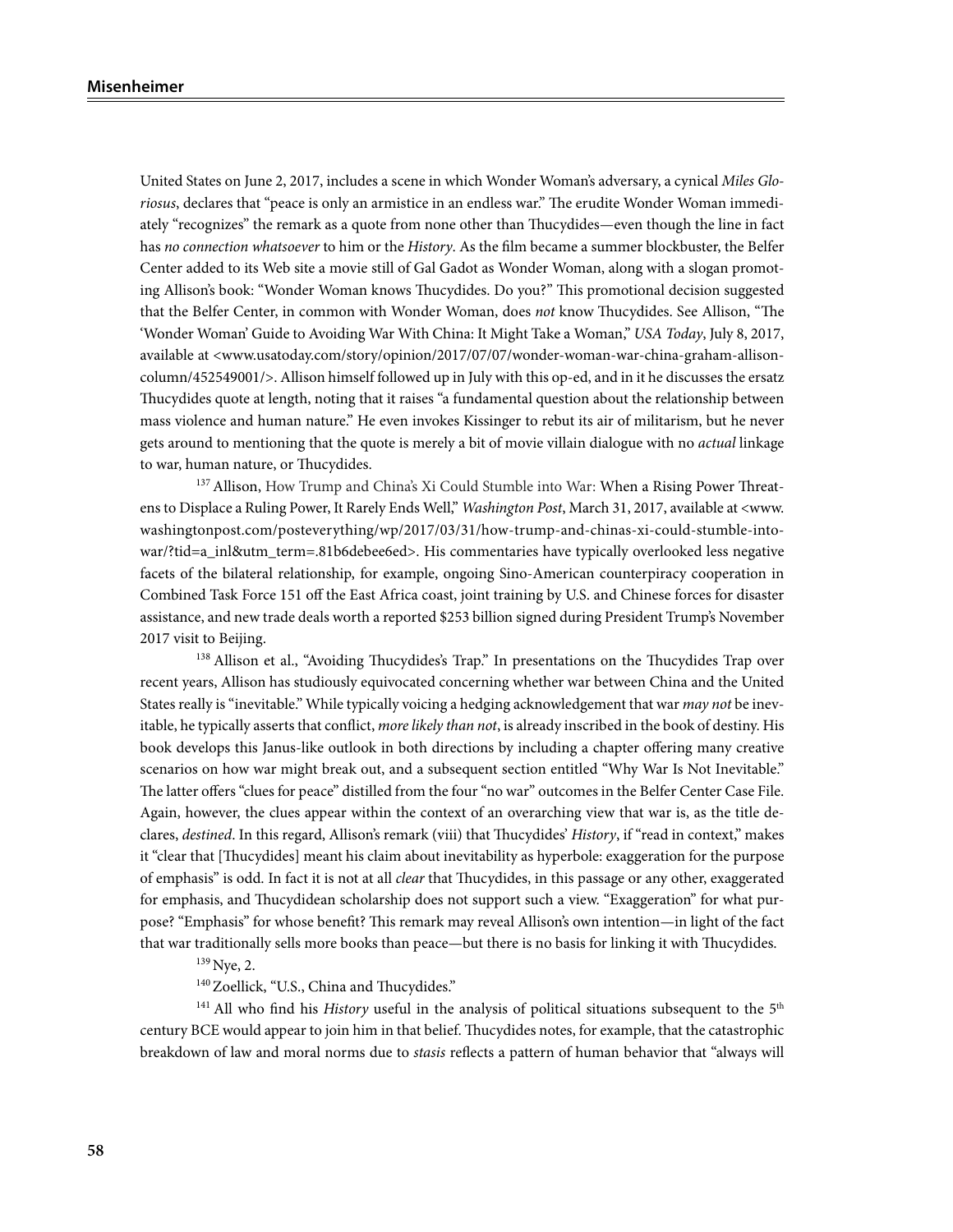United States on June 2, 2017, includes a scene in which Wonder Woman's adversary, a cynical *Miles Gloriosus*, declares that "peace is only an armistice in an endless war." The erudite Wonder Woman immediately "recognizes" the remark as a quote from none other than Thucydides—even though the line in fact has *no connection whatsoever* to him or the *History*. As the film became a summer blockbuster, the Belfer Center added to its Web site a movie still of Gal Gadot as Wonder Woman, along with a slogan promoting Allison's book: "Wonder Woman knows Thucydides. Do you?" This promotional decision suggested that the Belfer Center, in common with Wonder Woman, does *not* know Thucydides. See Allison, "The 'Wonder Woman' Guide to Avoiding War With China: It Might Take a Woman," *USA Today*, July 8, 2017, available at <www.usatoday.com/story/opinion/2017/07/07/wonder-woman-war-china-graham-allison-column/452549001/>. Allison himself followed up in July with this op-ed, and in it he discusses the ersatz Thucydides quote at length, noting that it raises "a fundamental question about the relationship between mass violence and human nature." He even invokes Kissinger to rebut its air of militarism, but he never gets around to mentioning that the quote is merely a bit of movie villain dialogue with no *actual* linkage to war, human nature, or Thucydides.

[137] Allison, How Trump and China's Xi Could Stumble into War: When a Rising Power Threatens to Displace a Ruling Power, It Rarely Ends Well," *Washington Post*, March 31, 2017, available at <www.washingtonpost.com/posteverything/wp/2017/03/31/how-trump-and-chinas-xi-could-stumble-into-war/?tid=a_inl&utm_term=.81b6debee6ed>. His commentaries have typically overlooked less negative facets of the bilateral relationship, for example, ongoing Sino-American counterpiracy cooperation in Combined Task Force 151 off the East Africa coast, joint training by U.S. and Chinese forces for disaster assistance, and new trade deals worth a reported $253 billion signed during President Trump's November 2017 visit to Beijing.

[138] Allison et al., "Avoiding Thucydides's Trap." In presentations on the Thucydides Trap over recent years, Allison has studiously equivocated concerning whether war between China and the United States really is "inevitable." While typically voicing a hedging acknowledgement that war *may not* be inevitable, he typically asserts that conflict, *more likely than not*, is already inscribed in the book of destiny. His book develops this Janus-like outlook in both directions by including a chapter offering many creative scenarios on how war might break out, and a subsequent section entitled "Why War Is Not Inevitable." The latter offers "clues for peace" distilled from the four "no war" outcomes in the Belfer Center Case File. Again, however, the clues appear within the context of an overarching view that war is, as the title declares, *destined*. In this regard, Allison's remark (viii) that Thucydides' *History*, if "read in context," makes it "clear that [Thucydides] meant his claim about inevitability as hyperbole: exaggeration for the purpose of emphasis" is odd. In fact it is not at all *clear* that Thucydides, in this passage or any other, exaggerated for emphasis, and Thucydidean scholarship does not support such a view. "Exaggeration" for what purpose? "Emphasis" for whose benefit? This remark may reveal Allison's own intention—in light of the fact that war traditionally sells more books than peace—but there is no basis for linking it with Thucydides.

[139] Nye, 2.

[140] Zoellick, "U.S., China and Thucydides."

[141] All who find his *History* useful in the analysis of political situations subsequent to the 5th century BCE would appear to join him in that belief. Thucydides notes, for example, that the catastrophic breakdown of law and moral norms due to *stasis* reflects a pattern of human behavior that "always will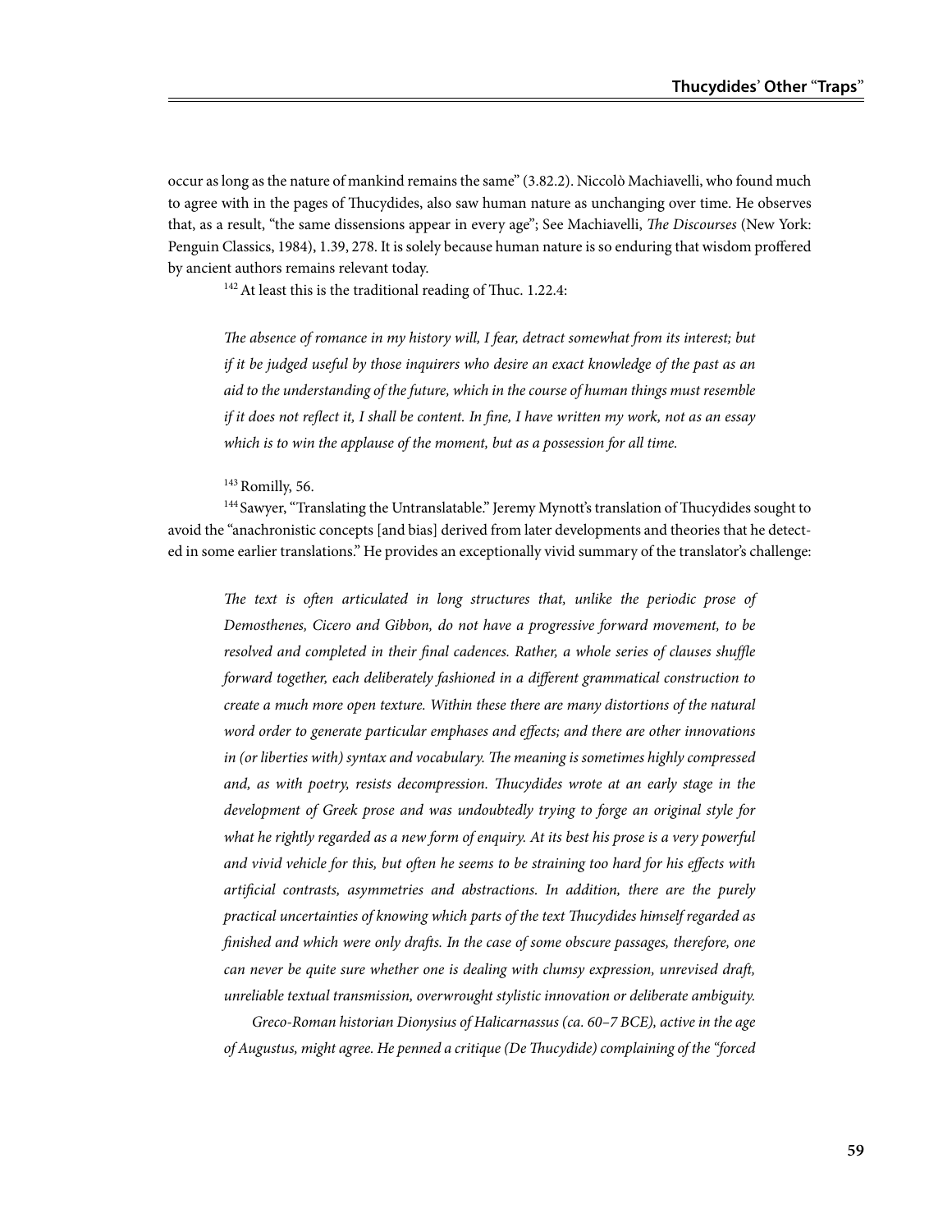occur as long as the nature of mankind remains the same" (3.82.2). Niccolò Machiavelli, who found much to agree with in the pages of Thucydides, also saw human nature as unchanging over time. He observes that, as a result, "the same dissensions appear in every age"; See Machiavelli, *The Discourses* (New York: Penguin Classics, 1984), 1.39, 278. It is solely because human nature is so enduring that wisdom proffered by ancient authors remains relevant today.

[142] At least this is the traditional reading of Thuc. 1.22.4:

> *The absence of romance in my history will, I fear, detract somewhat from its interest; but if it be judged useful by those inquirers who desire an exact knowledge of the past as an aid to the understanding of the future, which in the course of human things must resemble if it does not reflect it, I shall be content. In fine, I have written my work, not as an essay which is to win the applause of the moment, but as a possession for all time.*

[143] Romilly, 56.

[144] Sawyer, "Translating the Untranslatable." Jeremy Mynott's translation of Thucydides sought to avoid the "anachronistic concepts [and bias] derived from later developments and theories that he detected in some earlier translations." He provides an exceptionally vivid summary of the translator's challenge:

> *The text is often articulated in long structures that, unlike the periodic prose of Demosthenes, Cicero and Gibbon, do not have a progressive forward movement, to be resolved and completed in their final cadences. Rather, a whole series of clauses shuffle forward together, each deliberately fashioned in a different grammatical construction to create a much more open texture. Within these there are many distortions of the natural word order to generate particular emphases and effects; and there are other innovations in (or liberties with) syntax and vocabulary. The meaning is sometimes highly compressed and, as with poetry, resists decompression. Thucydides wrote at an early stage in the development of Greek prose and was undoubtedly trying to forge an original style for what he rightly regarded as a new form of enquiry. At its best his prose is a very powerful and vivid vehicle for this, but often he seems to be straining too hard for his effects with artificial contrasts, asymmetries and abstractions. In addition, there are the purely practical uncertainties of knowing which parts of the text Thucydides himself regarded as finished and which were only drafts. In the case of some obscure passages, therefore, one can never be quite sure whether one is dealing with clumsy expression, unrevised draft, unreliable textual transmission, overwrought stylistic innovation or deliberate ambiguity.*
>
> *Greco-Roman historian Dionysius of Halicarnassus (ca. 60–7 BCE), active in the age of Augustus, might agree. He penned a critique (De Thucydide) complaining of the "forced*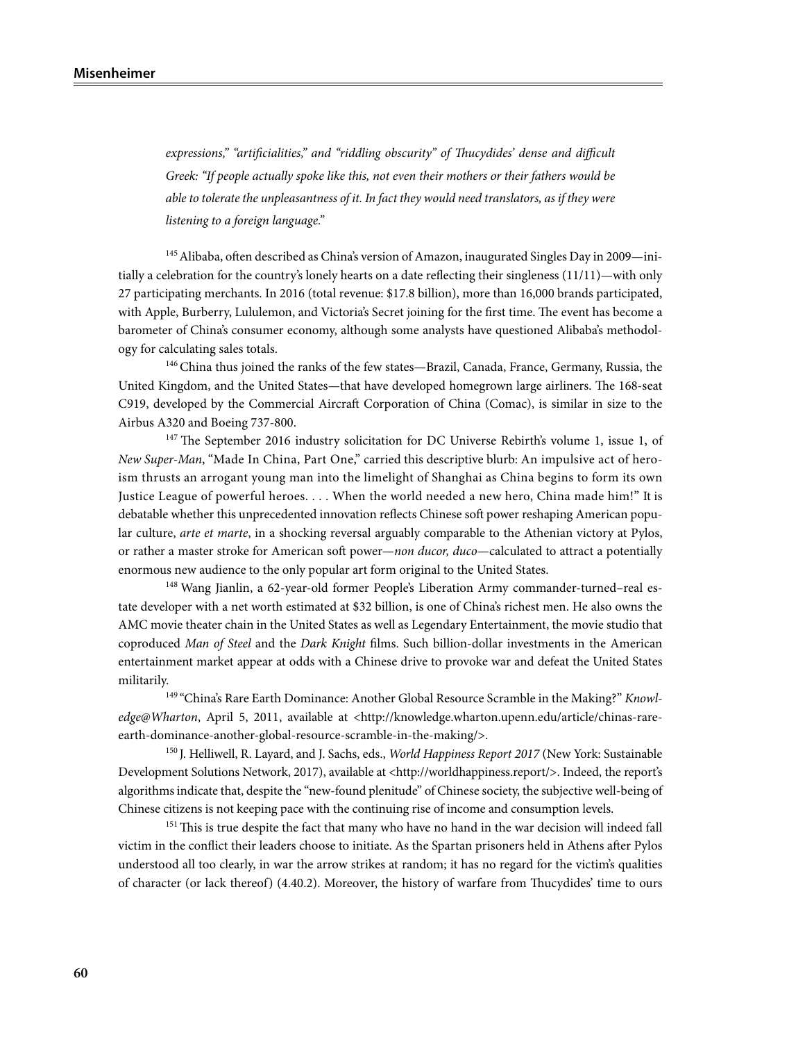*expressions," "artificialities," and "riddling obscurity" of Thucydides' dense and difficult Greek: "If people actually spoke like this, not even their mothers or their fathers would be able to tolerate the unpleasantness of it. In fact they would need translators, as if they were listening to a foreign language."*

[145] Alibaba, often described as China's version of Amazon, inaugurated Singles Day in 2009—initially a celebration for the country's lonely hearts on a date reflecting their singleness (11/11)—with only 27 participating merchants. In 2016 (total revenue: $17.8 billion), more than 16,000 brands participated, with Apple, Burberry, Lululemon, and Victoria's Secret joining for the first time. The event has become a barometer of China's consumer economy, although some analysts have questioned Alibaba's methodology for calculating sales totals.

[146] China thus joined the ranks of the few states—Brazil, Canada, France, Germany, Russia, the United Kingdom, and the United States—that have developed homegrown large airliners. The 168-seat C919, developed by the Commercial Aircraft Corporation of China (Comac), is similar in size to the Airbus A320 and Boeing 737-800.

[147] The September 2016 industry solicitation for DC Universe Rebirth's volume 1, issue 1, of *New Super-Man*, "Made In China, Part One," carried this descriptive blurb: An impulsive act of heroism thrusts an arrogant young man into the limelight of Shanghai as China begins to form its own Justice League of powerful heroes. . . . When the world needed a new hero, China made him!" It is debatable whether this unprecedented innovation reflects Chinese soft power reshaping American popular culture, *arte et marte*, in a shocking reversal arguably comparable to the Athenian victory at Pylos, or rather a master stroke for American soft power—*non ducor, duco*—calculated to attract a potentially enormous new audience to the only popular art form original to the United States.

[148] Wang Jianlin, a 62-year-old former People's Liberation Army commander-turned–real estate developer with a net worth estimated at $32 billion, is one of China's richest men. He also owns the AMC movie theater chain in the United States as well as Legendary Entertainment, the movie studio that coproduced *Man of Steel* and the *Dark Knight* films. Such billion-dollar investments in the American entertainment market appear at odds with a Chinese drive to provoke war and defeat the United States militarily.

[149] "China's Rare Earth Dominance: Another Global Resource Scramble in the Making?" *Knowledge@Wharton*, April 5, 2011, available at <http://knowledge.wharton.upenn.edu/article/chinas-rare-earth-dominance-another-global-resource-scramble-in-the-making/>.

[150] J. Helliwell, R. Layard, and J. Sachs, eds., *World Happiness Report 2017* (New York: Sustainable Development Solutions Network, 2017), available at <http://worldhappiness.report/>. Indeed, the report's algorithms indicate that, despite the "new-found plenitude" of Chinese society, the subjective well-being of Chinese citizens is not keeping pace with the continuing rise of income and consumption levels.

[151] This is true despite the fact that many who have no hand in the war decision will indeed fall victim in the conflict their leaders choose to initiate. As the Spartan prisoners held in Athens after Pylos understood all too clearly, in war the arrow strikes at random; it has no regard for the victim's qualities of character (or lack thereof) (4.40.2). Moreover, the history of warfare from Thucydides' time to ours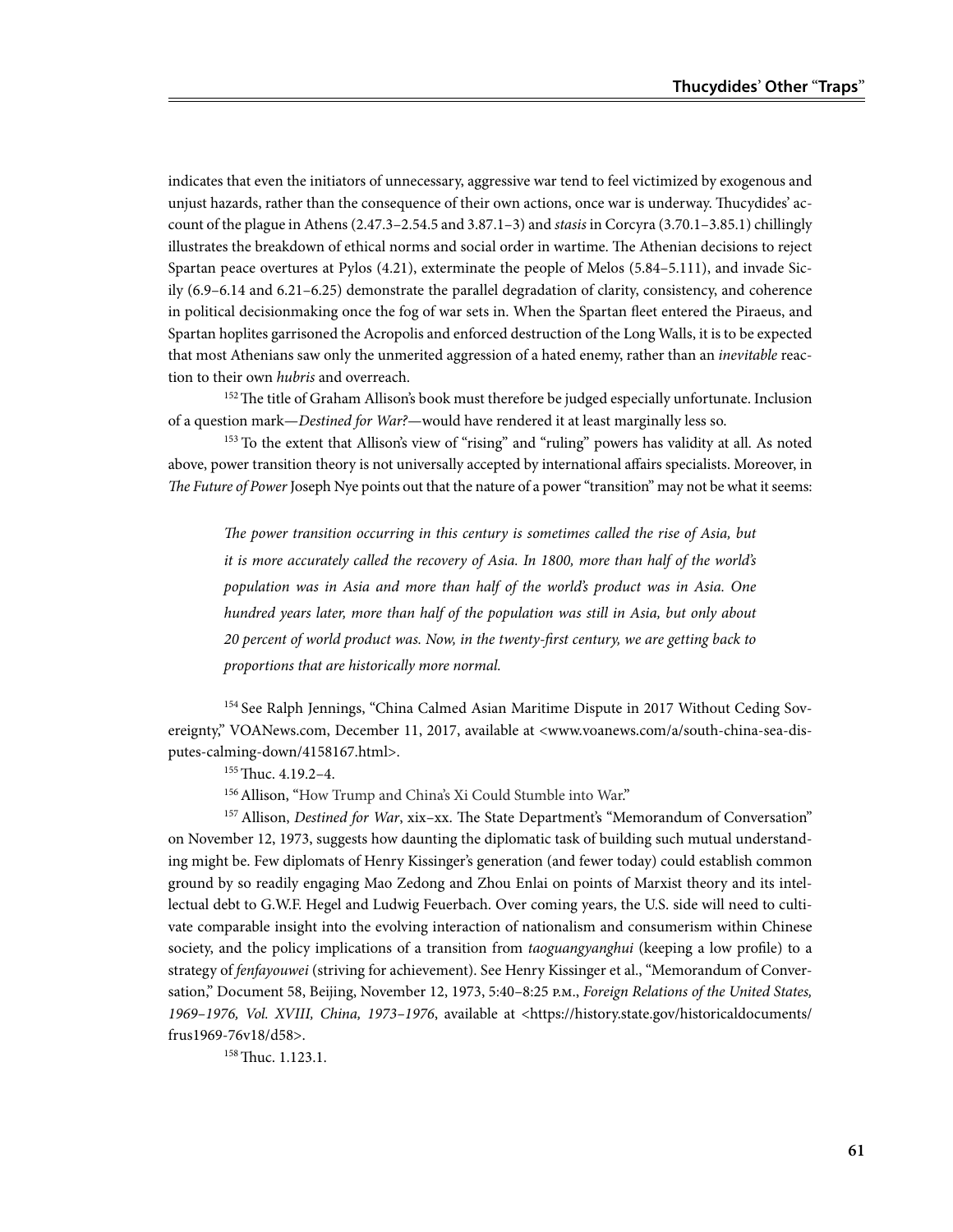indicates that even the initiators of unnecessary, aggressive war tend to feel victimized by exogenous and unjust hazards, rather than the consequence of their own actions, once war is underway. Thucydides' account of the plague in Athens (2.47.3–2.54.5 and 3.87.1–3) and *stasis* in Corcyra (3.70.1–3.85.1) chillingly illustrates the breakdown of ethical norms and social order in wartime. The Athenian decisions to reject Spartan peace overtures at Pylos (4.21), exterminate the people of Melos (5.84–5.111), and invade Sicily (6.9–6.14 and 6.21–6.25) demonstrate the parallel degradation of clarity, consistency, and coherence in political decisionmaking once the fog of war sets in. When the Spartan fleet entered the Piraeus, and Spartan hoplites garrisoned the Acropolis and enforced destruction of the Long Walls, it is to be expected that most Athenians saw only the unmerited aggression of a hated enemy, rather than an *inevitable* reaction to their own *hubris* and overreach.

[152] The title of Graham Allison's book must therefore be judged especially unfortunate. Inclusion of a question mark—*Destined for War?*—would have rendered it at least marginally less so.

[153] To the extent that Allison's view of "rising" and "ruling" powers has validity at all. As noted above, power transition theory is not universally accepted by international affairs specialists. Moreover, in *The Future of Power* Joseph Nye points out that the nature of a power "transition" may not be what it seems:

> *The power transition occurring in this century is sometimes called the rise of Asia, but it is more accurately called the recovery of Asia. In 1800, more than half of the world's population was in Asia and more than half of the world's product was in Asia. One hundred years later, more than half of the population was still in Asia, but only about 20 percent of world product was. Now, in the twenty-first century, we are getting back to proportions that are historically more normal.*

[154] See Ralph Jennings, "China Calmed Asian Maritime Dispute in 2017 Without Ceding Sovereignty," VOANews.com, December 11, 2017, available at <www.voanews.com/a/south-china-sea-disputes-calming-down/4158167.html>.

[155] Thuc. 4.19.2–4.

[156] Allison, "How Trump and China's Xi Could Stumble into War."

[157] Allison, *Destined for War*, xix–xx. The State Department's "Memorandum of Conversation" on November 12, 1973, suggests how daunting the diplomatic task of building such mutual understanding might be. Few diplomats of Henry Kissinger's generation (and fewer today) could establish common ground by so readily engaging Mao Zedong and Zhou Enlai on points of Marxist theory and its intellectual debt to G.W.F. Hegel and Ludwig Feuerbach. Over coming years, the U.S. side will need to cultivate comparable insight into the evolving interaction of nationalism and consumerism within Chinese society, and the policy implications of a transition from *taoguangyanghui* (keeping a low profile) to a strategy of *fenfayouwei* (striving for achievement). See Henry Kissinger et al., "Memorandum of Conversation," Document 58, Beijing, November 12, 1973, 5:40–8:25 P.M., *Foreign Relations of the United States, 1969–1976, Vol. XVIII, China, 1973–1976*, available at <https://history.state.gov/historicaldocuments/frus1969-76v18/d58>.

[158] Thuc. 1.123.1.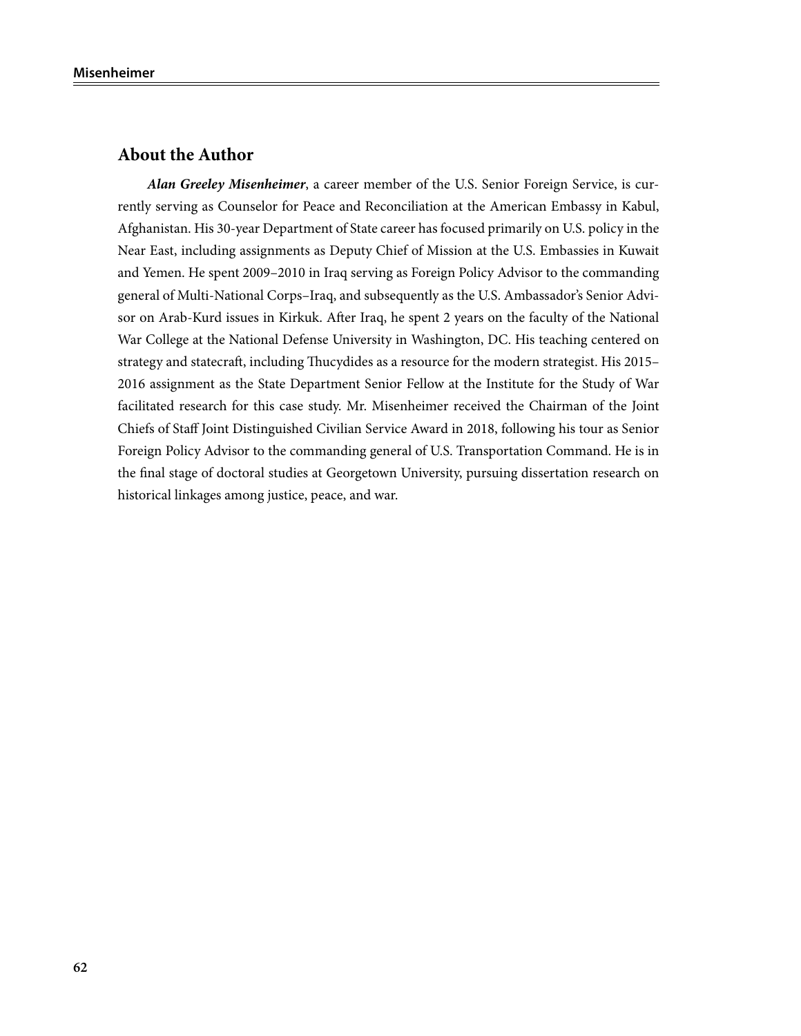## About the Author

***Alan Greeley Misenheimer***, a career member of the U.S. Senior Foreign Service, is currently serving as Counselor for Peace and Reconciliation at the American Embassy in Kabul, Afghanistan. His 30-year Department of State career has focused primarily on U.S. policy in the Near East, including assignments as Deputy Chief of Mission at the U.S. Embassies in Kuwait and Yemen. He spent 2009–2010 in Iraq serving as Foreign Policy Advisor to the commanding general of Multi-National Corps–Iraq, and subsequently as the U.S. Ambassador's Senior Advisor on Arab-Kurd issues in Kirkuk. After Iraq, he spent 2 years on the faculty of the National War College at the National Defense University in Washington, DC. His teaching centered on strategy and statecraft, including Thucydides as a resource for the modern strategist. His 2015–2016 assignment as the State Department Senior Fellow at the Institute for the Study of War facilitated research for this case study. Mr. Misenheimer received the Chairman of the Joint Chiefs of Staff Joint Distinguished Civilian Service Award in 2018, following his tour as Senior Foreign Policy Advisor to the commanding general of U.S. Transportation Command. He is in the final stage of doctoral studies at Georgetown University, pursuing dissertation research on historical linkages among justice, peace, and war.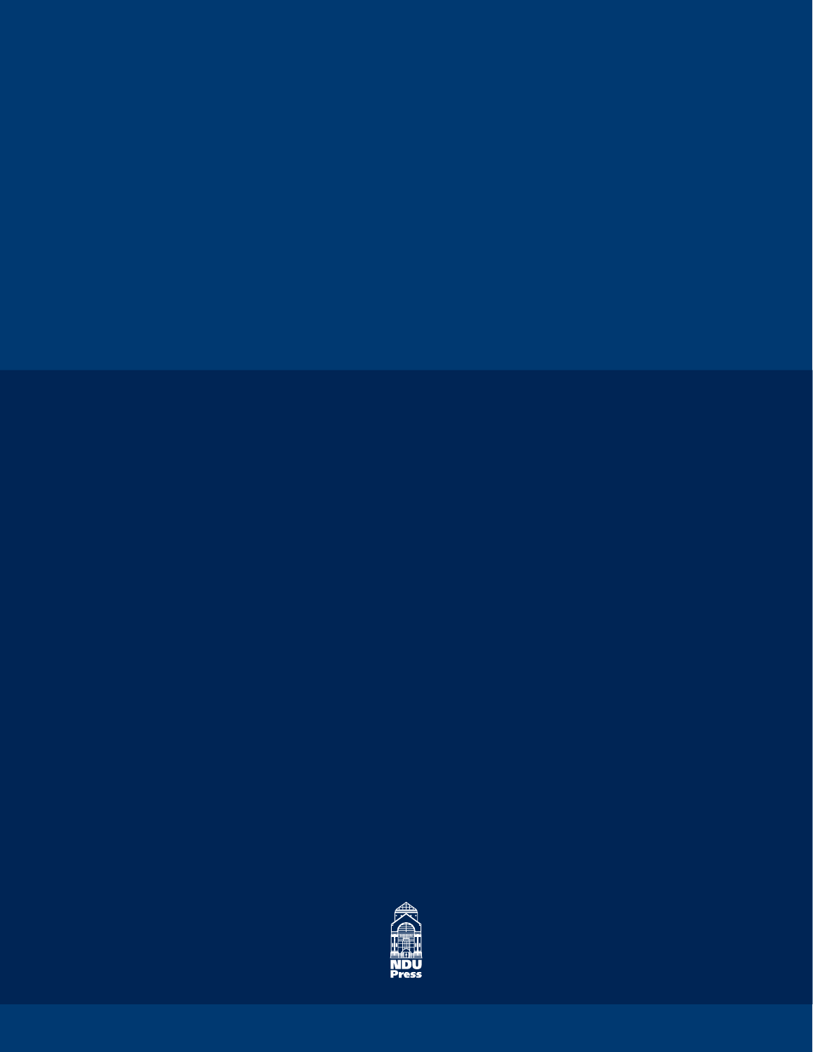NDU
Press